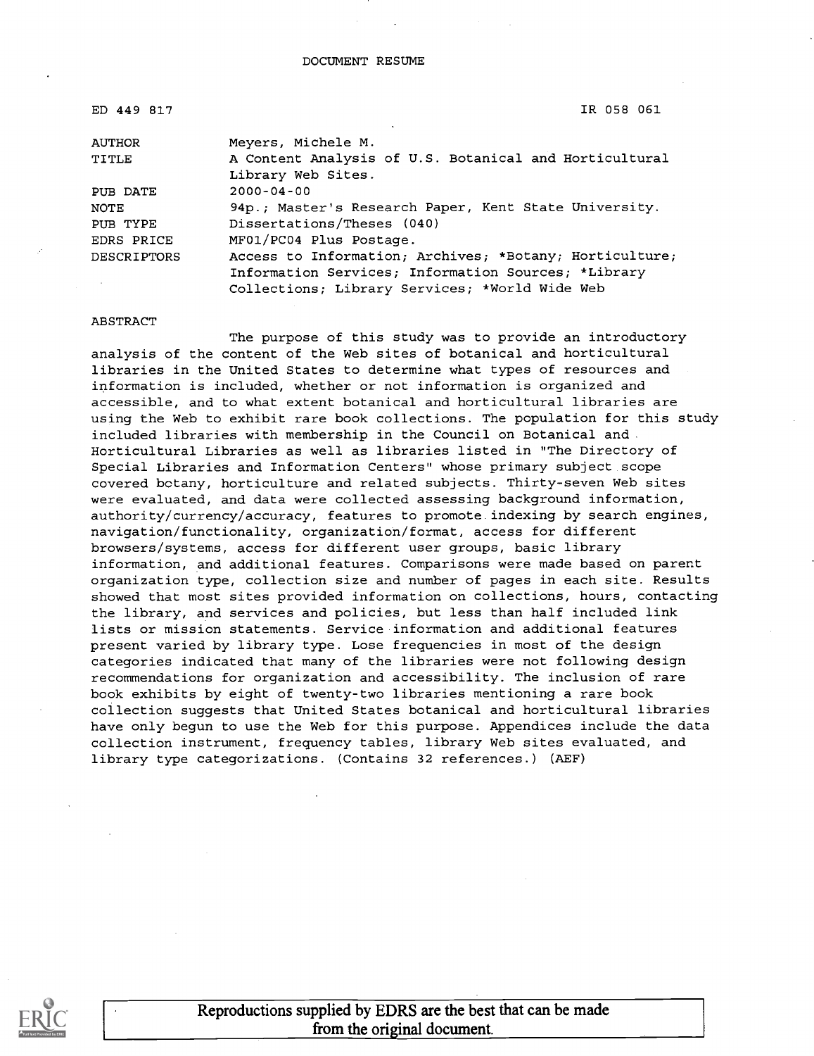DOCUMENT RESUME

| | | |
|---|---|---|
| ED 449 817 | | IR 058 061 |
| AUTHOR | Meyers, Michele M. | |
| TITLE | A Content Analysis of U.S. Botanical and Horticultural Library Web Sites. | |
| PUB DATE | 2000-04-00 | |
| NOTE | 94p.; Master's Research Paper, Kent State University. | |
| PUB TYPE | Dissertations/Theses (040) | |
| EDRS PRICE | MF01/PC04 Plus Postage. | |
| DESCRIPTORS | Access to Information; Archives; *Botany; Horticulture; Information Services; Information Sources; *Library Collections; Library Services; *World Wide Web | |

ABSTRACT

The purpose of this study was to provide an introductory analysis of the content of the Web sites of botanical and horticultural libraries in the United States to determine what types of resources and information is included, whether or not information is organized and accessible, and to what extent botanical and horticultural libraries are using the Web to exhibit rare book collections. The population for this study included libraries with membership in the Council on Botanical and Horticultural Libraries as well as libraries listed in "The Directory of Special Libraries and Information Centers" whose primary subject scope covered botany, horticulture and related subjects. Thirty-seven Web sites were evaluated, and data were collected assessing background information, authority/currency/accuracy, features to promote indexing by search engines, navigation/functionality, organization/format, access for different browsers/systems, access for different user groups, basic library information, and additional features. Comparisons were made based on parent organization type, collection size and number of pages in each site. Results showed that most sites provided information on collections, hours, contacting the library, and services and policies, but less than half included link lists or mission statements. Service information and additional features present varied by library type. Lose frequencies in most of the design categories indicated that many of the libraries were not following design recommendations for organization and accessibility. The inclusion of rare book exhibits by eight of twenty-two libraries mentioning a rare book collection suggests that United States botanical and horticultural libraries have only begun to use the Web for this purpose. Appendices include the data collection instrument, frequency tables, library Web sites evaluated, and library type categorizations. (Contains 32 references.) (AEF)

Reproductions supplied by EDRS are the best that can be made from the original document.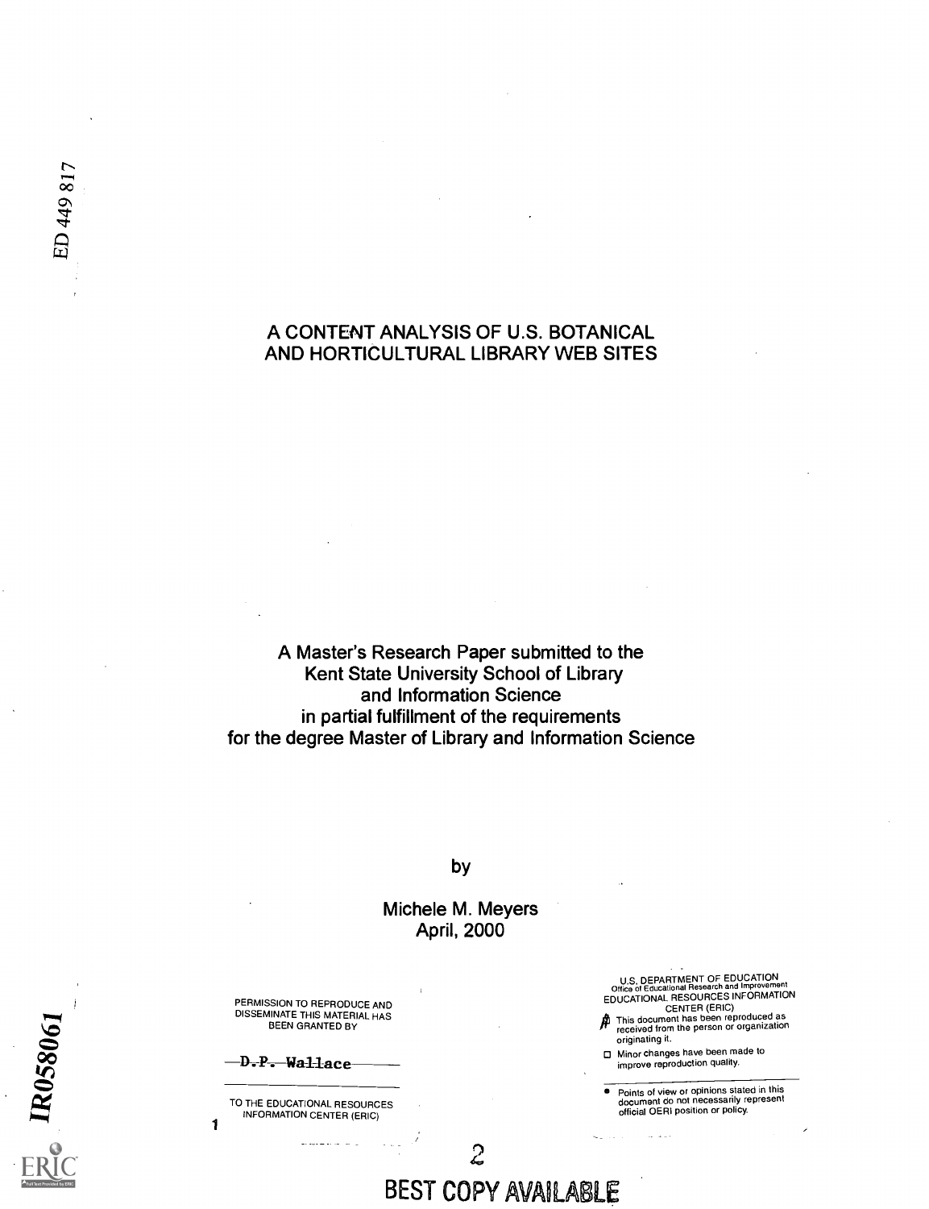ED 449 817

# A CONTENT ANALYSIS OF U.S. BOTANICAL AND HORTICULTURAL LIBRARY WEB SITES

A Master's Research Paper submitted to the
Kent State University School of Library
and Information Science
in partial fulfillment of the requirements
for the degree Master of Library and Information Science

by

Michele M. Meyers
April, 2000

PERMISSION TO REPRODUCE AND DISSEMINATE THIS MATERIAL HAS BEEN GRANTED BY

D.P. Wallace

TO THE EDUCATIONAL RESOURCES INFORMATION CENTER (ERIC)

U.S. DEPARTMENT OF EDUCATION
Office of Educational Research and Improvement
EDUCATIONAL RESOURCES INFORMATION CENTER (ERIC)

- This document has been reproduced as received from the person or organization originating it.
- Minor changes have been made to improve reproduction quality.
- Points of view or opinions stated in this document do not necessarily represent official OERI position or policy.

IR058061

BEST COPY AVAILABLE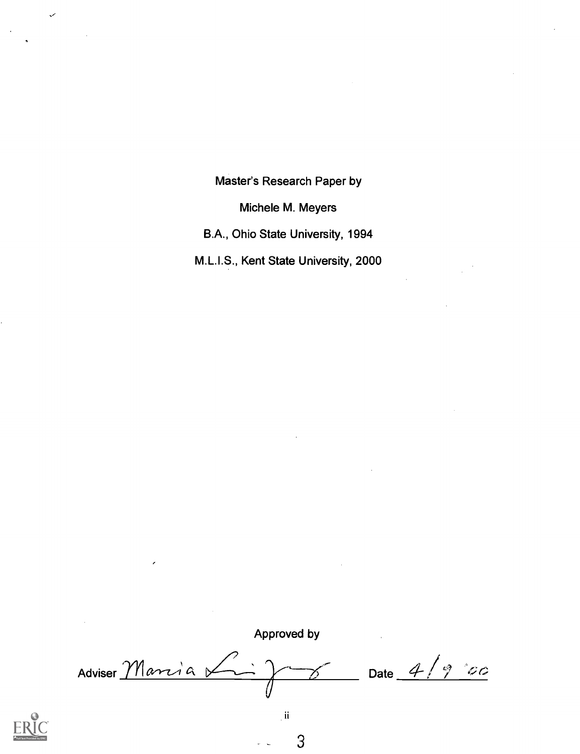Master's Research Paper by

Michele M. Meyers

B.A., Ohio State University, 1994

M.L.I.S., Kent State University, 2000

Approved by

Adviser Maria Lin Jong Date 4/9 '00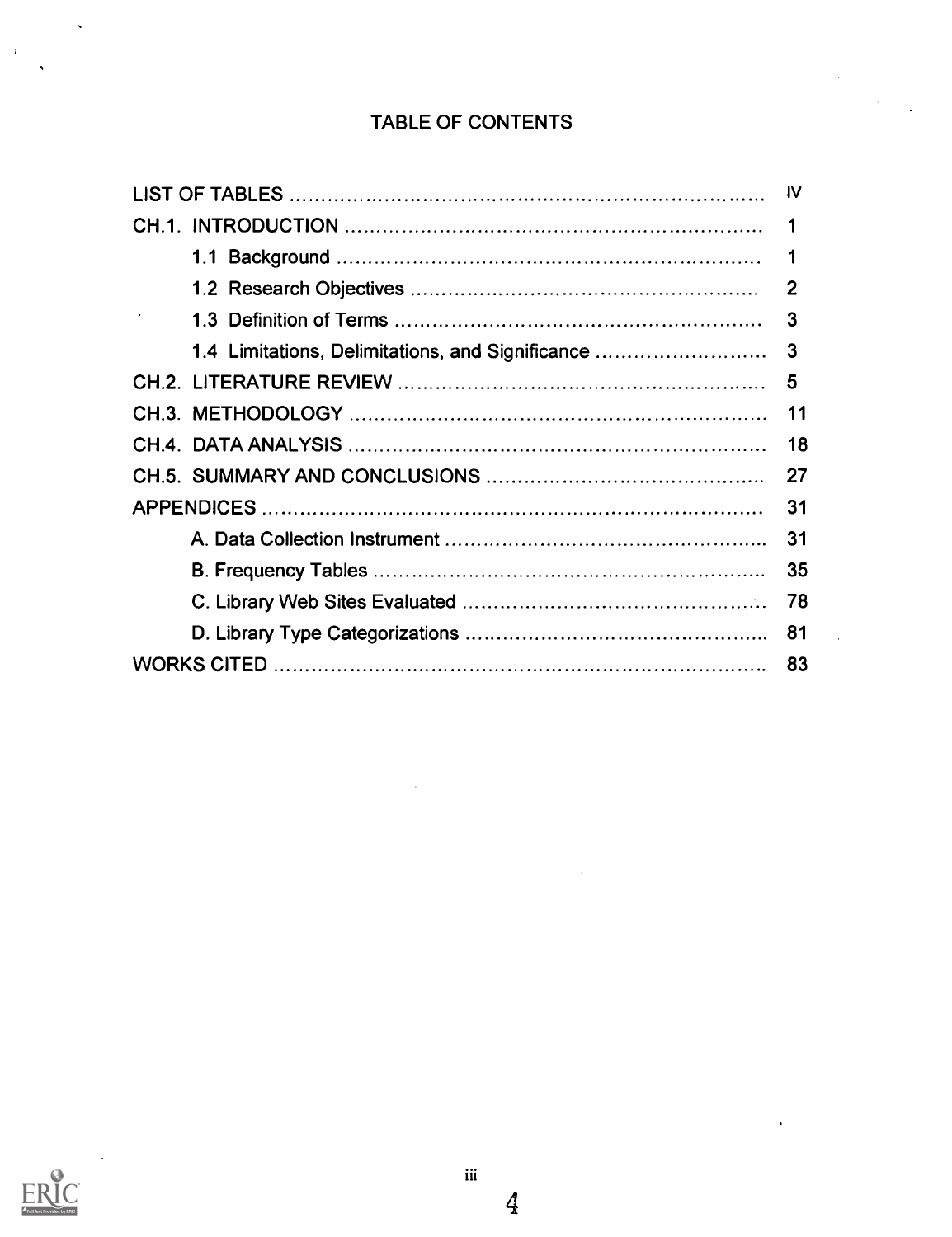# TABLE OF CONTENTS

| | |
|---|---|
| LIST OF TABLES | IV |
| CH.1. INTRODUCTION | 1 |
| 1.1 Background | 1 |
| 1.2 Research Objectives | 2 |
| 1.3 Definition of Terms | 3 |
| 1.4 Limitations, Delimitations, and Significance | 3 |
| CH.2. LITERATURE REVIEW | 5 |
| CH.3. METHODOLOGY | 11 |
| CH.4. DATA ANALYSIS | 18 |
| CH.5. SUMMARY AND CONCLUSIONS | 27 |
| APPENDICES | 31 |
| A. Data Collection Instrument | 31 |
| B. Frequency Tables | 35 |
| C. Library Web Sites Evaluated | 78 |
| D. Library Type Categorizations | 81 |
| WORKS CITED | 83 |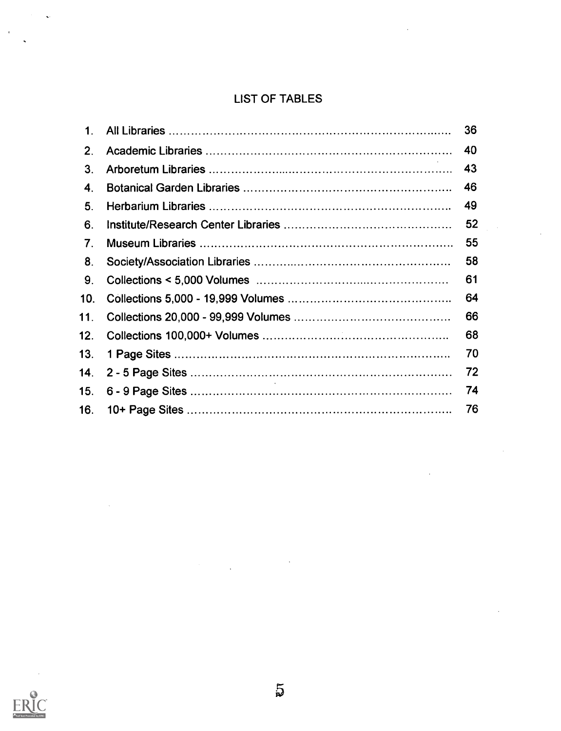# LIST OF TABLES

| | | |
|---|---|---|
| 1. | All Libraries | 36 |
| 2. | Academic Libraries | 40 |
| 3. | Arboretum Libraries | 43 |
| 4. | Botanical Garden Libraries | 46 |
| 5. | Herbarium Libraries | 49 |
| 6. | Institute/Research Center Libraries | 52 |
| 7. | Museum Libraries | 55 |
| 8. | Society/Association Libraries | 58 |
| 9. | Collections < 5,000 Volumes | 61 |
| 10. | Collections 5,000 - 19,999 Volumes | 64 |
| 11. | Collections 20,000 - 99,999 Volumes | 66 |
| 12. | Collections 100,000+ Volumes | 68 |
| 13. | 1 Page Sites | 70 |
| 14. | 2 - 5 Page Sites | 72 |
| 15. | 6 - 9 Page Sites | 74 |
| 16. | 10+ Page Sites | 76 |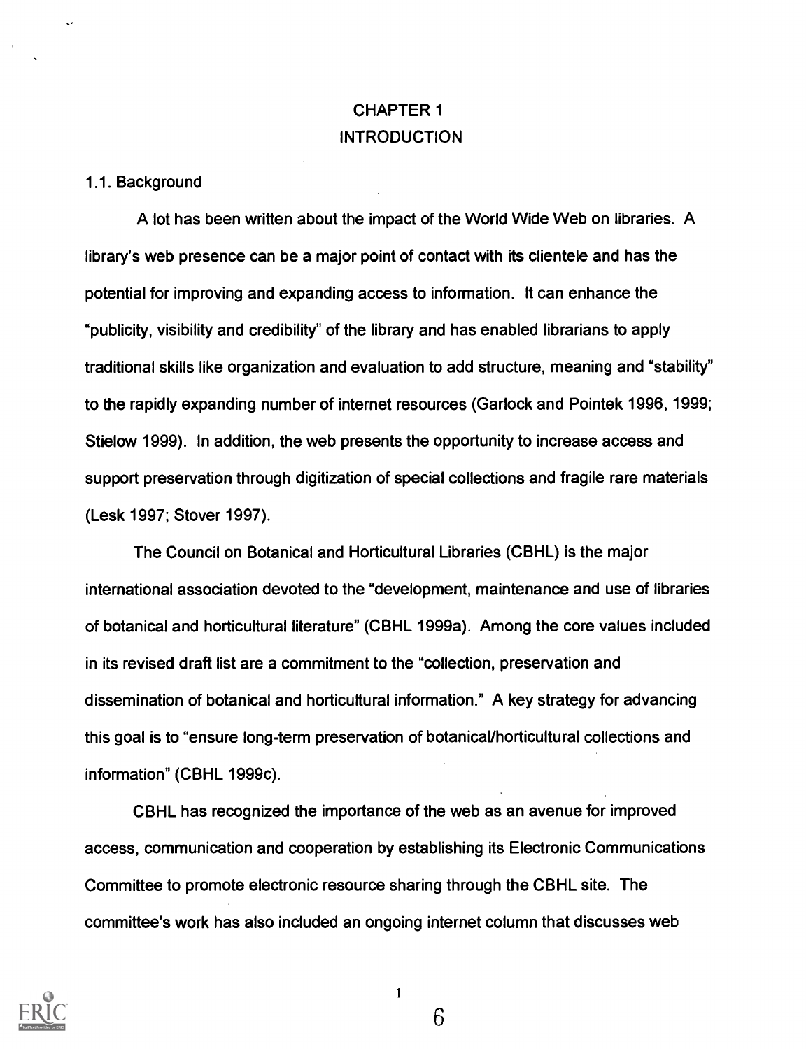# CHAPTER 1
# INTRODUCTION

## 1.1. Background

A lot has been written about the impact of the World Wide Web on libraries. A library's web presence can be a major point of contact with its clientele and has the potential for improving and expanding access to information. It can enhance the "publicity, visibility and credibility" of the library and has enabled librarians to apply traditional skills like organization and evaluation to add structure, meaning and "stability" to the rapidly expanding number of internet resources (Garlock and Pointek 1996, 1999; Stielow 1999). In addition, the web presents the opportunity to increase access and support preservation through digitization of special collections and fragile rare materials (Lesk 1997; Stover 1997).

The Council on Botanical and Horticultural Libraries (CBHL) is the major international association devoted to the "development, maintenance and use of libraries of botanical and horticultural literature" (CBHL 1999a). Among the core values included in its revised draft list are a commitment to the "collection, preservation and dissemination of botanical and horticultural information." A key strategy for advancing this goal is to "ensure long-term preservation of botanical/horticultural collections and information" (CBHL 1999c).

CBHL has recognized the importance of the web as an avenue for improved access, communication and cooperation by establishing its Electronic Communications Committee to promote electronic resource sharing through the CBHL site. The committee's work has also included an ongoing internet column that discusses web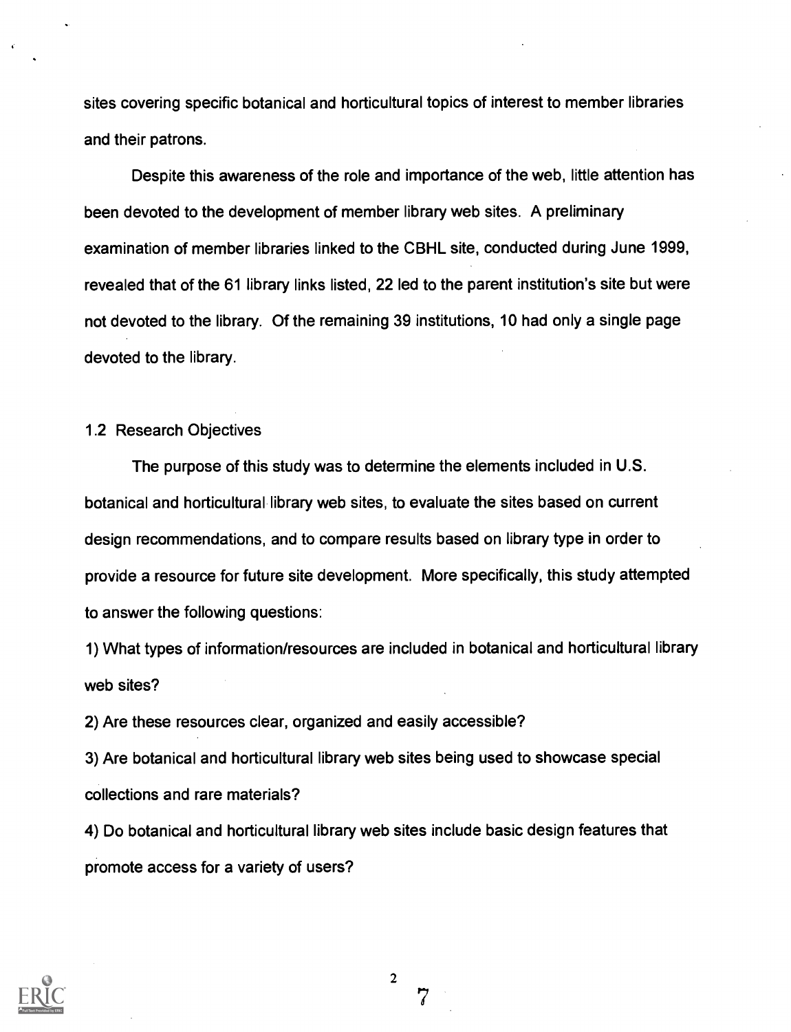sites covering specific botanical and horticultural topics of interest to member libraries and their patrons.

Despite this awareness of the role and importance of the web, little attention has been devoted to the development of member library web sites. A preliminary examination of member libraries linked to the CBHL site, conducted during June 1999, revealed that of the 61 library links listed, 22 led to the parent institution's site but were not devoted to the library. Of the remaining 39 institutions, 10 had only a single page devoted to the library.

## 1.2 Research Objectives

The purpose of this study was to determine the elements included in U.S. botanical and horticultural library web sites, to evaluate the sites based on current design recommendations, and to compare results based on library type in order to provide a resource for future site development. More specifically, this study attempted to answer the following questions:

1) What types of information/resources are included in botanical and horticultural library web sites?

2) Are these resources clear, organized and easily accessible?

3) Are botanical and horticultural library web sites being used to showcase special collections and rare materials?

4) Do botanical and horticultural library web sites include basic design features that promote access for a variety of users?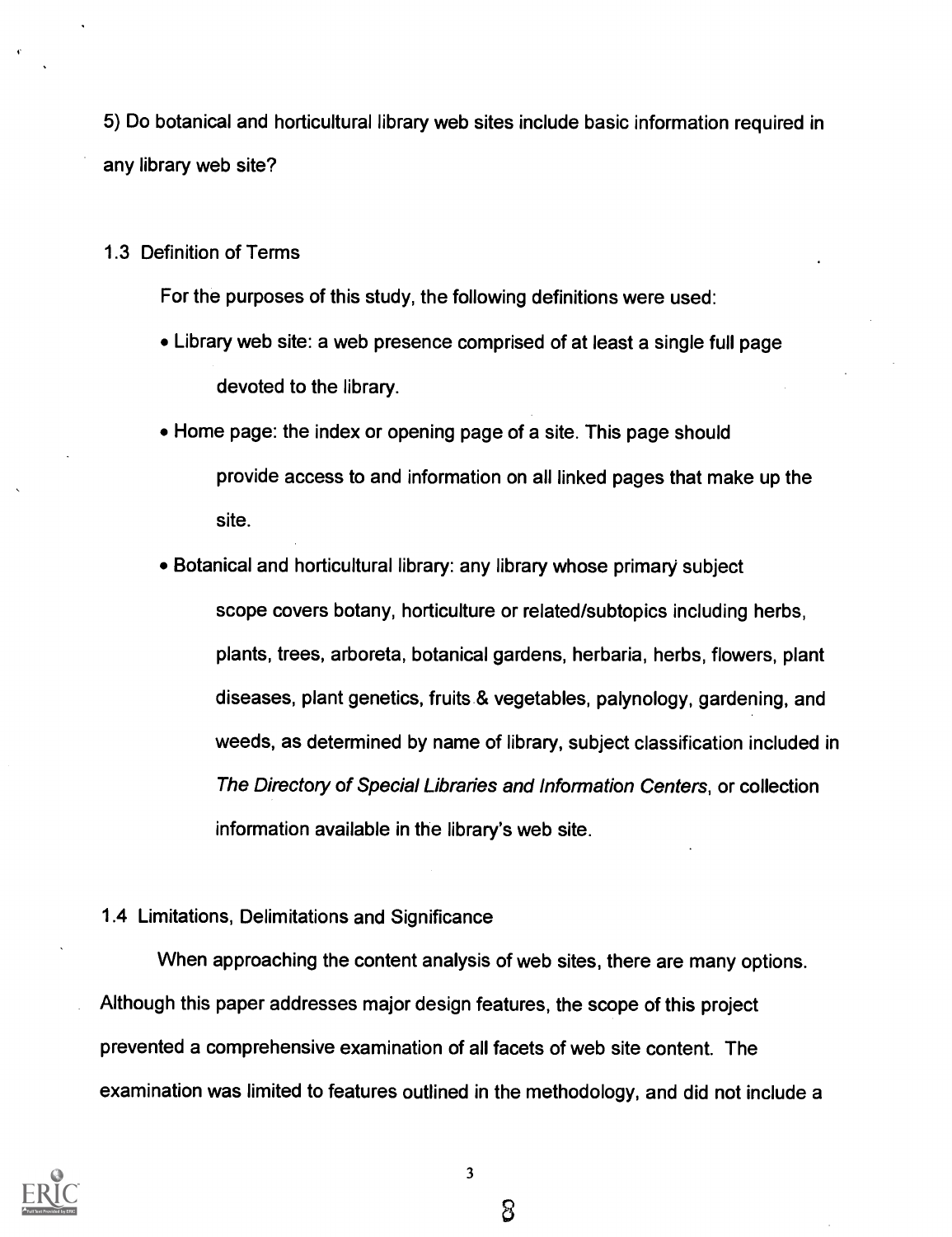5) Do botanical and horticultural library web sites include basic information required in any library web site?

### 1.3 Definition of Terms

For the purposes of this study, the following definitions were used:

- Library web site: a web presence comprised of at least a single full page devoted to the library.
- Home page: the index or opening page of a site. This page should provide access to and information on all linked pages that make up the site.
- Botanical and horticultural library: any library whose primary subject scope covers botany, horticulture or related/subtopics including herbs, plants, trees, arboreta, botanical gardens, herbaria, herbs, flowers, plant diseases, plant genetics, fruits & vegetables, palynology, gardening, and weeds, as determined by name of library, subject classification included in *The Directory of Special Libraries and Information Centers*, or collection information available in the library's web site.

### 1.4 Limitations, Delimitations and Significance

When approaching the content analysis of web sites, there are many options. Although this paper addresses major design features, the scope of this project prevented a comprehensive examination of all facets of web site content. The examination was limited to features outlined in the methodology, and did not include a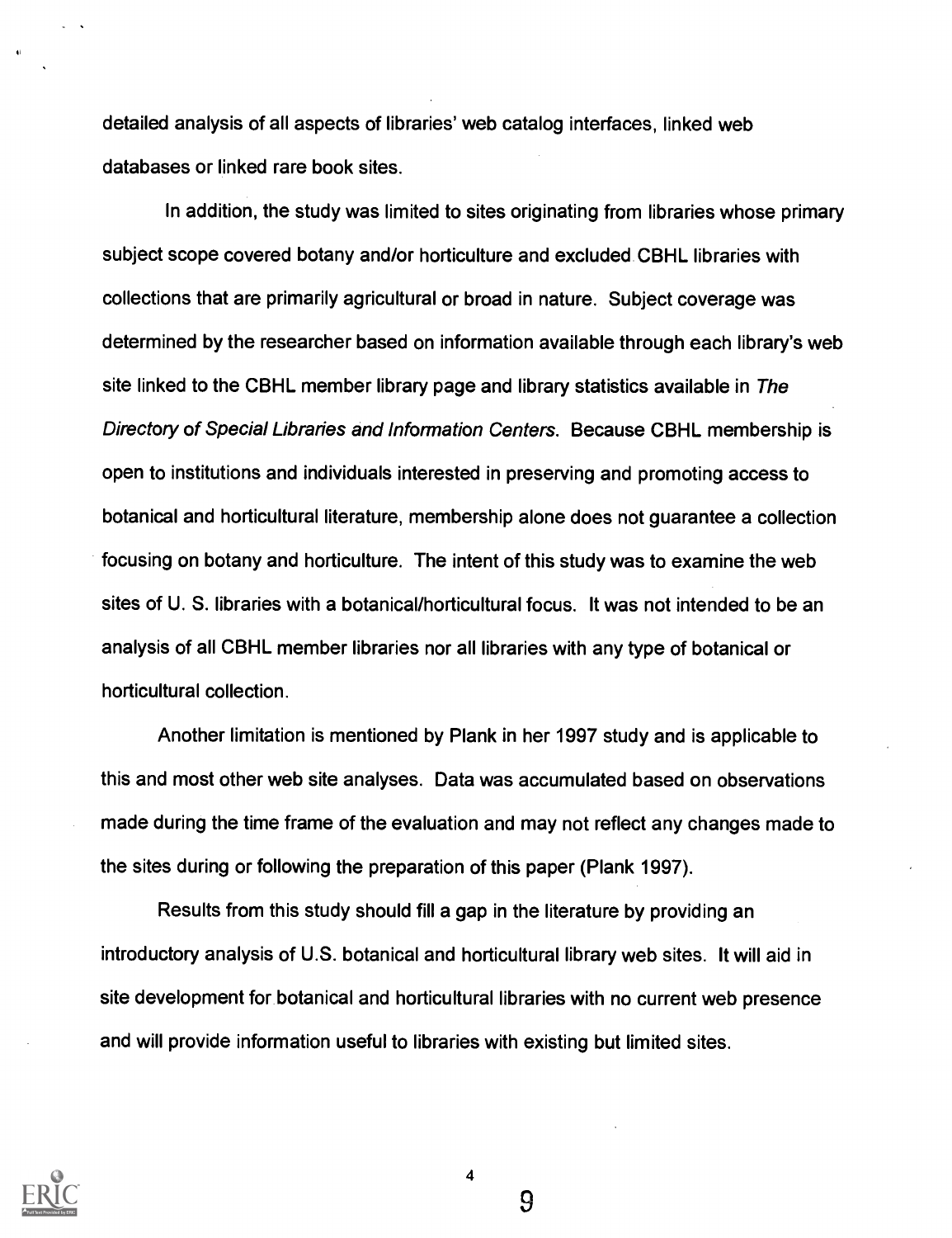detailed analysis of all aspects of libraries' web catalog interfaces, linked web databases or linked rare book sites.

In addition, the study was limited to sites originating from libraries whose primary subject scope covered botany and/or horticulture and excluded CBHL libraries with collections that are primarily agricultural or broad in nature. Subject coverage was determined by the researcher based on information available through each library's web site linked to the CBHL member library page and library statistics available in *The Directory of Special Libraries and Information Centers*. Because CBHL membership is open to institutions and individuals interested in preserving and promoting access to botanical and horticultural literature, membership alone does not guarantee a collection focusing on botany and horticulture. The intent of this study was to examine the web sites of U. S. libraries with a botanical/horticultural focus. It was not intended to be an analysis of all CBHL member libraries nor all libraries with any type of botanical or horticultural collection.

Another limitation is mentioned by Plank in her 1997 study and is applicable to this and most other web site analyses. Data was accumulated based on observations made during the time frame of the evaluation and may not reflect any changes made to the sites during or following the preparation of this paper (Plank 1997).

Results from this study should fill a gap in the literature by providing an introductory analysis of U.S. botanical and horticultural library web sites. It will aid in site development for botanical and horticultural libraries with no current web presence and will provide information useful to libraries with existing but limited sites.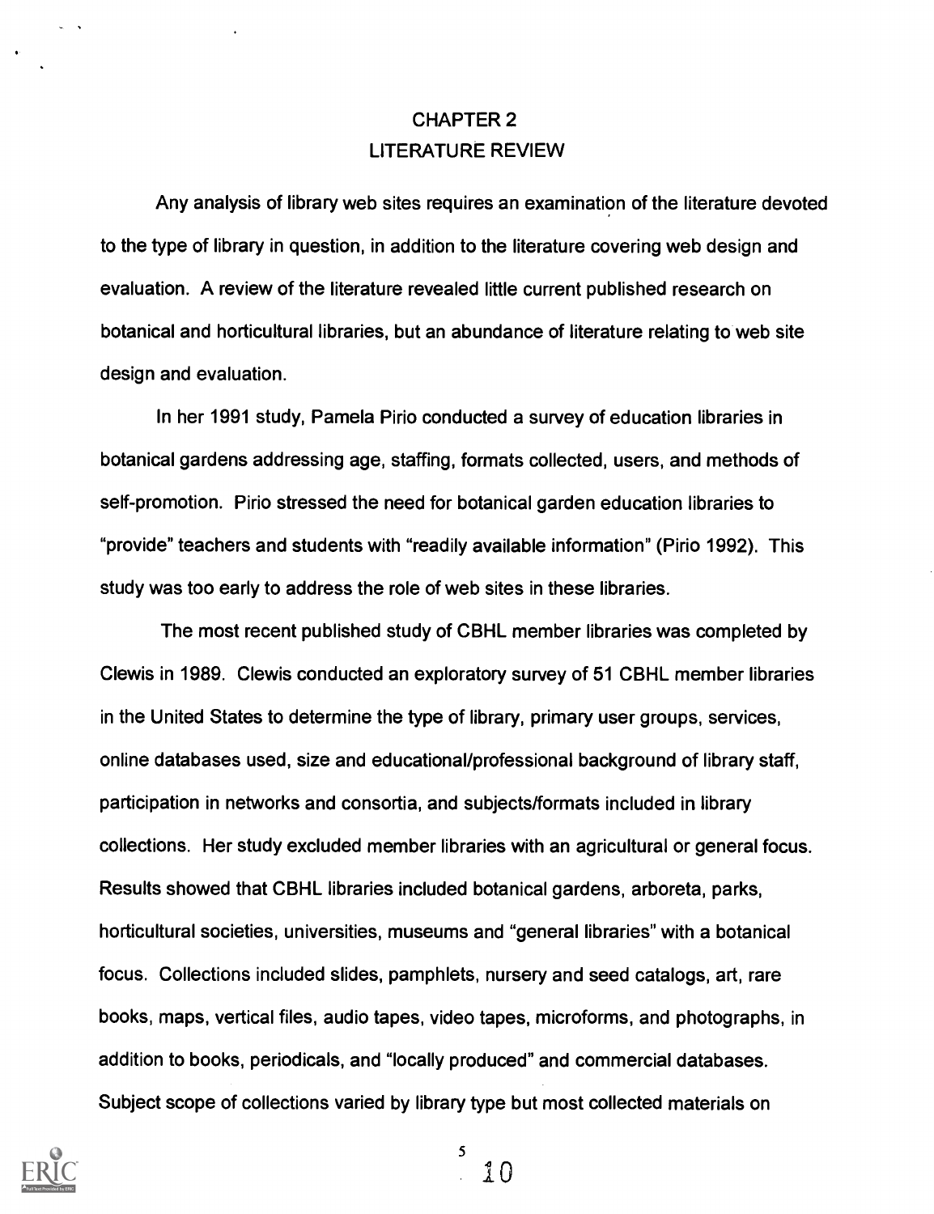# CHAPTER 2

## LITERATURE REVIEW

Any analysis of library web sites requires an examination of the literature devoted to the type of library in question, in addition to the literature covering web design and evaluation. A review of the literature revealed little current published research on botanical and horticultural libraries, but an abundance of literature relating to web site design and evaluation.

In her 1991 study, Pamela Pirio conducted a survey of education libraries in botanical gardens addressing age, staffing, formats collected, users, and methods of self-promotion. Pirio stressed the need for botanical garden education libraries to "provide" teachers and students with "readily available information" (Pirio 1992). This study was too early to address the role of web sites in these libraries.

The most recent published study of CBHL member libraries was completed by Clewis in 1989. Clewis conducted an exploratory survey of 51 CBHL member libraries in the United States to determine the type of library, primary user groups, services, online databases used, size and educational/professional background of library staff, participation in networks and consortia, and subjects/formats included in library collections. Her study excluded member libraries with an agricultural or general focus. Results showed that CBHL libraries included botanical gardens, arboreta, parks, horticultural societies, universities, museums and "general libraries" with a botanical focus. Collections included slides, pamphlets, nursery and seed catalogs, art, rare books, maps, vertical files, audio tapes, video tapes, microforms, and photographs, in addition to books, periodicals, and "locally produced" and commercial databases. Subject scope of collections varied by library type but most collected materials on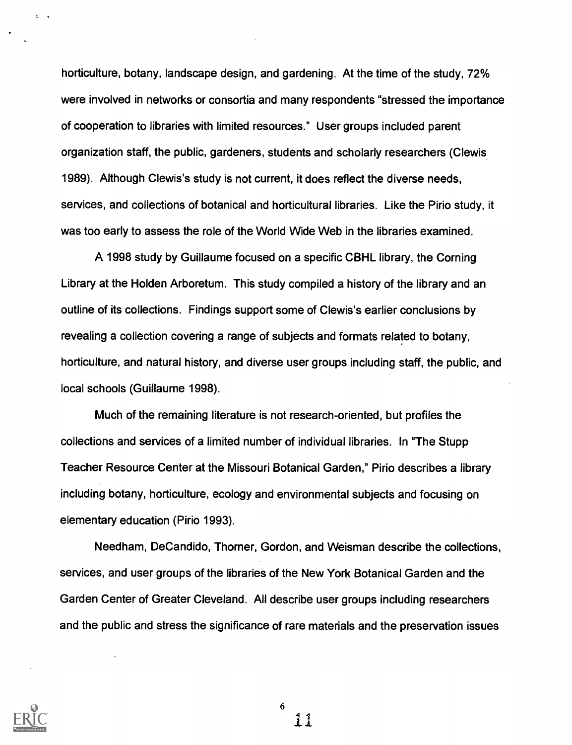horticulture, botany, landscape design, and gardening. At the time of the study, 72% were involved in networks or consortia and many respondents "stressed the importance of cooperation to libraries with limited resources." User groups included parent organization staff, the public, gardeners, students and scholarly researchers (Clewis 1989). Although Clewis's study is not current, it does reflect the diverse needs, services, and collections of botanical and horticultural libraries. Like the Pirio study, it was too early to assess the role of the World Wide Web in the libraries examined.

A 1998 study by Guillaume focused on a specific CBHL library, the Corning Library at the Holden Arboretum. This study compiled a history of the library and an outline of its collections. Findings support some of Clewis's earlier conclusions by revealing a collection covering a range of subjects and formats related to botany, horticulture, and natural history, and diverse user groups including staff, the public, and local schools (Guillaume 1998).

Much of the remaining literature is not research-oriented, but profiles the collections and services of a limited number of individual libraries. In "The Stupp Teacher Resource Center at the Missouri Botanical Garden," Pirio describes a library including botany, horticulture, ecology and environmental subjects and focusing on elementary education (Pirio 1993).

Needham, DeCandido, Thorner, Gordon, and Weisman describe the collections, services, and user groups of the libraries of the New York Botanical Garden and the Garden Center of Greater Cleveland. All describe user groups including researchers and the public and stress the significance of rare materials and the preservation issues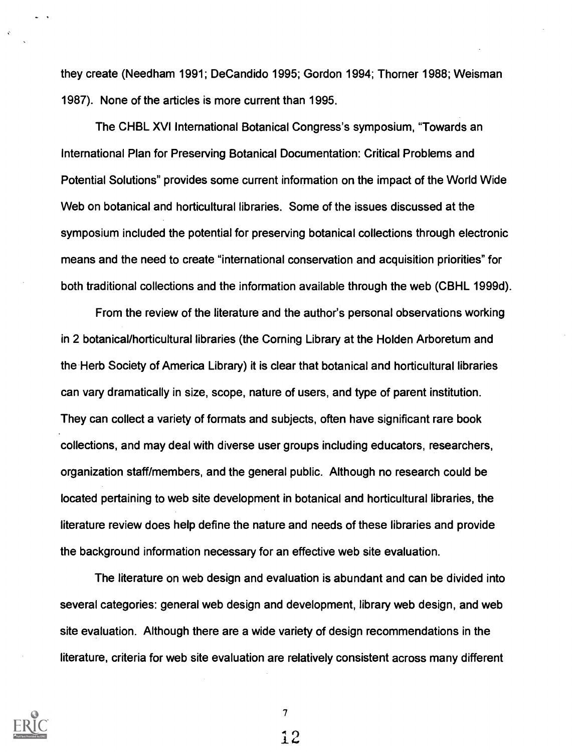they create (Needham 1991; DeCandido 1995; Gordon 1994; Thorner 1988; Weisman 1987). None of the articles is more current than 1995.

The CHBL XVI International Botanical Congress's symposium, "Towards an International Plan for Preserving Botanical Documentation: Critical Problems and Potential Solutions" provides some current information on the impact of the World Wide Web on botanical and horticultural libraries. Some of the issues discussed at the symposium included the potential for preserving botanical collections through electronic means and the need to create "international conservation and acquisition priorities" for both traditional collections and the information available through the web (CBHL 1999d).

From the review of the literature and the author's personal observations working in 2 botanical/horticultural libraries (the Corning Library at the Holden Arboretum and the Herb Society of America Library) it is clear that botanical and horticultural libraries can vary dramatically in size, scope, nature of users, and type of parent institution. They can collect a variety of formats and subjects, often have significant rare book collections, and may deal with diverse user groups including educators, researchers, organization staff/members, and the general public. Although no research could be located pertaining to web site development in botanical and horticultural libraries, the literature review does help define the nature and needs of these libraries and provide the background information necessary for an effective web site evaluation.

The literature on web design and evaluation is abundant and can be divided into several categories: general web design and development, library web design, and web site evaluation. Although there are a wide variety of design recommendations in the literature, criteria for web site evaluation are relatively consistent across many different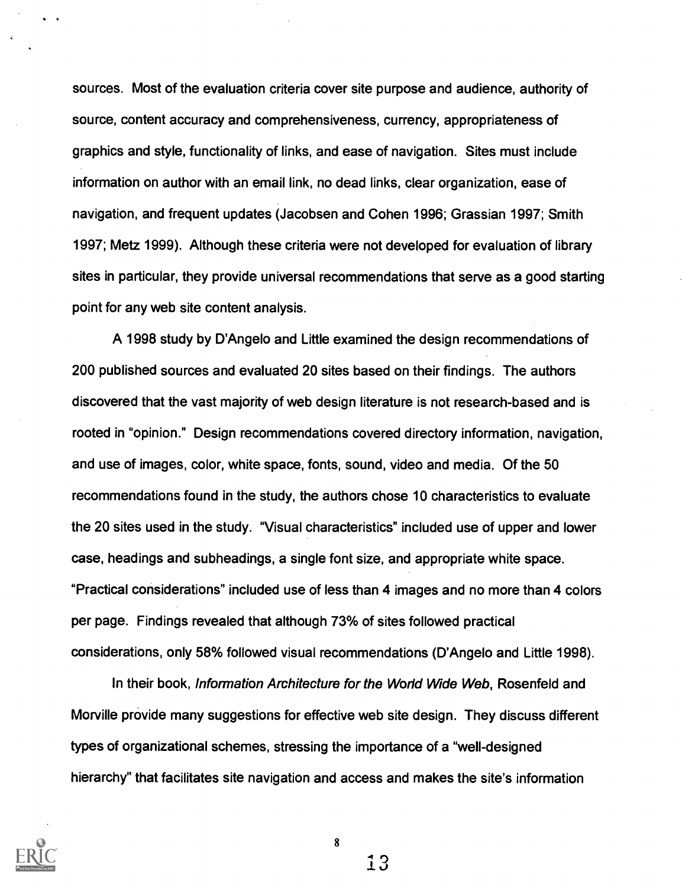sources. Most of the evaluation criteria cover site purpose and audience, authority of source, content accuracy and comprehensiveness, currency, appropriateness of graphics and style, functionality of links, and ease of navigation. Sites must include information on author with an email link, no dead links, clear organization, ease of navigation, and frequent updates (Jacobsen and Cohen 1996; Grassian 1997; Smith 1997; Metz 1999). Although these criteria were not developed for evaluation of library sites in particular, they provide universal recommendations that serve as a good starting point for any web site content analysis.

A 1998 study by D'Angelo and Little examined the design recommendations of 200 published sources and evaluated 20 sites based on their findings. The authors discovered that the vast majority of web design literature is not research-based and is rooted in "opinion." Design recommendations covered directory information, navigation, and use of images, color, white space, fonts, sound, video and media. Of the 50 recommendations found in the study, the authors chose 10 characteristics to evaluate the 20 sites used in the study. "Visual characteristics" included use of upper and lower case, headings and subheadings, a single font size, and appropriate white space. "Practical considerations" included use of less than 4 images and no more than 4 colors per page. Findings revealed that although 73% of sites followed practical considerations, only 58% followed visual recommendations (D'Angelo and Little 1998).

In their book, *Information Architecture for the World Wide Web*, Rosenfeld and Morville provide many suggestions for effective web site design. They discuss different types of organizational schemes, stressing the importance of a "well-designed hierarchy" that facilitates site navigation and access and makes the site's information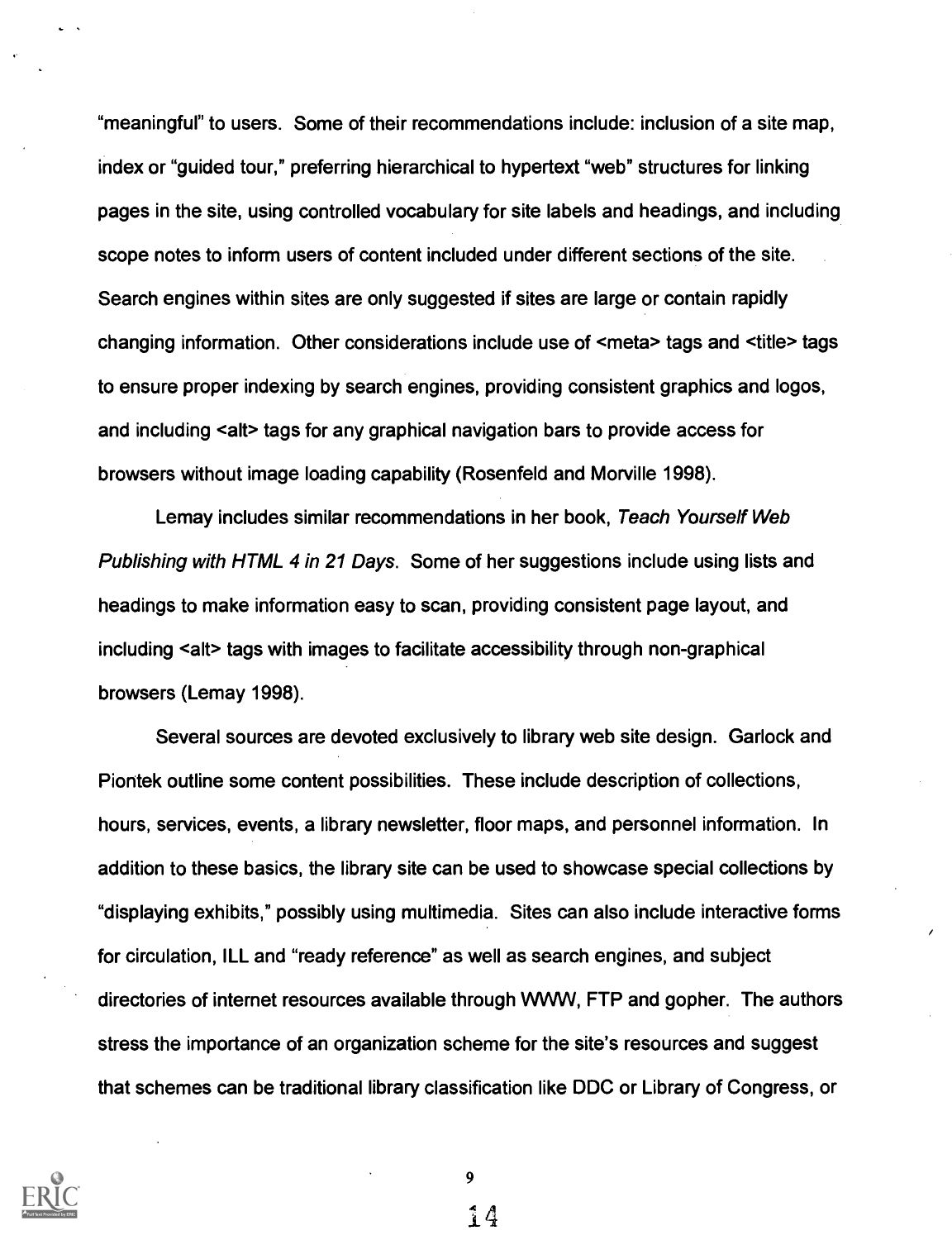"meaningful" to users. Some of their recommendations include: inclusion of a site map, index or "guided tour," preferring hierarchical to hypertext "web" structures for linking pages in the site, using controlled vocabulary for site labels and headings, and including scope notes to inform users of content included under different sections of the site. Search engines within sites are only suggested if sites are large or contain rapidly changing information. Other considerations include use of <meta> tags and <title> tags to ensure proper indexing by search engines, providing consistent graphics and logos, and including <alt> tags for any graphical navigation bars to provide access for browsers without image loading capability (Rosenfeld and Morville 1998).

Lemay includes similar recommendations in her book, *Teach Yourself Web Publishing with HTML 4 in 21 Days*. Some of her suggestions include using lists and headings to make information easy to scan, providing consistent page layout, and including <alt> tags with images to facilitate accessibility through non-graphical browsers (Lemay 1998).

Several sources are devoted exclusively to library web site design. Garlock and Piontek outline some content possibilities. These include description of collections, hours, services, events, a library newsletter, floor maps, and personnel information. In addition to these basics, the library site can be used to showcase special collections by "displaying exhibits," possibly using multimedia. Sites can also include interactive forms for circulation, ILL and "ready reference" as well as search engines, and subject directories of internet resources available through WWW, FTP and gopher. The authors stress the importance of an organization scheme for the site's resources and suggest that schemes can be traditional library classification like DDC or Library of Congress, or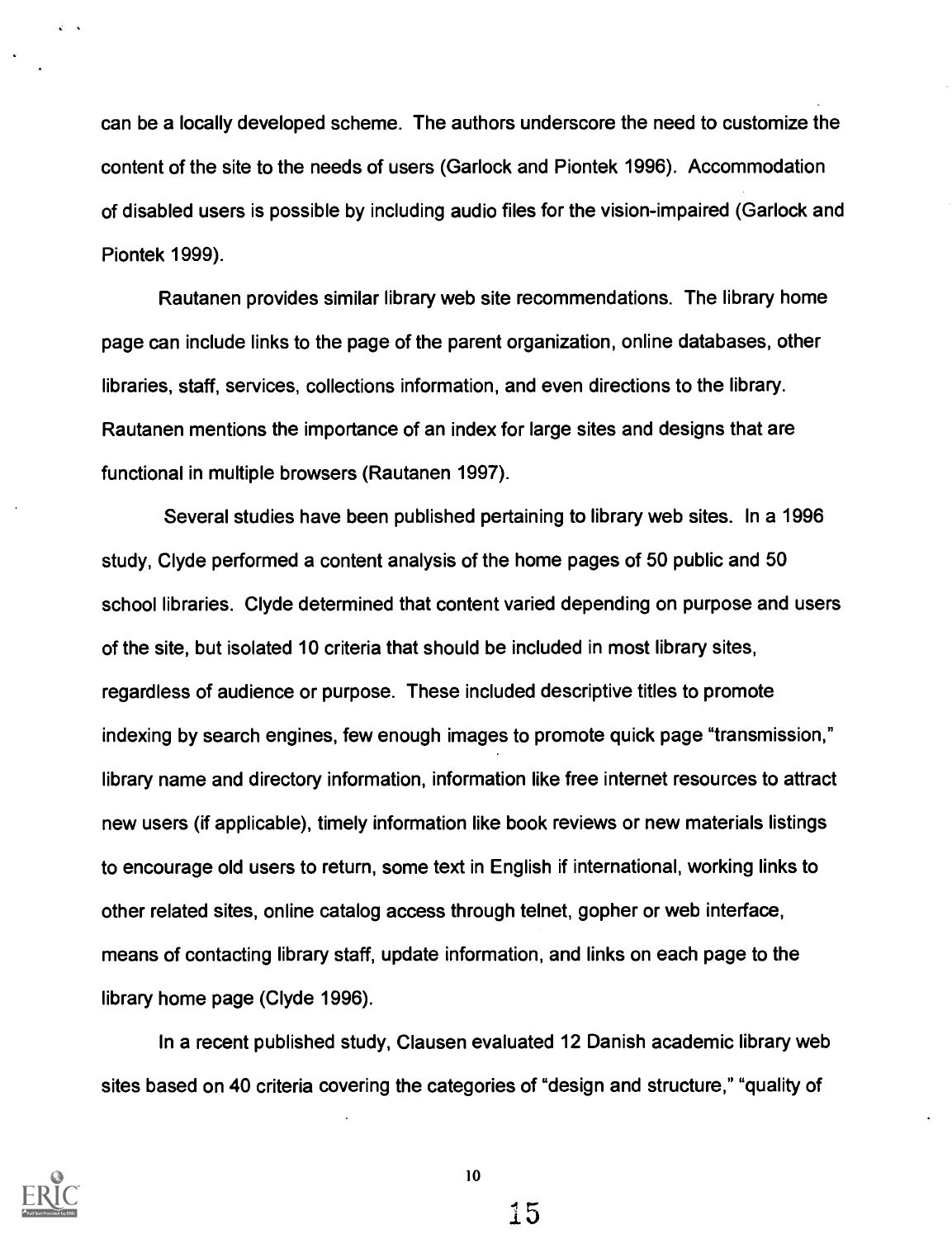can be a locally developed scheme. The authors underscore the need to customize the content of the site to the needs of users (Garlock and Piontek 1996). Accommodation of disabled users is possible by including audio files for the vision-impaired (Garlock and Piontek 1999).

Rautanen provides similar library web site recommendations. The library home page can include links to the page of the parent organization, online databases, other libraries, staff, services, collections information, and even directions to the library. Rautanen mentions the importance of an index for large sites and designs that are functional in multiple browsers (Rautanen 1997).

Several studies have been published pertaining to library web sites. In a 1996 study, Clyde performed a content analysis of the home pages of 50 public and 50 school libraries. Clyde determined that content varied depending on purpose and users of the site, but isolated 10 criteria that should be included in most library sites, regardless of audience or purpose. These included descriptive titles to promote indexing by search engines, few enough images to promote quick page "transmission," library name and directory information, information like free internet resources to attract new users (if applicable), timely information like book reviews or new materials listings to encourage old users to return, some text in English if international, working links to other related sites, online catalog access through telnet, gopher or web interface, means of contacting library staff, update information, and links on each page to the library home page (Clyde 1996).

In a recent published study, Clausen evaluated 12 Danish academic library web sites based on 40 criteria covering the categories of "design and structure," "quality of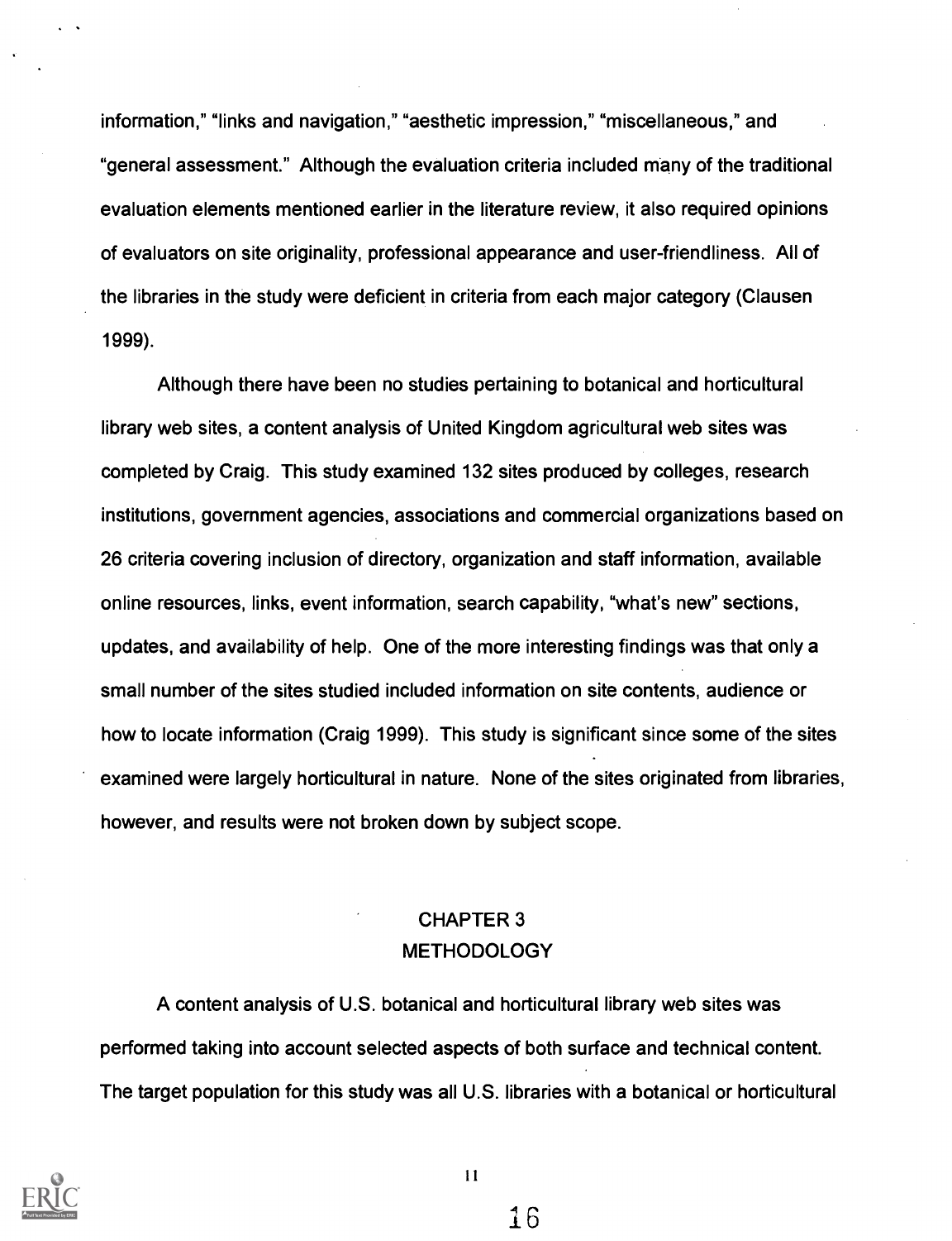information," "links and navigation," "aesthetic impression," "miscellaneous," and "general assessment." Although the evaluation criteria included many of the traditional evaluation elements mentioned earlier in the literature review, it also required opinions of evaluators on site originality, professional appearance and user-friendliness. All of the libraries in the study were deficient in criteria from each major category (Clausen 1999).

Although there have been no studies pertaining to botanical and horticultural library web sites, a content analysis of United Kingdom agricultural web sites was completed by Craig. This study examined 132 sites produced by colleges, research institutions, government agencies, associations and commercial organizations based on 26 criteria covering inclusion of directory, organization and staff information, available online resources, links, event information, search capability, "what's new" sections, updates, and availability of help. One of the more interesting findings was that only a small number of the sites studied included information on site contents, audience or how to locate information (Craig 1999). This study is significant since some of the sites examined were largely horticultural in nature. None of the sites originated from libraries, however, and results were not broken down by subject scope.

# CHAPTER 3
# METHODOLOGY

A content analysis of U.S. botanical and horticultural library web sites was performed taking into account selected aspects of both surface and technical content. The target population for this study was all U.S. libraries with a botanical or horticultural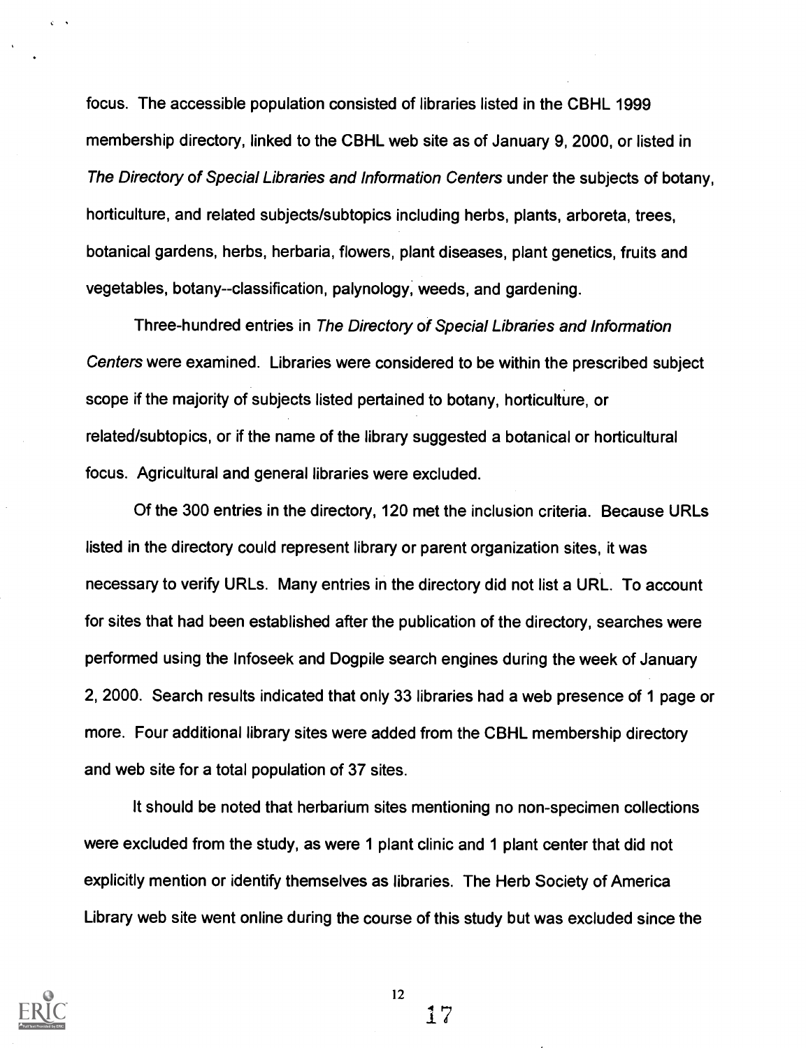focus. The accessible population consisted of libraries listed in the CBHL 1999 membership directory, linked to the CBHL web site as of January 9, 2000, or listed in *The Directory of Special Libraries and Information Centers* under the subjects of botany, horticulture, and related subjects/subtopics including herbs, plants, arboreta, trees, botanical gardens, herbs, herbaria, flowers, plant diseases, plant genetics, fruits and vegetables, botany--classification, palynology, weeds, and gardening.

Three-hundred entries in *The Directory of Special Libraries and Information Centers* were examined. Libraries were considered to be within the prescribed subject scope if the majority of subjects listed pertained to botany, horticulture, or related/subtopics, or if the name of the library suggested a botanical or horticultural focus. Agricultural and general libraries were excluded.

Of the 300 entries in the directory, 120 met the inclusion criteria. Because URLs listed in the directory could represent library or parent organization sites, it was necessary to verify URLs. Many entries in the directory did not list a URL. To account for sites that had been established after the publication of the directory, searches were performed using the Infoseek and Dogpile search engines during the week of January 2, 2000. Search results indicated that only 33 libraries had a web presence of 1 page or more. Four additional library sites were added from the CBHL membership directory and web site for a total population of 37 sites.

It should be noted that herbarium sites mentioning no non-specimen collections were excluded from the study, as were 1 plant clinic and 1 plant center that did not explicitly mention or identify themselves as libraries. The Herb Society of America Library web site went online during the course of this study but was excluded since the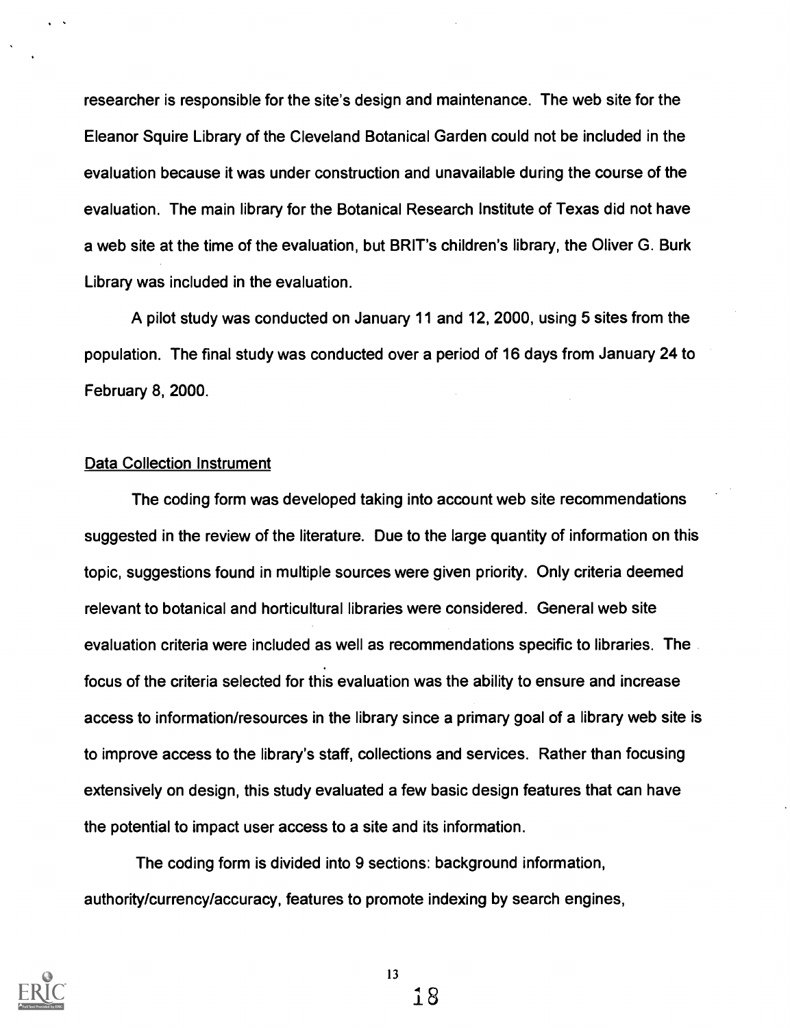researcher is responsible for the site's design and maintenance. The web site for the Eleanor Squire Library of the Cleveland Botanical Garden could not be included in the evaluation because it was under construction and unavailable during the course of the evaluation. The main library for the Botanical Research Institute of Texas did not have a web site at the time of the evaluation, but BRIT's children's library, the Oliver G. Burk Library was included in the evaluation.

A pilot study was conducted on January 11 and 12, 2000, using 5 sites from the population. The final study was conducted over a period of 16 days from January 24 to February 8, 2000.

## Data Collection Instrument

The coding form was developed taking into account web site recommendations suggested in the review of the literature. Due to the large quantity of information on this topic, suggestions found in multiple sources were given priority. Only criteria deemed relevant to botanical and horticultural libraries were considered. General web site evaluation criteria were included as well as recommendations specific to libraries. The focus of the criteria selected for this evaluation was the ability to ensure and increase access to information/resources in the library since a primary goal of a library web site is to improve access to the library's staff, collections and services. Rather than focusing extensively on design, this study evaluated a few basic design features that can have the potential to impact user access to a site and its information.

The coding form is divided into 9 sections: background information, authority/currency/accuracy, features to promote indexing by search engines,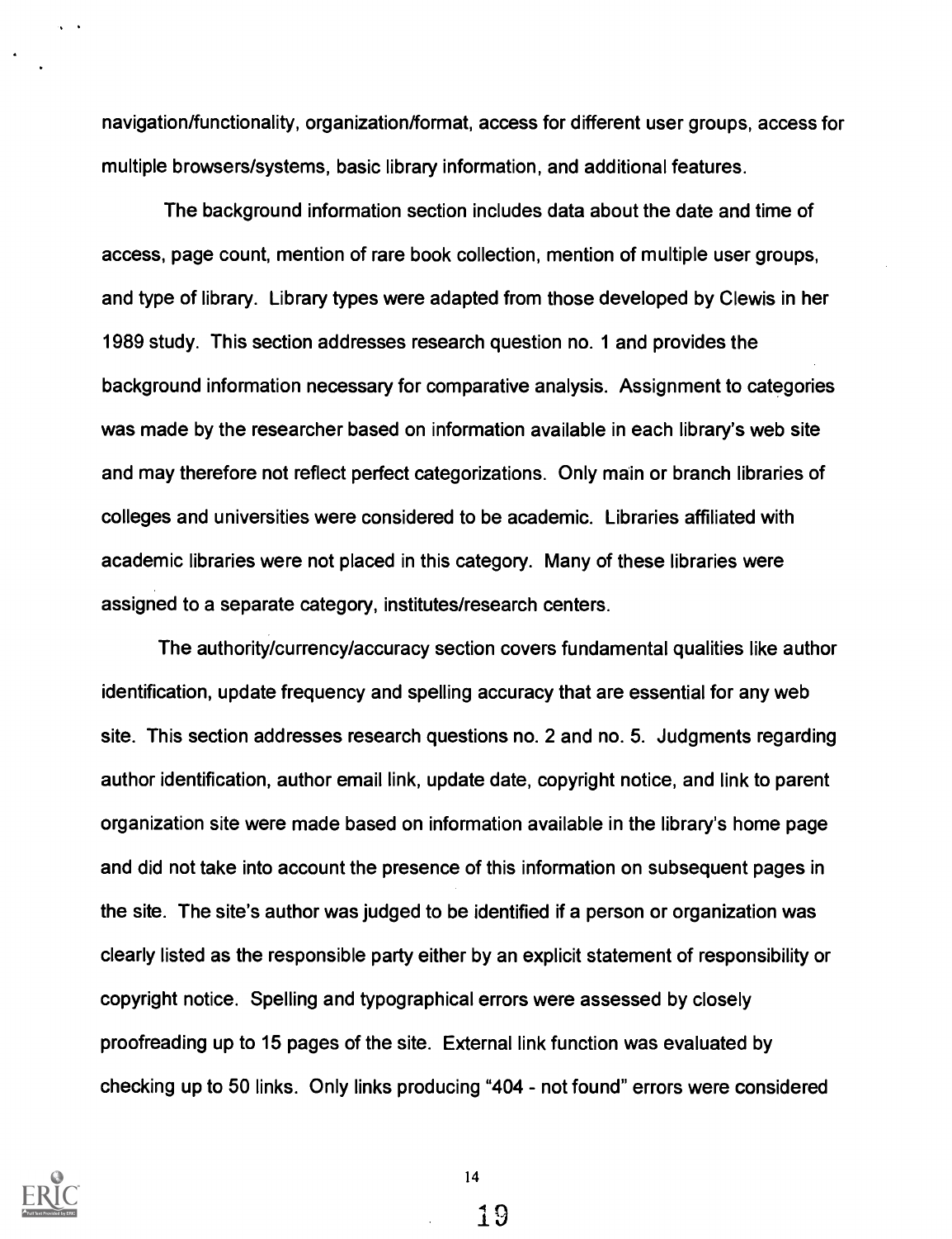navigation/functionality, organization/format, access for different user groups, access for multiple browsers/systems, basic library information, and additional features.

The background information section includes data about the date and time of access, page count, mention of rare book collection, mention of multiple user groups, and type of library. Library types were adapted from those developed by Clewis in her 1989 study. This section addresses research question no. 1 and provides the background information necessary for comparative analysis. Assignment to categories was made by the researcher based on information available in each library's web site and may therefore not reflect perfect categorizations. Only main or branch libraries of colleges and universities were considered to be academic. Libraries affiliated with academic libraries were not placed in this category. Many of these libraries were assigned to a separate category, institutes/research centers.

The authority/currency/accuracy section covers fundamental qualities like author identification, update frequency and spelling accuracy that are essential for any web site. This section addresses research questions no. 2 and no. 5. Judgments regarding author identification, author email link, update date, copyright notice, and link to parent organization site were made based on information available in the library's home page and did not take into account the presence of this information on subsequent pages in the site. The site's author was judged to be identified if a person or organization was clearly listed as the responsible party either by an explicit statement of responsibility or copyright notice. Spelling and typographical errors were assessed by closely proofreading up to 15 pages of the site. External link function was evaluated by checking up to 50 links. Only links producing "404 - not found" errors were considered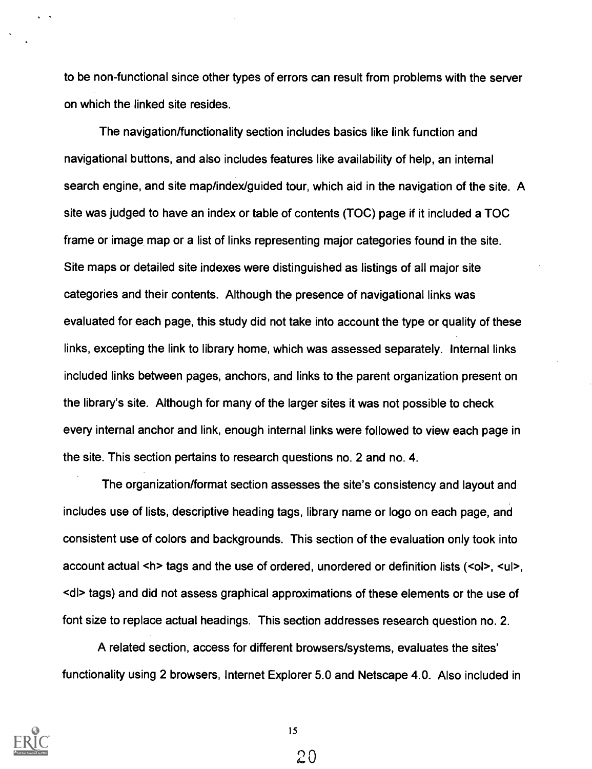to be non-functional since other types of errors can result from problems with the server on which the linked site resides.

The navigation/functionality section includes basics like link function and navigational buttons, and also includes features like availability of help, an internal search engine, and site map/index/guided tour, which aid in the navigation of the site. A site was judged to have an index or table of contents (TOC) page if it included a TOC frame or image map or a list of links representing major categories found in the site. Site maps or detailed site indexes were distinguished as listings of all major site categories and their contents. Although the presence of navigational links was evaluated for each page, this study did not take into account the type or quality of these links, excepting the link to library home, which was assessed separately. Internal links included links between pages, anchors, and links to the parent organization present on the library's site. Although for many of the larger sites it was not possible to check every internal anchor and link, enough internal links were followed to view each page in the site. This section pertains to research questions no. 2 and no. 4.

The organization/format section assesses the site's consistency and layout and includes use of lists, descriptive heading tags, library name or logo on each page, and consistent use of colors and backgrounds. This section of the evaluation only took into account actual <h> tags and the use of ordered, unordered or definition lists (<ol>, <ul>, <dl> tags) and did not assess graphical approximations of these elements or the use of font size to replace actual headings. This section addresses research question no. 2.

A related section, access for different browsers/systems, evaluates the sites' functionality using 2 browsers, Internet Explorer 5.0 and Netscape 4.0. Also included in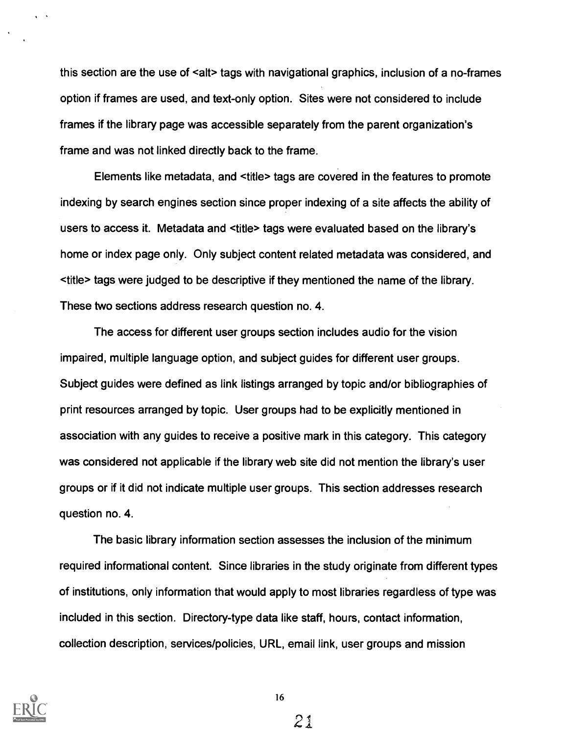this section are the use of <alt> tags with navigational graphics, inclusion of a no-frames option if frames are used, and text-only option. Sites were not considered to include frames if the library page was accessible separately from the parent organization's frame and was not linked directly back to the frame.

Elements like metadata, and <title> tags are covered in the features to promote indexing by search engines section since proper indexing of a site affects the ability of users to access it. Metadata and <title> tags were evaluated based on the library's home or index page only. Only subject content related metadata was considered, and <title> tags were judged to be descriptive if they mentioned the name of the library. These two sections address research question no. 4.

The access for different user groups section includes audio for the vision impaired, multiple language option, and subject guides for different user groups. Subject guides were defined as link listings arranged by topic and/or bibliographies of print resources arranged by topic. User groups had to be explicitly mentioned in association with any guides to receive a positive mark in this category. This category was considered not applicable if the library web site did not mention the library's user groups or if it did not indicate multiple user groups. This section addresses research question no. 4.

The basic library information section assesses the inclusion of the minimum required informational content. Since libraries in the study originate from different types of institutions, only information that would apply to most libraries regardless of type was included in this section. Directory-type data like staff, hours, contact information, collection description, services/policies, URL, email link, user groups and mission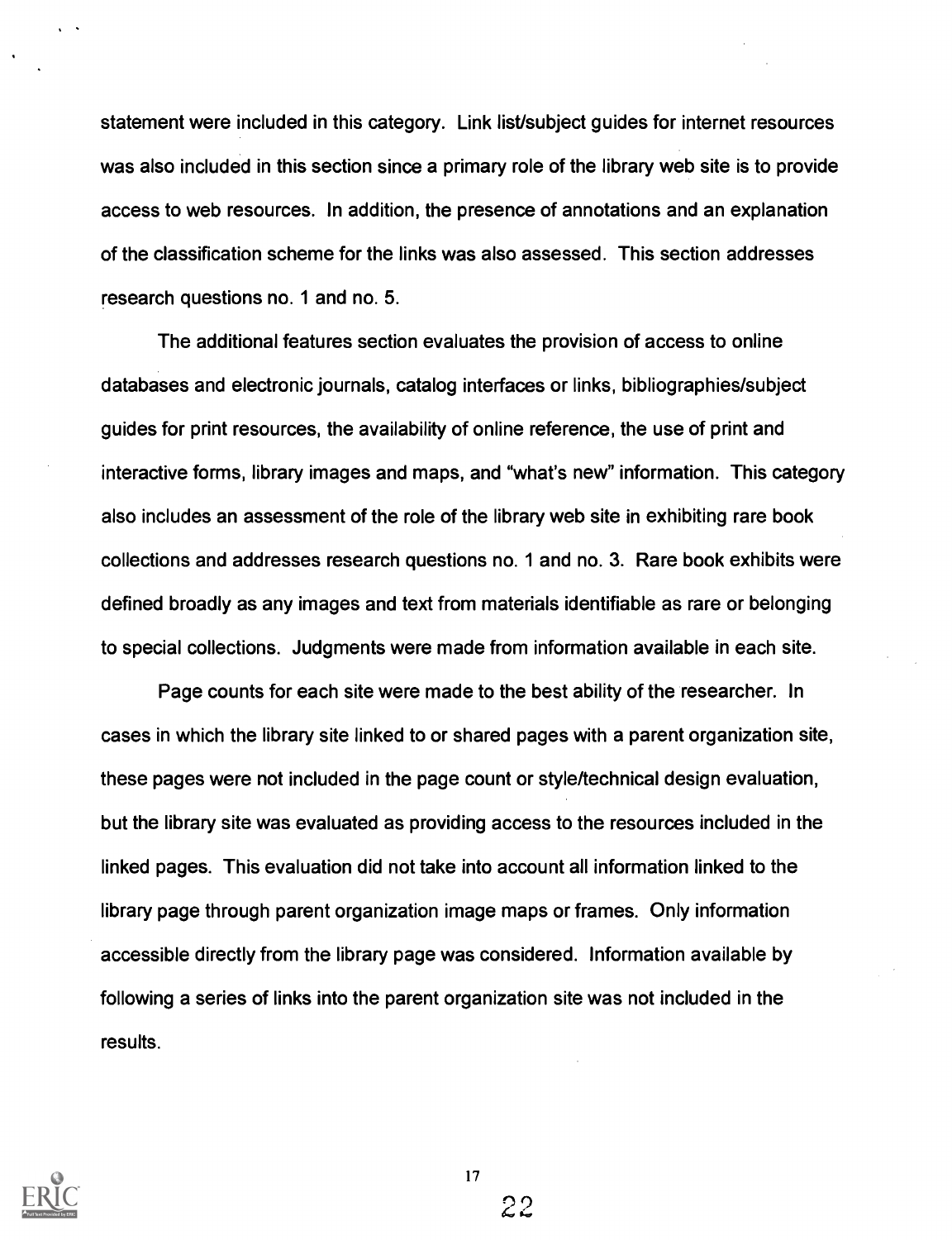statement were included in this category. Link list/subject guides for internet resources was also included in this section since a primary role of the library web site is to provide access to web resources. In addition, the presence of annotations and an explanation of the classification scheme for the links was also assessed. This section addresses research questions no. 1 and no. 5.

The additional features section evaluates the provision of access to online databases and electronic journals, catalog interfaces or links, bibliographies/subject guides for print resources, the availability of online reference, the use of print and interactive forms, library images and maps, and "what's new" information. This category also includes an assessment of the role of the library web site in exhibiting rare book collections and addresses research questions no. 1 and no. 3. Rare book exhibits were defined broadly as any images and text from materials identifiable as rare or belonging to special collections. Judgments were made from information available in each site.

Page counts for each site were made to the best ability of the researcher. In cases in which the library site linked to or shared pages with a parent organization site, these pages were not included in the page count or style/technical design evaluation, but the library site was evaluated as providing access to the resources included in the linked pages. This evaluation did not take into account all information linked to the library page through parent organization image maps or frames. Only information accessible directly from the library page was considered. Information available by following a series of links into the parent organization site was not included in the results.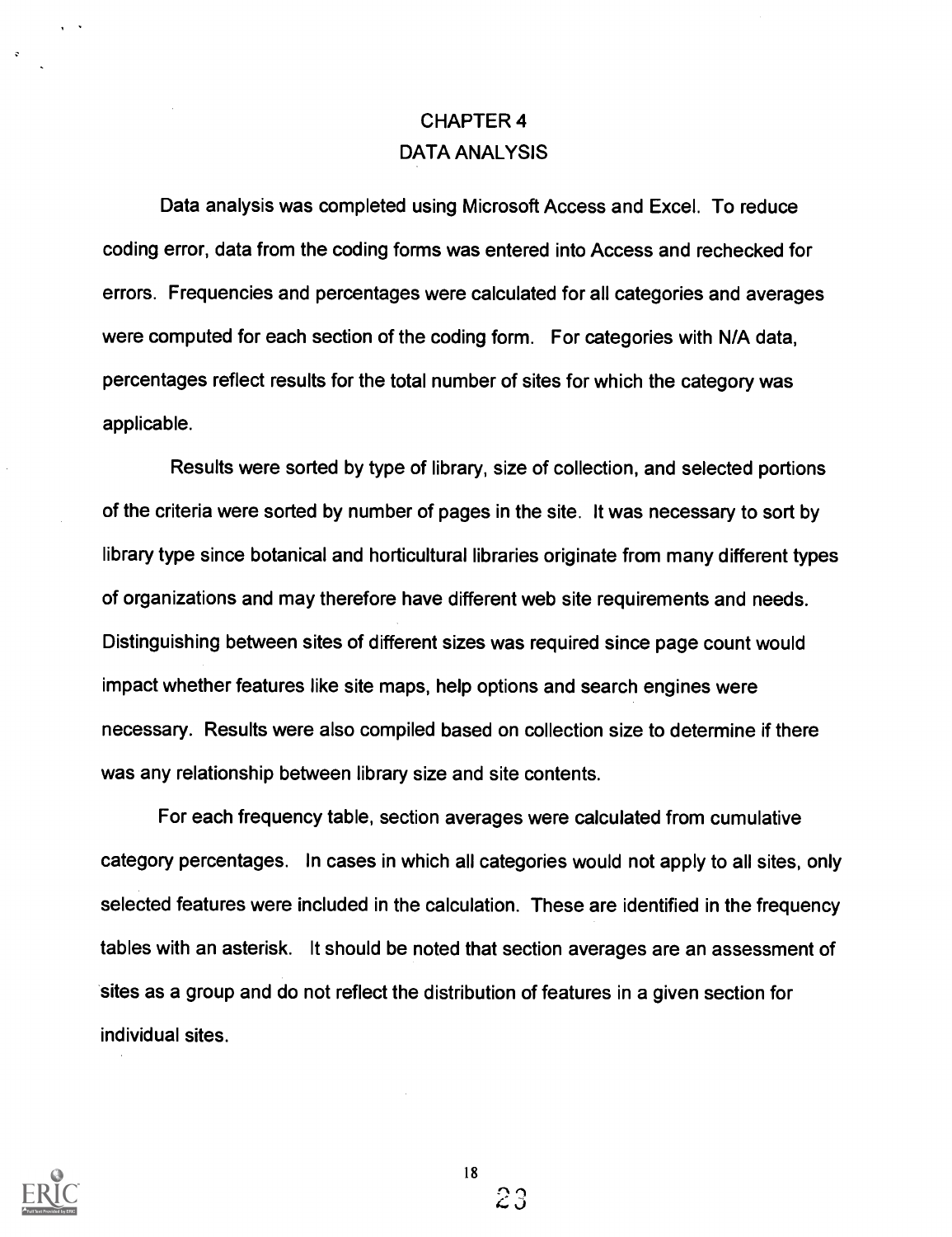# CHAPTER 4
## DATA ANALYSIS

Data analysis was completed using Microsoft Access and Excel. To reduce coding error, data from the coding forms was entered into Access and rechecked for errors. Frequencies and percentages were calculated for all categories and averages were computed for each section of the coding form. For categories with N/A data, percentages reflect results for the total number of sites for which the category was applicable.

Results were sorted by type of library, size of collection, and selected portions of the criteria were sorted by number of pages in the site. It was necessary to sort by library type since botanical and horticultural libraries originate from many different types of organizations and may therefore have different web site requirements and needs. Distinguishing between sites of different sizes was required since page count would impact whether features like site maps, help options and search engines were necessary. Results were also compiled based on collection size to determine if there was any relationship between library size and site contents.

For each frequency table, section averages were calculated from cumulative category percentages. In cases in which all categories would not apply to all sites, only selected features were included in the calculation. These are identified in the frequency tables with an asterisk. It should be noted that section averages are an assessment of sites as a group and do not reflect the distribution of features in a given section for individual sites.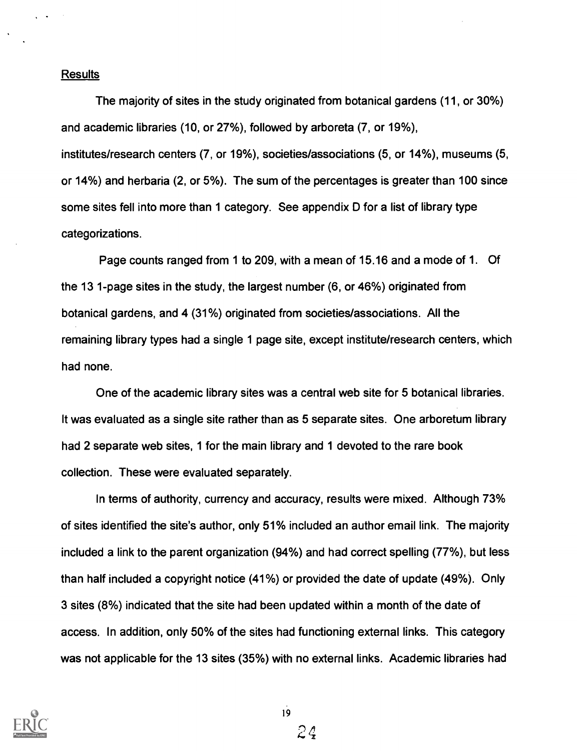Results

The majority of sites in the study originated from botanical gardens (11, or 30%) and academic libraries (10, or 27%), followed by arboreta (7, or 19%), institutes/research centers (7, or 19%), societies/associations (5, or 14%), museums (5, or 14%) and herbaria (2, or 5%). The sum of the percentages is greater than 100 since some sites fell into more than 1 category. See appendix D for a list of library type categorizations.

Page counts ranged from 1 to 209, with a mean of 15.16 and a mode of 1. Of the 13 1-page sites in the study, the largest number (6, or 46%) originated from botanical gardens, and 4 (31%) originated from societies/associations. All the remaining library types had a single 1 page site, except institute/research centers, which had none.

One of the academic library sites was a central web site for 5 botanical libraries. It was evaluated as a single site rather than as 5 separate sites. One arboretum library had 2 separate web sites, 1 for the main library and 1 devoted to the rare book collection. These were evaluated separately.

In terms of authority, currency and accuracy, results were mixed. Although 73% of sites identified the site's author, only 51% included an author email link. The majority included a link to the parent organization (94%) and had correct spelling (77%), but less than half included a copyright notice (41%) or provided the date of update (49%). Only 3 sites (8%) indicated that the site had been updated within a month of the date of access. In addition, only 50% of the sites had functioning external links. This category was not applicable for the 13 sites (35%) with no external links. Academic libraries had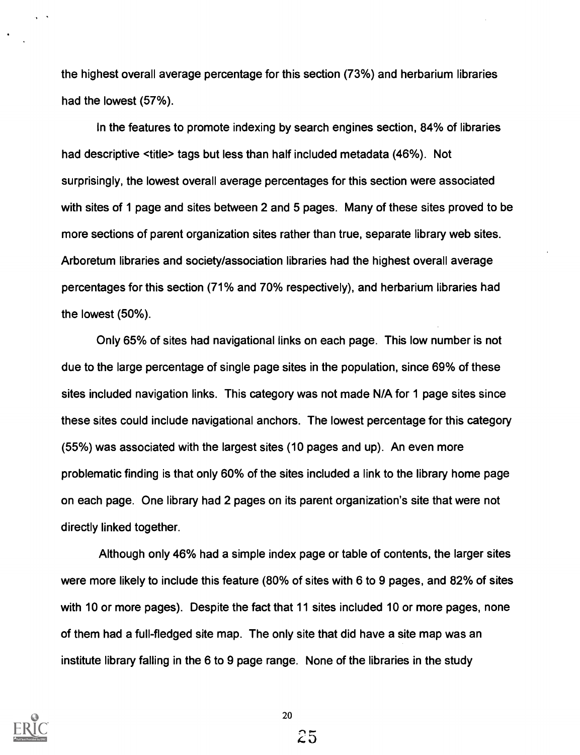the highest overall average percentage for this section (73%) and herbarium libraries had the lowest (57%).

In the features to promote indexing by search engines section, 84% of libraries had descriptive <title> tags but less than half included metadata (46%). Not surprisingly, the lowest overall average percentages for this section were associated with sites of 1 page and sites between 2 and 5 pages. Many of these sites proved to be more sections of parent organization sites rather than true, separate library web sites. Arboretum libraries and society/association libraries had the highest overall average percentages for this section (71% and 70% respectively), and herbarium libraries had the lowest (50%).

Only 65% of sites had navigational links on each page. This low number is not due to the large percentage of single page sites in the population, since 69% of these sites included navigation links. This category was not made N/A for 1 page sites since these sites could include navigational anchors. The lowest percentage for this category (55%) was associated with the largest sites (10 pages and up). An even more problematic finding is that only 60% of the sites included a link to the library home page on each page. One library had 2 pages on its parent organization's site that were not directly linked together.

Although only 46% had a simple index page or table of contents, the larger sites were more likely to include this feature (80% of sites with 6 to 9 pages, and 82% of sites with 10 or more pages). Despite the fact that 11 sites included 10 or more pages, none of them had a full-fledged site map. The only site that did have a site map was an institute library falling in the 6 to 9 page range. None of the libraries in the study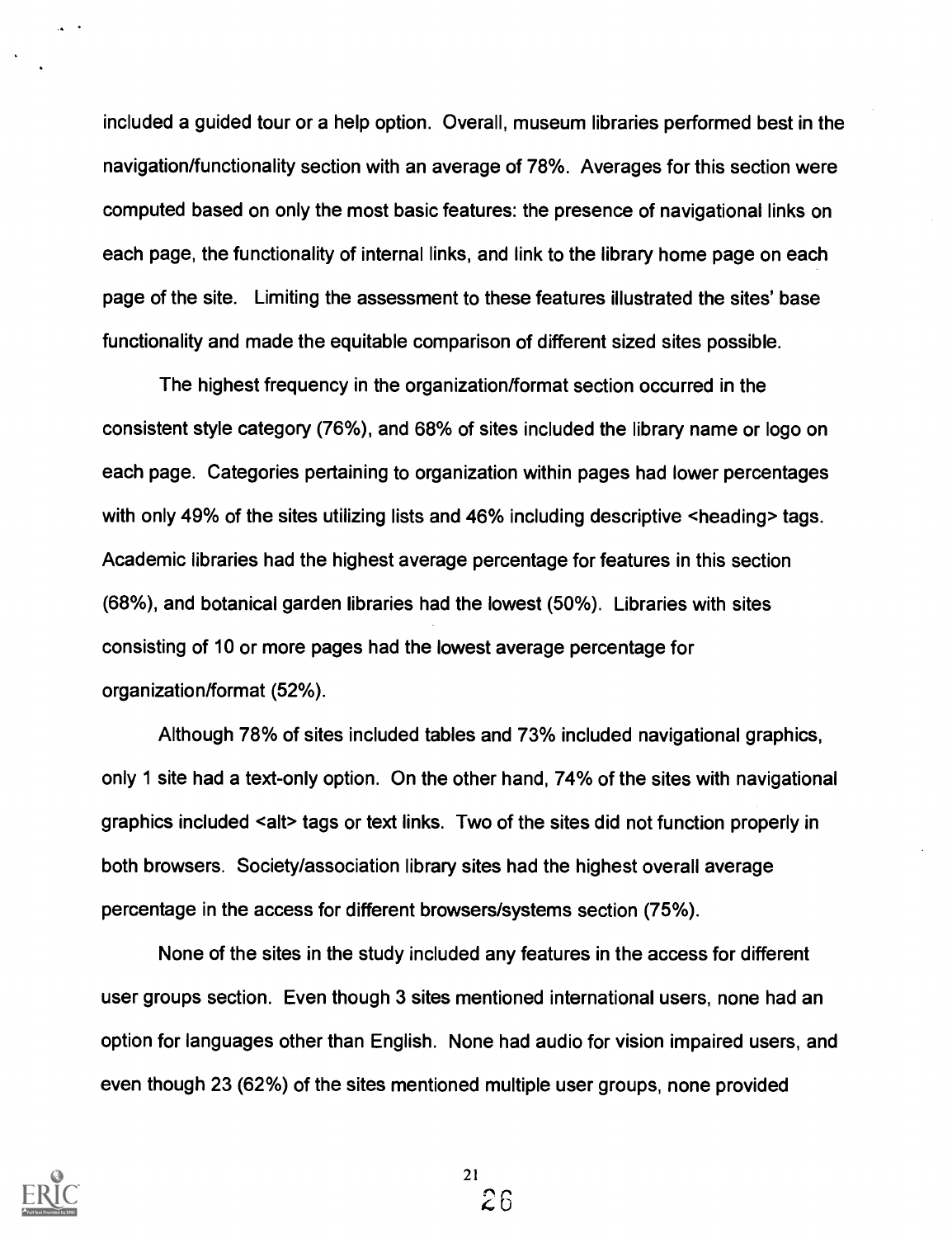included a guided tour or a help option. Overall, museum libraries performed best in the navigation/functionality section with an average of 78%. Averages for this section were computed based on only the most basic features: the presence of navigational links on each page, the functionality of internal links, and link to the library home page on each page of the site. Limiting the assessment to these features illustrated the sites' base functionality and made the equitable comparison of different sized sites possible.

The highest frequency in the organization/format section occurred in the consistent style category (76%), and 68% of sites included the library name or logo on each page. Categories pertaining to organization within pages had lower percentages with only 49% of the sites utilizing lists and 46% including descriptive <heading> tags. Academic libraries had the highest average percentage for features in this section (68%), and botanical garden libraries had the lowest (50%). Libraries with sites consisting of 10 or more pages had the lowest average percentage for organization/format (52%).

Although 78% of sites included tables and 73% included navigational graphics, only 1 site had a text-only option. On the other hand, 74% of the sites with navigational graphics included <alt> tags or text links. Two of the sites did not function properly in both browsers. Society/association library sites had the highest overall average percentage in the access for different browsers/systems section (75%).

None of the sites in the study included any features in the access for different user groups section. Even though 3 sites mentioned international users, none had an option for languages other than English. None had audio for vision impaired users, and even though 23 (62%) of the sites mentioned multiple user groups, none provided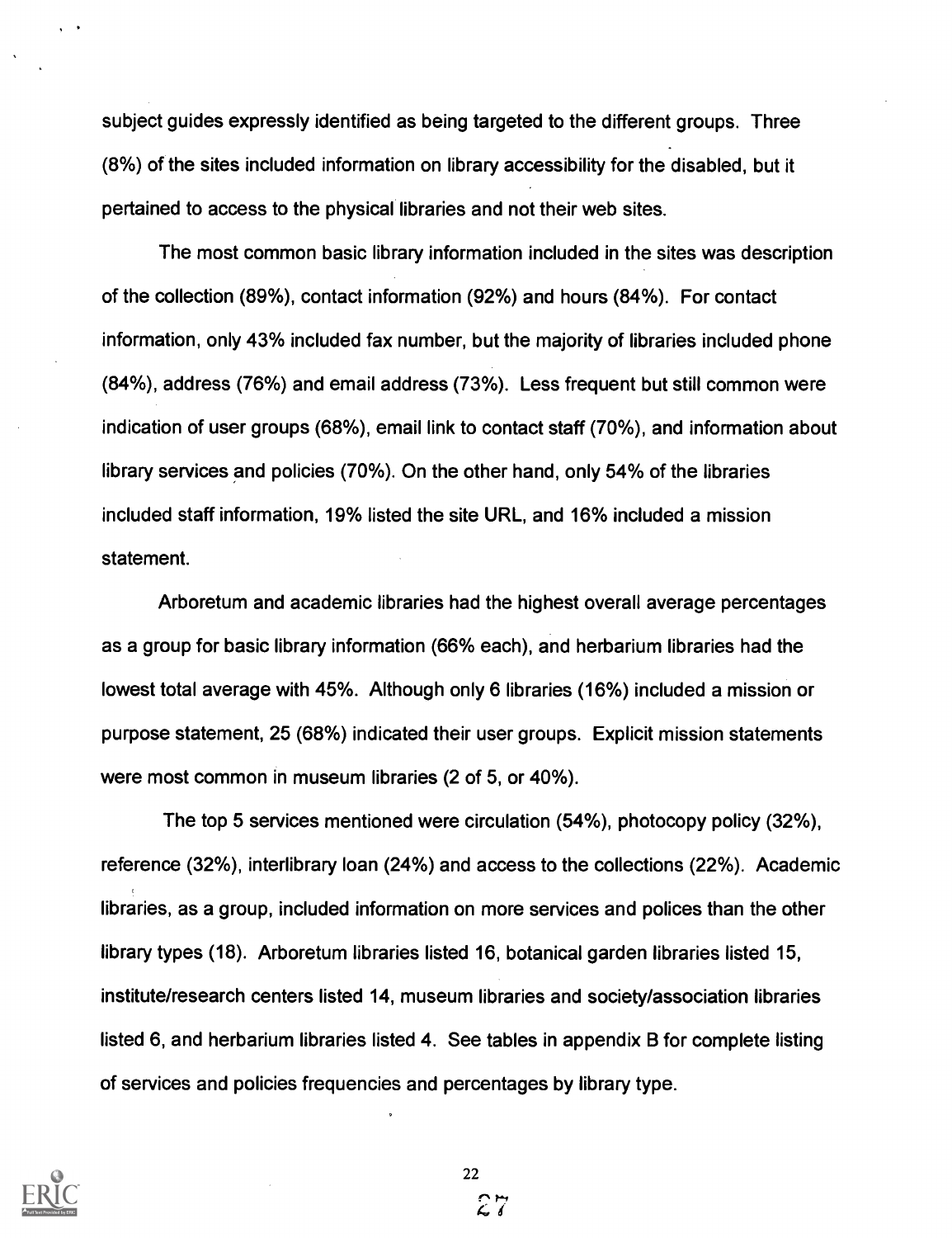subject guides expressly identified as being targeted to the different groups. Three (8%) of the sites included information on library accessibility for the disabled, but it pertained to access to the physical libraries and not their web sites.

The most common basic library information included in the sites was description of the collection (89%), contact information (92%) and hours (84%). For contact information, only 43% included fax number, but the majority of libraries included phone (84%), address (76%) and email address (73%). Less frequent but still common were indication of user groups (68%), email link to contact staff (70%), and information about library services and policies (70%). On the other hand, only 54% of the libraries included staff information, 19% listed the site URL, and 16% included a mission statement.

Arboretum and academic libraries had the highest overall average percentages as a group for basic library information (66% each), and herbarium libraries had the lowest total average with 45%. Although only 6 libraries (16%) included a mission or purpose statement, 25 (68%) indicated their user groups. Explicit mission statements were most common in museum libraries (2 of 5, or 40%).

The top 5 services mentioned were circulation (54%), photocopy policy (32%), reference (32%), interlibrary loan (24%) and access to the collections (22%). Academic libraries, as a group, included information on more services and polices than the other library types (18). Arboretum libraries listed 16, botanical garden libraries listed 15, institute/research centers listed 14, museum libraries and society/association libraries listed 6, and herbarium libraries listed 4. See tables in appendix B for complete listing of services and policies frequencies and percentages by library type.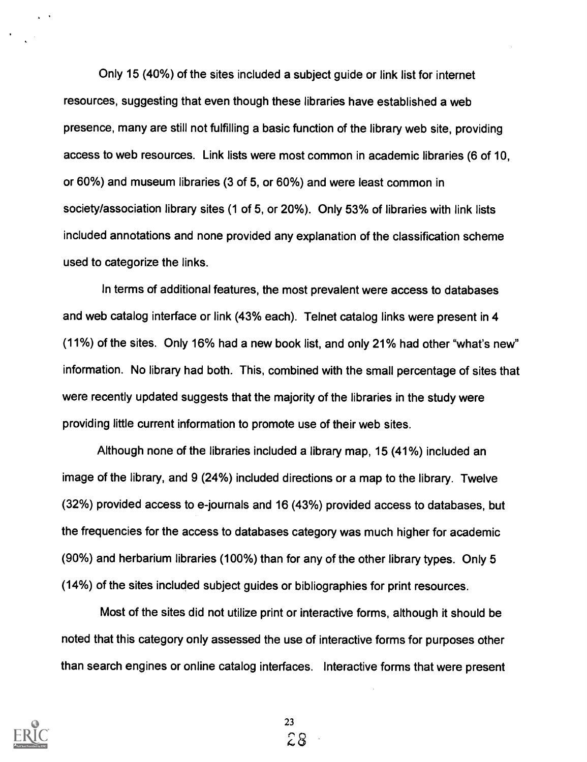Only 15 (40%) of the sites included a subject guide or link list for internet resources, suggesting that even though these libraries have established a web presence, many are still not fulfilling a basic function of the library web site, providing access to web resources. Link lists were most common in academic libraries (6 of 10, or 60%) and museum libraries (3 of 5, or 60%) and were least common in society/association library sites (1 of 5, or 20%). Only 53% of libraries with link lists included annotations and none provided any explanation of the classification scheme used to categorize the links.

In terms of additional features, the most prevalent were access to databases and web catalog interface or link (43% each). Telnet catalog links were present in 4 (11%) of the sites. Only 16% had a new book list, and only 21% had other "what's new" information. No library had both. This, combined with the small percentage of sites that were recently updated suggests that the majority of the libraries in the study were providing little current information to promote use of their web sites.

Although none of the libraries included a library map, 15 (41%) included an image of the library, and 9 (24%) included directions or a map to the library. Twelve (32%) provided access to e-journals and 16 (43%) provided access to databases, but the frequencies for the access to databases category was much higher for academic (90%) and herbarium libraries (100%) than for any of the other library types. Only 5 (14%) of the sites included subject guides or bibliographies for print resources.

Most of the sites did not utilize print or interactive forms, although it should be noted that this category only assessed the use of interactive forms for purposes other than search engines or online catalog interfaces. Interactive forms that were present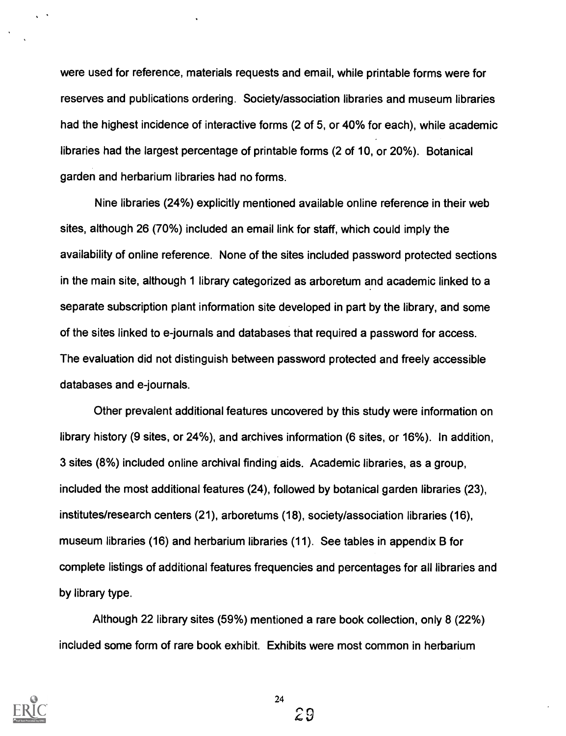were used for reference, materials requests and email, while printable forms were for reserves and publications ordering. Society/association libraries and museum libraries had the highest incidence of interactive forms (2 of 5, or 40% for each), while academic libraries had the largest percentage of printable forms (2 of 10, or 20%). Botanical garden and herbarium libraries had no forms.

Nine libraries (24%) explicitly mentioned available online reference in their web sites, although 26 (70%) included an email link for staff, which could imply the availability of online reference. None of the sites included password protected sections in the main site, although 1 library categorized as arboretum and academic linked to a separate subscription plant information site developed in part by the library, and some of the sites linked to e-journals and databases that required a password for access. The evaluation did not distinguish between password protected and freely accessible databases and e-journals.

Other prevalent additional features uncovered by this study were information on library history (9 sites, or 24%), and archives information (6 sites, or 16%). In addition, 3 sites (8%) included online archival finding aids. Academic libraries, as a group, included the most additional features (24), followed by botanical garden libraries (23), institutes/research centers (21), arboretums (18), society/association libraries (16), museum libraries (16) and herbarium libraries (11). See tables in appendix B for complete listings of additional features frequencies and percentages for all libraries and by library type.

Although 22 library sites (59%) mentioned a rare book collection, only 8 (22%) included some form of rare book exhibit. Exhibits were most common in herbarium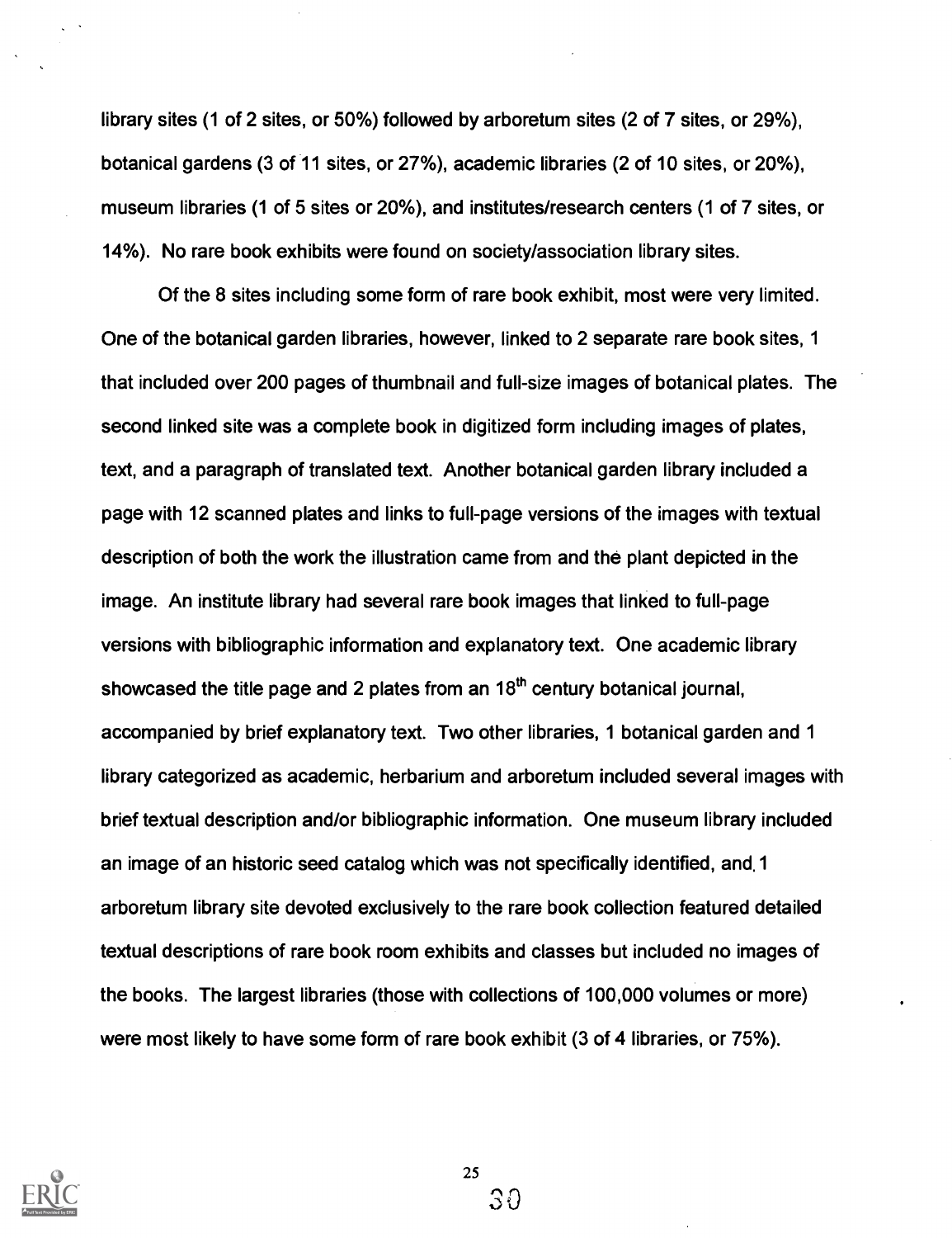library sites (1 of 2 sites, or 50%) followed by arboretum sites (2 of 7 sites, or 29%), botanical gardens (3 of 11 sites, or 27%), academic libraries (2 of 10 sites, or 20%), museum libraries (1 of 5 sites or 20%), and institutes/research centers (1 of 7 sites, or 14%). No rare book exhibits were found on society/association library sites.

Of the 8 sites including some form of rare book exhibit, most were very limited. One of the botanical garden libraries, however, linked to 2 separate rare book sites, 1 that included over 200 pages of thumbnail and full-size images of botanical plates. The second linked site was a complete book in digitized form including images of plates, text, and a paragraph of translated text. Another botanical garden library included a page with 12 scanned plates and links to full-page versions of the images with textual description of both the work the illustration came from and the plant depicted in the image. An institute library had several rare book images that linked to full-page versions with bibliographic information and explanatory text. One academic library showcased the title page and 2 plates from an 18th century botanical journal, accompanied by brief explanatory text. Two other libraries, 1 botanical garden and 1 library categorized as academic, herbarium and arboretum included several images with brief textual description and/or bibliographic information. One museum library included an image of an historic seed catalog which was not specifically identified, and 1 arboretum library site devoted exclusively to the rare book collection featured detailed textual descriptions of rare book room exhibits and classes but included no images of the books. The largest libraries (those with collections of 100,000 volumes or more) were most likely to have some form of rare book exhibit (3 of 4 libraries, or 75%).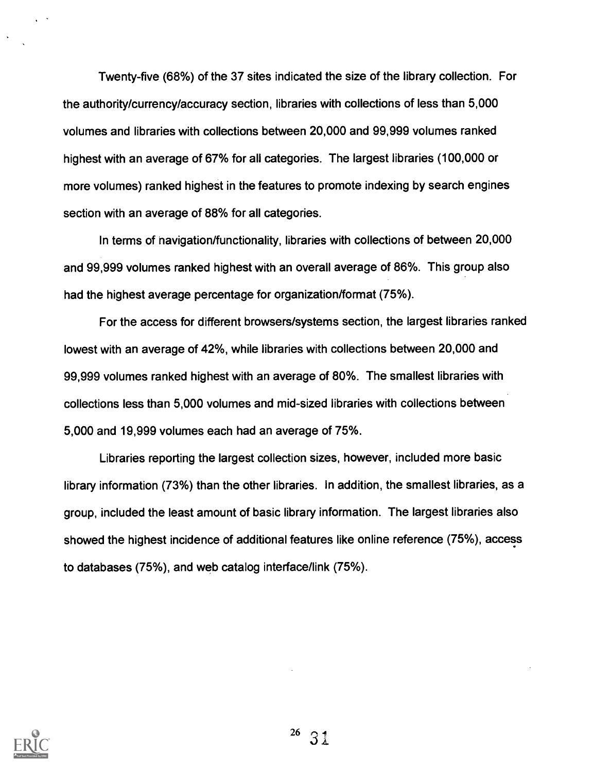Twenty-five (68%) of the 37 sites indicated the size of the library collection. For the authority/currency/accuracy section, libraries with collections of less than 5,000 volumes and libraries with collections between 20,000 and 99,999 volumes ranked highest with an average of 67% for all categories. The largest libraries (100,000 or more volumes) ranked highest in the features to promote indexing by search engines section with an average of 88% for all categories.

In terms of navigation/functionality, libraries with collections of between 20,000 and 99,999 volumes ranked highest with an overall average of 86%. This group also had the highest average percentage for organization/format (75%).

For the access for different browsers/systems section, the largest libraries ranked lowest with an average of 42%, while libraries with collections between 20,000 and 99,999 volumes ranked highest with an average of 80%. The smallest libraries with collections less than 5,000 volumes and mid-sized libraries with collections between 5,000 and 19,999 volumes each had an average of 75%.

Libraries reporting the largest collection sizes, however, included more basic library information (73%) than the other libraries. In addition, the smallest libraries, as a group, included the least amount of basic library information. The largest libraries also showed the highest incidence of additional features like online reference (75%), access to databases (75%), and web catalog interface/link (75%).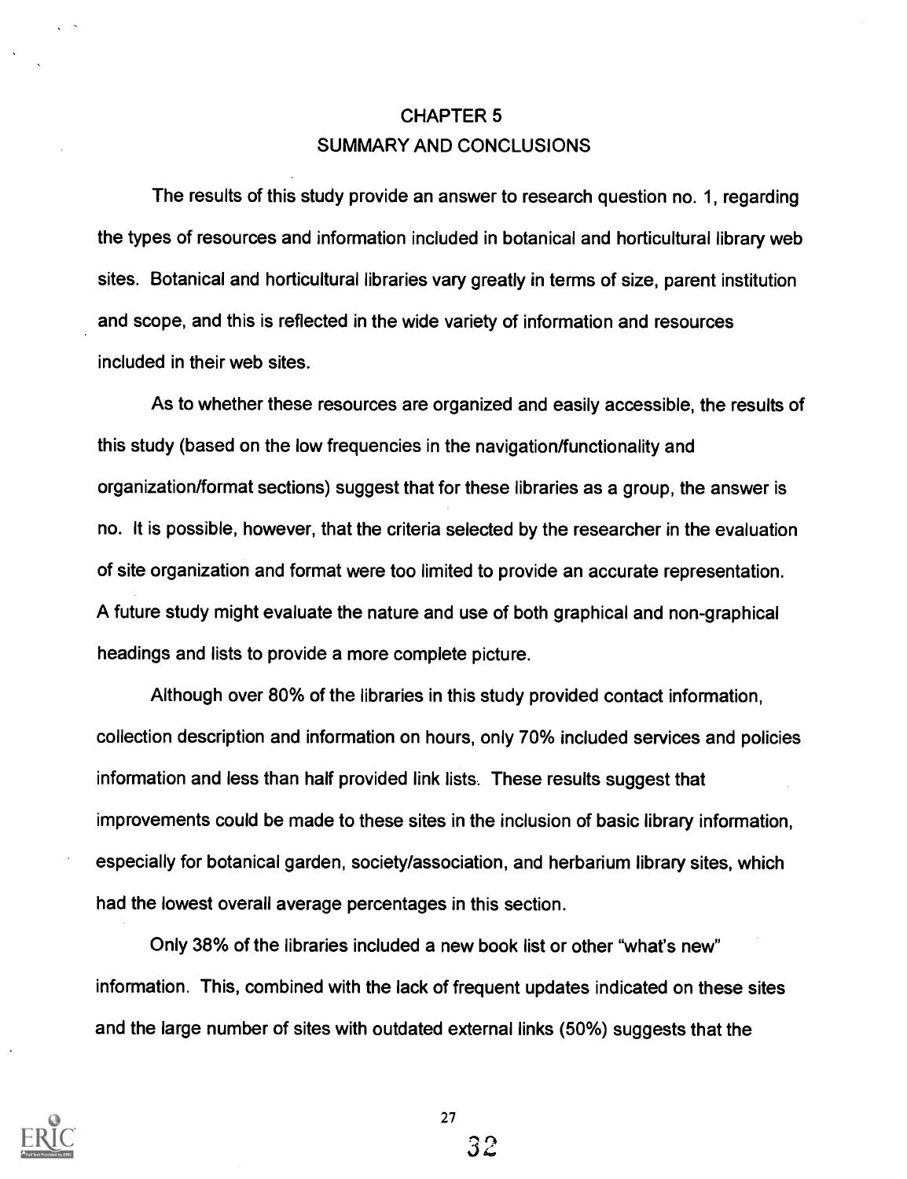# CHAPTER 5
## SUMMARY AND CONCLUSIONS

The results of this study provide an answer to research question no. 1, regarding the types of resources and information included in botanical and horticultural library web sites. Botanical and horticultural libraries vary greatly in terms of size, parent institution and scope, and this is reflected in the wide variety of information and resources included in their web sites.

As to whether these resources are organized and easily accessible, the results of this study (based on the low frequencies in the navigation/functionality and organization/format sections) suggest that for these libraries as a group, the answer is no. It is possible, however, that the criteria selected by the researcher in the evaluation of site organization and format were too limited to provide an accurate representation. A future study might evaluate the nature and use of both graphical and non-graphical headings and lists to provide a more complete picture.

Although over 80% of the libraries in this study provided contact information, collection description and information on hours, only 70% included services and policies information and less than half provided link lists. These results suggest that improvements could be made to these sites in the inclusion of basic library information, especially for botanical garden, society/association, and herbarium library sites, which had the lowest overall average percentages in this section.

Only 38% of the libraries included a new book list or other "what's new" information. This, combined with the lack of frequent updates indicated on these sites and the large number of sites with outdated external links (50%) suggests that the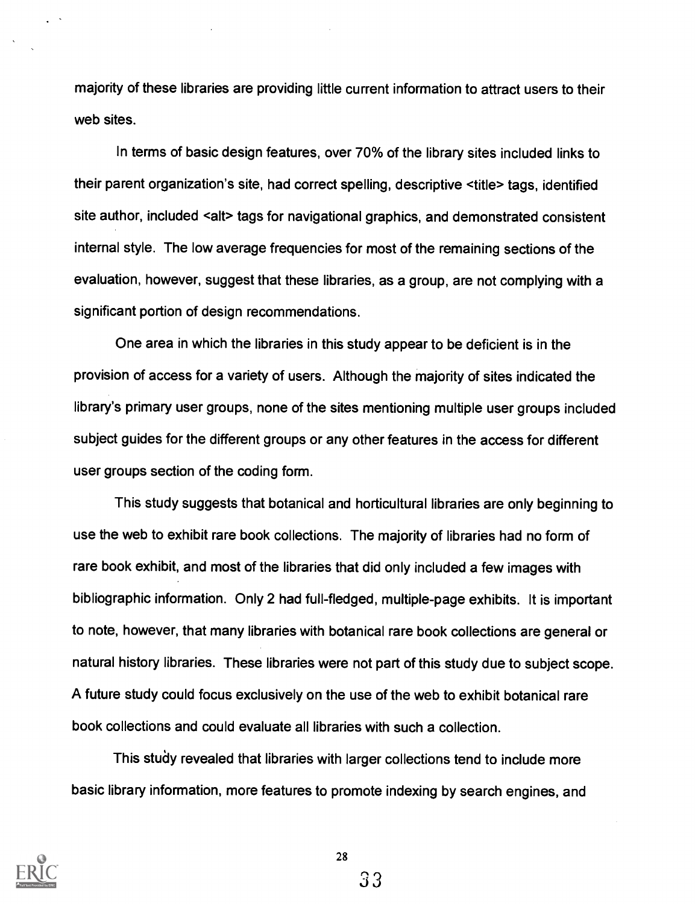majority of these libraries are providing little current information to attract users to their web sites.

In terms of basic design features, over 70% of the library sites included links to their parent organization's site, had correct spelling, descriptive <title> tags, identified site author, included <alt> tags for navigational graphics, and demonstrated consistent internal style. The low average frequencies for most of the remaining sections of the evaluation, however, suggest that these libraries, as a group, are not complying with a significant portion of design recommendations.

One area in which the libraries in this study appear to be deficient is in the provision of access for a variety of users. Although the majority of sites indicated the library's primary user groups, none of the sites mentioning multiple user groups included subject guides for the different groups or any other features in the access for different user groups section of the coding form.

This study suggests that botanical and horticultural libraries are only beginning to use the web to exhibit rare book collections. The majority of libraries had no form of rare book exhibit, and most of the libraries that did only included a few images with bibliographic information. Only 2 had full-fledged, multiple-page exhibits. It is important to note, however, that many libraries with botanical rare book collections are general or natural history libraries. These libraries were not part of this study due to subject scope. A future study could focus exclusively on the use of the web to exhibit botanical rare book collections and could evaluate all libraries with such a collection.

This study revealed that libraries with larger collections tend to include more basic library information, more features to promote indexing by search engines, and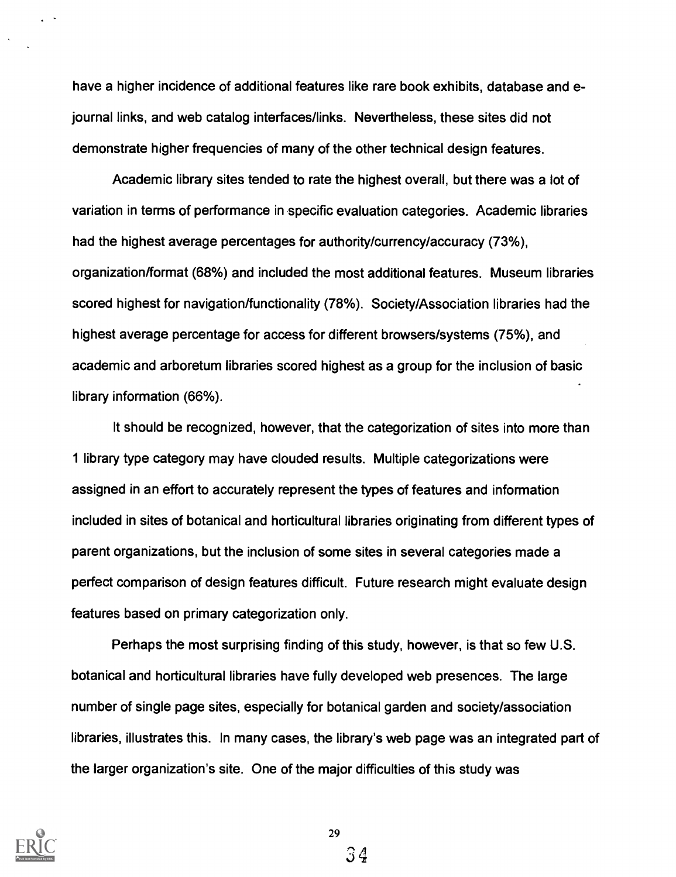have a higher incidence of additional features like rare book exhibits, database and e-journal links, and web catalog interfaces/links. Nevertheless, these sites did not demonstrate higher frequencies of many of the other technical design features.

Academic library sites tended to rate the highest overall, but there was a lot of variation in terms of performance in specific evaluation categories. Academic libraries had the highest average percentages for authority/currency/accuracy (73%), organization/format (68%) and included the most additional features. Museum libraries scored highest for navigation/functionality (78%). Society/Association libraries had the highest average percentage for access for different browsers/systems (75%), and academic and arboretum libraries scored highest as a group for the inclusion of basic library information (66%).

It should be recognized, however, that the categorization of sites into more than 1 library type category may have clouded results. Multiple categorizations were assigned in an effort to accurately represent the types of features and information included in sites of botanical and horticultural libraries originating from different types of parent organizations, but the inclusion of some sites in several categories made a perfect comparison of design features difficult. Future research might evaluate design features based on primary categorization only.

Perhaps the most surprising finding of this study, however, is that so few U.S. botanical and horticultural libraries have fully developed web presences. The large number of single page sites, especially for botanical garden and society/association libraries, illustrates this. In many cases, the library's web page was an integrated part of the larger organization's site. One of the major difficulties of this study was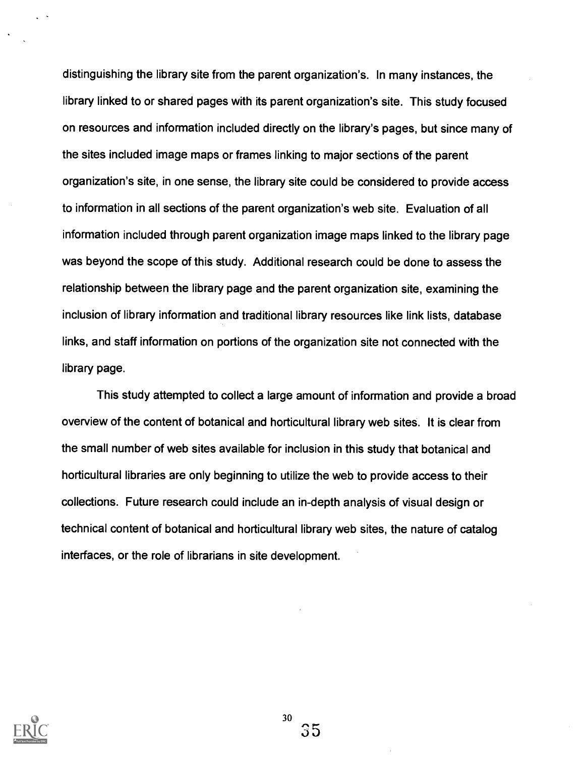distinguishing the library site from the parent organization's. In many instances, the library linked to or shared pages with its parent organization's site. This study focused on resources and information included directly on the library's pages, but since many of the sites included image maps or frames linking to major sections of the parent organization's site, in one sense, the library site could be considered to provide access to information in all sections of the parent organization's web site. Evaluation of all information included through parent organization image maps linked to the library page was beyond the scope of this study. Additional research could be done to assess the relationship between the library page and the parent organization site, examining the inclusion of library information and traditional library resources like link lists, database links, and staff information on portions of the organization site not connected with the library page.

This study attempted to collect a large amount of information and provide a broad overview of the content of botanical and horticultural library web sites. It is clear from the small number of web sites available for inclusion in this study that botanical and horticultural libraries are only beginning to utilize the web to provide access to their collections. Future research could include an in-depth analysis of visual design or technical content of botanical and horticultural library web sites, the nature of catalog interfaces, or the role of librarians in site development.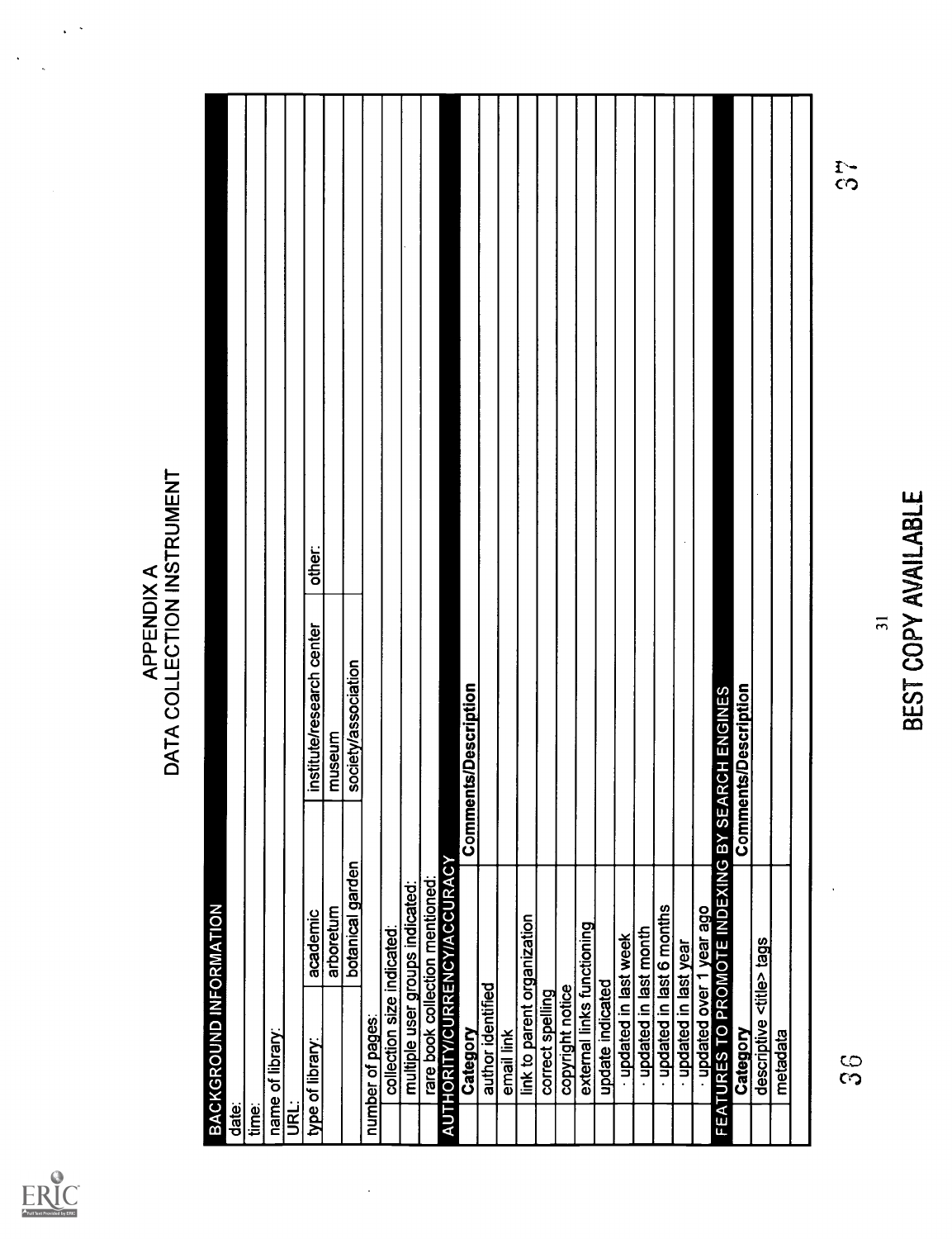## APPENDIX A
## DATA COLLECTION INSTRUMENT

| BACKGROUND INFORMATION | | | |
|---|---|---|---|
| date: | | | |
| time: | | | |
| name of library: | | | |
| URL: | | | |
| type of library: | academic | institute/research center | other: |
| | arboretum | museum | |
| | botanical garden | society/association | |
| number of pages: | | | |
| collection size indicated: | | | |
| multiple user groups indicated: | | | |
| rare book collection mentioned: | | | |

| AUTHORITY/CURRENCY/ACCURACY | | |
|---|---|---|
| | **Category** | **Comments/Description** |
| | author identified | |
| | email link | |
| | link to parent organization | |
| | correct spelling | |
| | copyright notice | |
| | external links functioning | |
| | update indicated | |
| | · updated in last week | |
| | · updated in last month | |
| | · updated in last 6 months | |
| | · updated in last year | |
| | · updated over 1 year ago | |

| FEATURES TO PROMOTE INDEXING BY SEARCH ENGINES | | |
|---|---|---|
| | **Category** | **Comments/Description** |
| | descriptive <title> tags | |
| | metadata | |
| | | |

BEST COPY AVAILABLE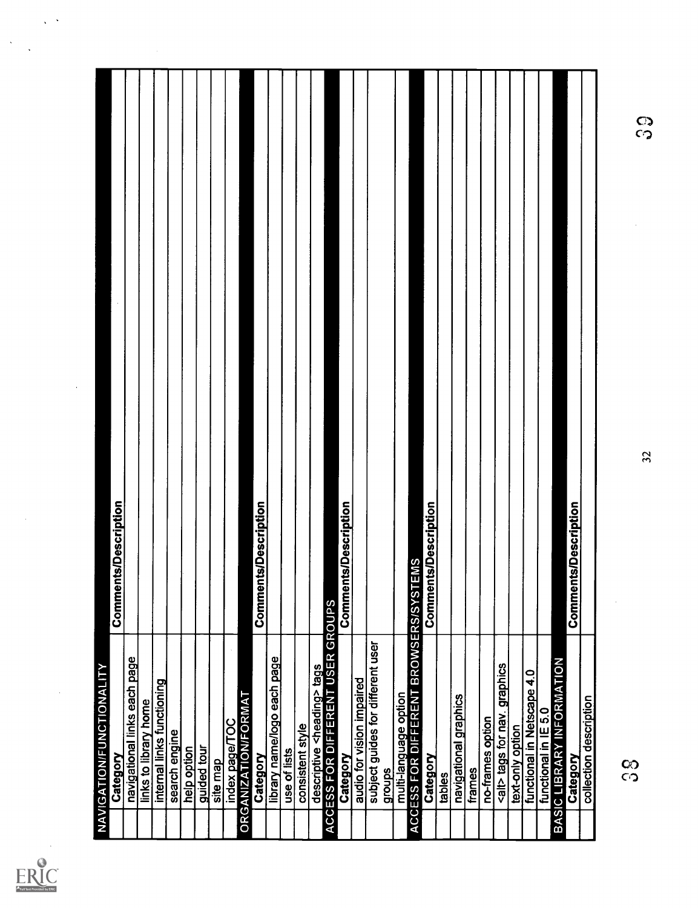| NAVIGATION/FUNCTIONALITY | |
| --- | --- |
| **Category** | **Comments/Description** |
| navigational links each page | |
| links to library home | |
| internal links functioning | |
| search engine | |
| help option | |
| guided tour | |
| site map | |
| index page/TOC | |

| ORGANIZATION/FORMAT | |
| --- | --- |
| **Category** | **Comments/Description** |
| library name/logo each page | |
| use of lists | |
| consistent style | |
| descriptive <heading> tags | |

| ACCESS FOR DIFFERENT USER GROUPS | |
| --- | --- |
| **Category** | **Comments/Description** |
| audio for vision impaired | |
| subject guides for different user groups | |
| multi-language option | |

| ACCESS FOR DIFFERENT BROWSERS/SYSTEMS | |
| --- | --- |
| **Category** | **Comments/Description** |
| tables | |
| navigational graphics | |
| frames | |
| no-frames option | |
| <alt> tags for nav. graphics | |
| text-only option | |
| functional in Netscape 4.0 | |
| functional in IE 5.0 | |

| BASIC LIBRARY INFORMATION | |
| --- | --- |
| **Category** | **Comments/Description** |
| collection description | |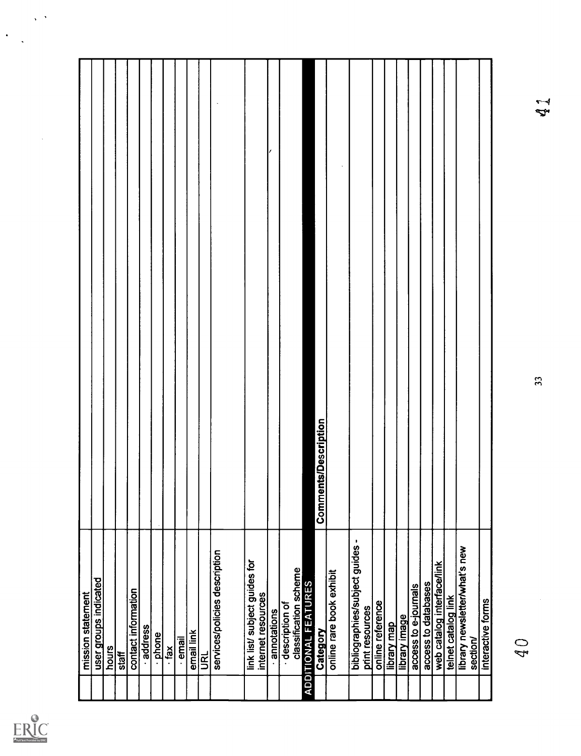| | | |
|---|---|---|
| | mission statement | |
| | user groups indicated | |
| | hours | |
| | staff | |
| | contact information | |
| | · address | |
| | · phone | |
| | · fax | |
| | · email | |
| | email link | |
| | URL | |
| | services/policies description | |
| | link list/ subject guides for internet resources | |
| | · annotations | |
| | · description of classification scheme | |
| **ADDITIONAL FEATURES** | | |
| | **Category** | **Comments/Description** |
| | online rare book exhibit | |
| | bibliographies/subject guides - print resources | |
| | online reference | |
| | library map | |
| | library image | |
| | access to e-journals | |
| | access to databases | |
| | web catalog interface/link | |
| | telnet catalog link | |
| | library newsletter/what's new section/ | |
| | interactive forms | |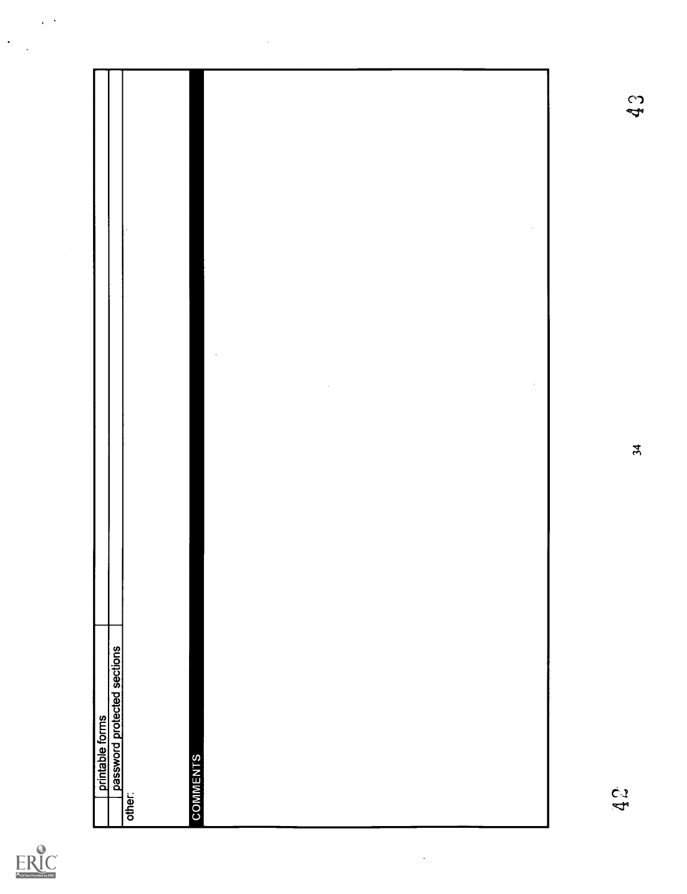| | |
|---|---|
| | printable forms |
| | password protected sections |

other:

**COMMENTS**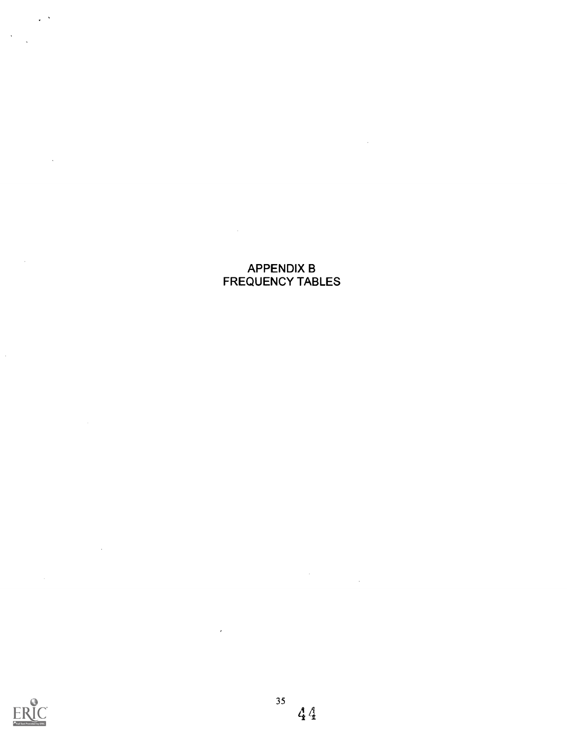# APPENDIX B
# FREQUENCY TABLES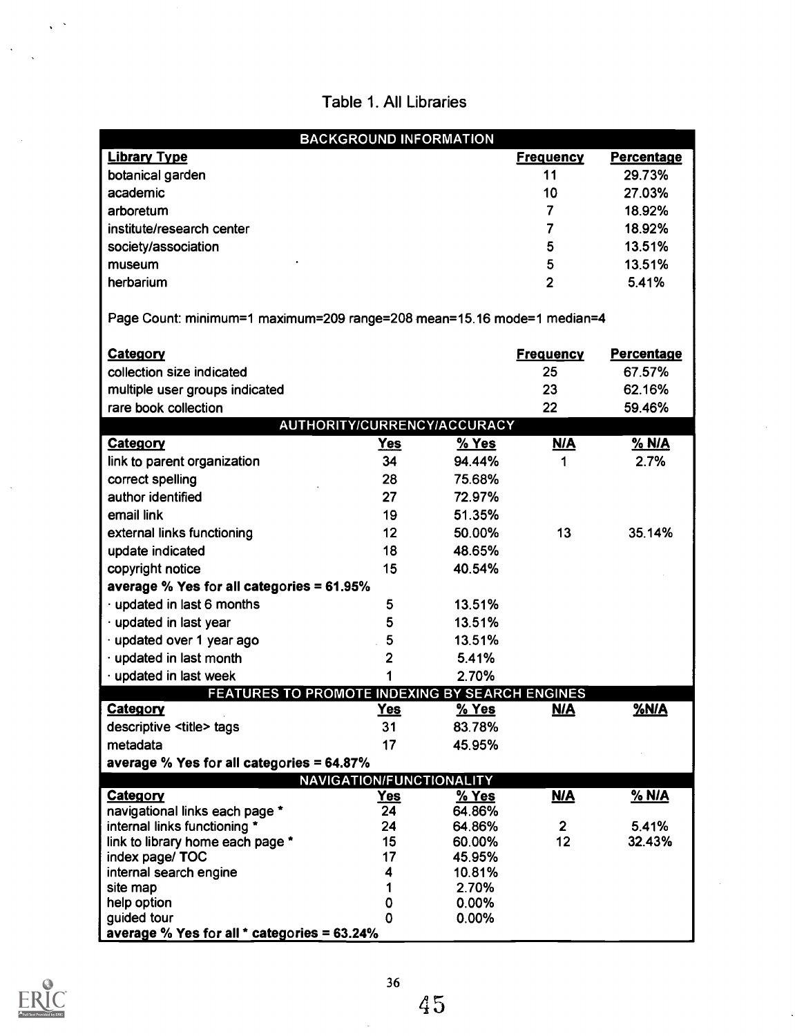# Table 1. All Libraries

| BACKGROUND INFORMATION | | | | |
|---|---|---|---|---|
| **Library Type** | | | **Frequency** | **Percentage** |
| botanical garden | | | 11 | 29.73% |
| academic | | | 10 | 27.03% |
| arboretum | | | 7 | 18.92% |
| institute/research center | | | 7 | 18.92% |
| society/association | | | 5 | 13.51% |
| museum | | | 5 | 13.51% |
| herbarium | | | 2 | 5.41% |
| Page Count: minimum=1 maximum=209 range=208 mean=15.16 mode=1 median=4 | | | | |
| **Category** | | | **Frequency** | **Percentage** |
| collection size indicated | | | 25 | 67.57% |
| multiple user groups indicated | | | 23 | 62.16% |
| rare book collection | | | 22 | 59.46% |
| **AUTHORITY/CURRENCY/ACCURACY** | | | | |
| **Category** | **Yes** | **% Yes** | **N/A** | **% N/A** |
| link to parent organization | 34 | 94.44% | 1 | 2.7% |
| correct spelling | 28 | 75.68% | | |
| author identified | 27 | 72.97% | | |
| email link | 19 | 51.35% | | |
| external links functioning | 12 | 50.00% | 13 | 35.14% |
| update indicated | 18 | 48.65% | | |
| copyright notice | 15 | 40.54% | | |
| **average % Yes for all categories = 61.95%** | | | | |
| · updated in last 6 months | 5 | 13.51% | | |
| · updated in last year | 5 | 13.51% | | |
| · updated over 1 year ago | 5 | 13.51% | | |
| · updated in last month | 2 | 5.41% | | |
| · updated in last week | 1 | 2.70% | | |
| **FEATURES TO PROMOTE INDEXING BY SEARCH ENGINES** | | | | |
| **Category** | **Yes** | **% Yes** | **N/A** | **%N/A** |
| descriptive <title> tags | 31 | 83.78% | | |
| metadata | 17 | 45.95% | | |
| **average % Yes for all categories = 64.87%** | | | | |
| **NAVIGATION/FUNCTIONALITY** | | | | |
| **Category** | **Yes** | **% Yes** | **N/A** | **% N/A** |
| navigational links each page * | 24 | 64.86% | | |
| internal links functioning * | 24 | 64.86% | 2 | 5.41% |
| link to library home each page * | 15 | 60.00% | 12 | 32.43% |
| index page/ TOC | 17 | 45.95% | | |
| internal search engine | 4 | 10.81% | | |
| site map | 1 | 2.70% | | |
| help option | 0 | 0.00% | | |
| guided tour | 0 | 0.00% | | |
| **average % Yes for all * categories = 63.24%** | | | | |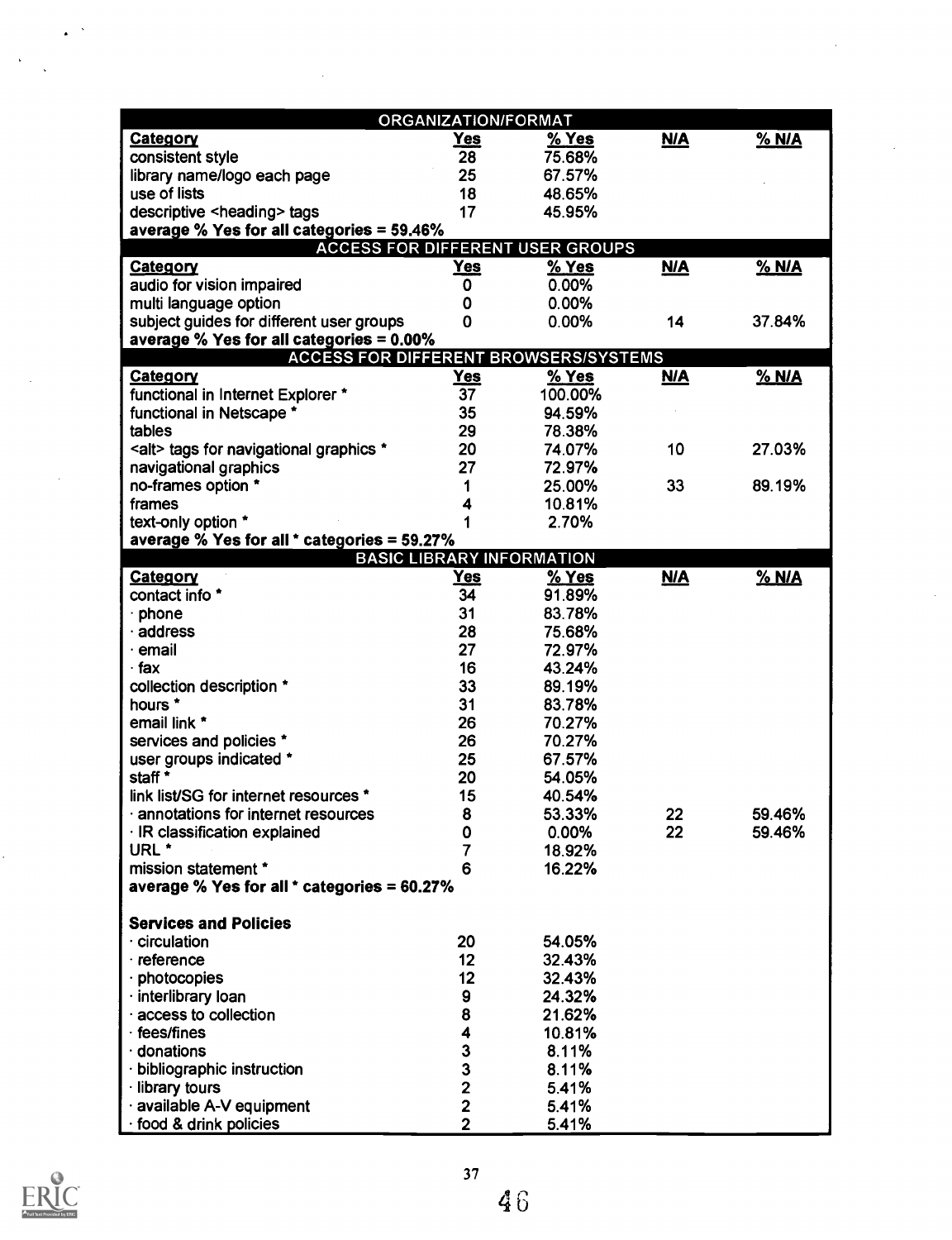| ORGANIZATION/FORMAT | | | | |
|---|---|---|---|---|
| **Category** | **Yes** | **% Yes** | **N/A** | **% N/A** |
| consistent style | 28 | 75.68% | | |
| library name/logo each page | 25 | 67.57% | | |
| use of lists | 18 | 48.65% | | |
| descriptive <heading> tags | 17 | 45.95% | | |
| **average % Yes for all categories = 59.46%** | | | | |
| **ACCESS FOR DIFFERENT USER GROUPS** | | | | |
| **Category** | **Yes** | **% Yes** | **N/A** | **% N/A** |
| audio for vision impaired | 0 | 0.00% | | |
| multi language option | 0 | 0.00% | | |
| subject guides for different user groups | 0 | 0.00% | 14 | 37.84% |
| **average % Yes for all categories = 0.00%** | | | | |
| **ACCESS FOR DIFFERENT BROWSERS/SYSTEMS** | | | | |
| **Category** | **Yes** | **% Yes** | **N/A** | **% N/A** |
| functional in Internet Explorer * | 37 | 100.00% | | |
| functional in Netscape * | 35 | 94.59% | | |
| tables | 29 | 78.38% | | |
| <alt> tags for navigational graphics * | 20 | 74.07% | 10 | 27.03% |
| navigational graphics | 27 | 72.97% | | |
| no-frames option * | 1 | 25.00% | 33 | 89.19% |
| frames | 4 | 10.81% | | |
| text-only option * | 1 | 2.70% | | |
| **average % Yes for all * categories = 59.27%** | | | | |
| **BASIC LIBRARY INFORMATION** | | | | |
| **Category** | **Yes** | **% Yes** | **N/A** | **% N/A** |
| contact info * | 34 | 91.89% | | |
| · phone | 31 | 83.78% | | |
| · address | 28 | 75.68% | | |
| · email | 27 | 72.97% | | |
| · fax | 16 | 43.24% | | |
| collection description * | 33 | 89.19% | | |
| hours * | 31 | 83.78% | | |
| email link * | 26 | 70.27% | | |
| services and policies * | 26 | 70.27% | | |
| user groups indicated * | 25 | 67.57% | | |
| staff * | 20 | 54.05% | | |
| link list/SG for internet resources * | 15 | 40.54% | | |
| · annotations for internet resources | 8 | 53.33% | 22 | 59.46% |
| · IR classification explained | 0 | 0.00% | 22 | 59.46% |
| URL * | 7 | 18.92% | | |
| mission statement * | 6 | 16.22% | | |
| **average % Yes for all * categories = 60.27%** | | | | |
| | | | | |
| **Services and Policies** | | | | |
| · circulation | 20 | 54.05% | | |
| · reference | 12 | 32.43% | | |
| · photocopies | 12 | 32.43% | | |
| · interlibrary loan | 9 | 24.32% | | |
| · access to collection | 8 | 21.62% | | |
| · fees/fines | 4 | 10.81% | | |
| · donations | 3 | 8.11% | | |
| · bibliographic instruction | 3 | 8.11% | | |
| · library tours | 2 | 5.41% | | |
| · available A-V equipment | 2 | 5.41% | | |
| · food & drink policies | 2 | 5.41% | | |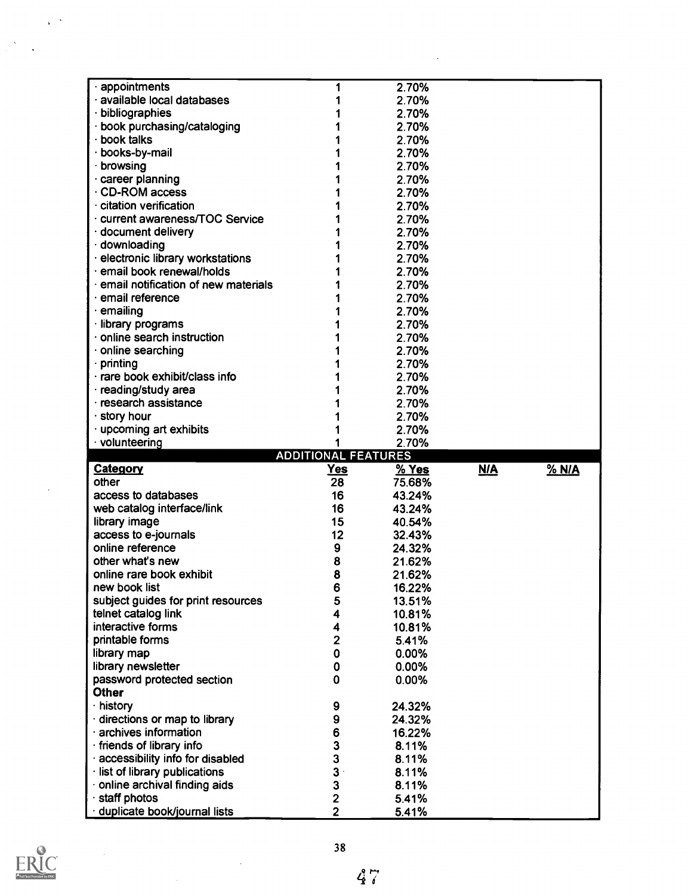| | | | | |
|---|---|---|---|---|
| · appointments | 1 | 2.70% | | |
| · available local databases | 1 | 2.70% | | |
| · bibliographies | 1 | 2.70% | | |
| · book purchasing/cataloging | 1 | 2.70% | | |
| · book talks | 1 | 2.70% | | |
| · books-by-mail | 1 | 2.70% | | |
| · browsing | 1 | 2.70% | | |
| · career planning | 1 | 2.70% | | |
| · CD-ROM access | 1 | 2.70% | | |
| · citation verification | 1 | 2.70% | | |
| · current awareness/TOC Service | 1 | 2.70% | | |
| · document delivery | 1 | 2.70% | | |
| · downloading | 1 | 2.70% | | |
| · electronic library workstations | 1 | 2.70% | | |
| · email book renewal/holds | 1 | 2.70% | | |
| · email notification of new materials | 1 | 2.70% | | |
| · email reference | 1 | 2.70% | | |
| · emailing | 1 | 2.70% | | |
| · library programs | 1 | 2.70% | | |
| · online search instruction | 1 | 2.70% | | |
| · online searching | 1 | 2.70% | | |
| · printing | 1 | 2.70% | | |
| · rare book exhibit/class info | 1 | 2.70% | | |
| · reading/study area | 1 | 2.70% | | |
| · research assistance | 1 | 2.70% | | |
| · story hour | 1 | 2.70% | | |
| · upcoming art exhibits | 1 | 2.70% | | |
| · volunteering | 1 | 2.70% | | |
| **ADDITIONAL FEATURES** | | | | |
| **Category** | **Yes** | **% Yes** | **N/A** | **% N/A** |
| other | 28 | 75.68% | | |
| access to databases | 16 | 43.24% | | |
| web catalog interface/link | 16 | 43.24% | | |
| library image | 15 | 40.54% | | |
| access to e-journals | 12 | 32.43% | | |
| online reference | 9 | 24.32% | | |
| other what's new | 8 | 21.62% | | |
| online rare book exhibit | 8 | 21.62% | | |
| new book list | 6 | 16.22% | | |
| subject guides for print resources | 5 | 13.51% | | |
| telnet catalog link | 4 | 10.81% | | |
| interactive forms | 4 | 10.81% | | |
| printable forms | 2 | 5.41% | | |
| library map | 0 | 0.00% | | |
| library newsletter | 0 | 0.00% | | |
| password protected section | 0 | 0.00% | | |
| **Other** | | | | |
| · history | 9 | 24.32% | | |
| · directions or map to library | 9 | 24.32% | | |
| · archives information | 6 | 16.22% | | |
| · friends of library info | 3 | 8.11% | | |
| · accessibility info for disabled | 3 | 8.11% | | |
| · list of library publications | 3 | 8.11% | | |
| · online archival finding aids | 3 | 8.11% | | |
| · staff photos | 2 | 5.41% | | |
| · duplicate book/journal lists | 2 | 5.41% | | |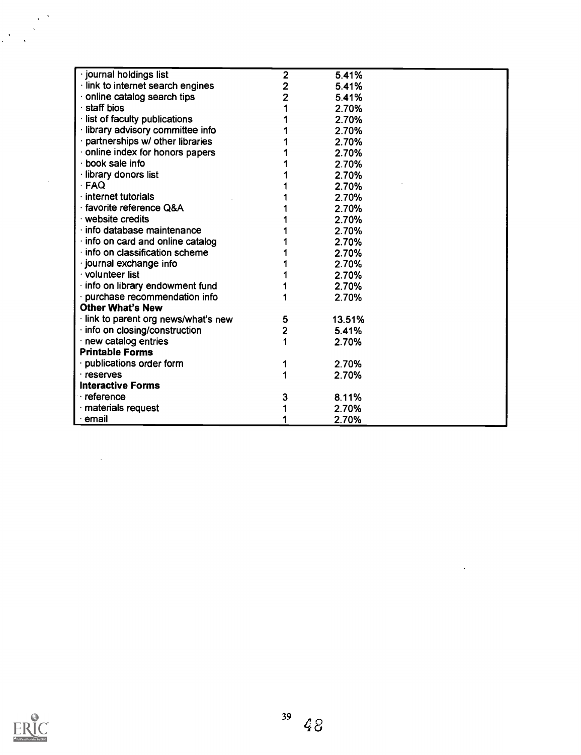| | | |
|---|---|---|
| · journal holdings list | 2 | 5.41% |
| · link to internet search engines | 2 | 5.41% |
| · online catalog search tips | 2 | 5.41% |
| · staff bios | 1 | 2.70% |
| · list of faculty publications | 1 | 2.70% |
| · library advisory committee info | 1 | 2.70% |
| · partnerships w/ other libraries | 1 | 2.70% |
| · online index for honors papers | 1 | 2.70% |
| · book sale info | 1 | 2.70% |
| · library donors list | 1 | 2.70% |
| · FAQ | 1 | 2.70% |
| · internet tutorials | 1 | 2.70% |
| · favorite reference Q&A | 1 | 2.70% |
| · website credits | 1 | 2.70% |
| · info database maintenance | 1 | 2.70% |
| · info on card and online catalog | 1 | 2.70% |
| · info on classification scheme | 1 | 2.70% |
| · journal exchange info | 1 | 2.70% |
| · volunteer list | 1 | 2.70% |
| · info on library endowment fund | 1 | 2.70% |
| · purchase recommendation info | 1 | 2.70% |
| **Other What's New** | | |
| · link to parent org news/what's new | 5 | 13.51% |
| · info on closing/construction | 2 | 5.41% |
| · new catalog entries | 1 | 2.70% |
| **Printable Forms** | | |
| · publications order form | 1 | 2.70% |
| · reserves | 1 | 2.70% |
| **Interactive Forms** | | |
| · reference | 3 | 8.11% |
| · materials request | 1 | 2.70% |
| · email | 1 | 2.70% |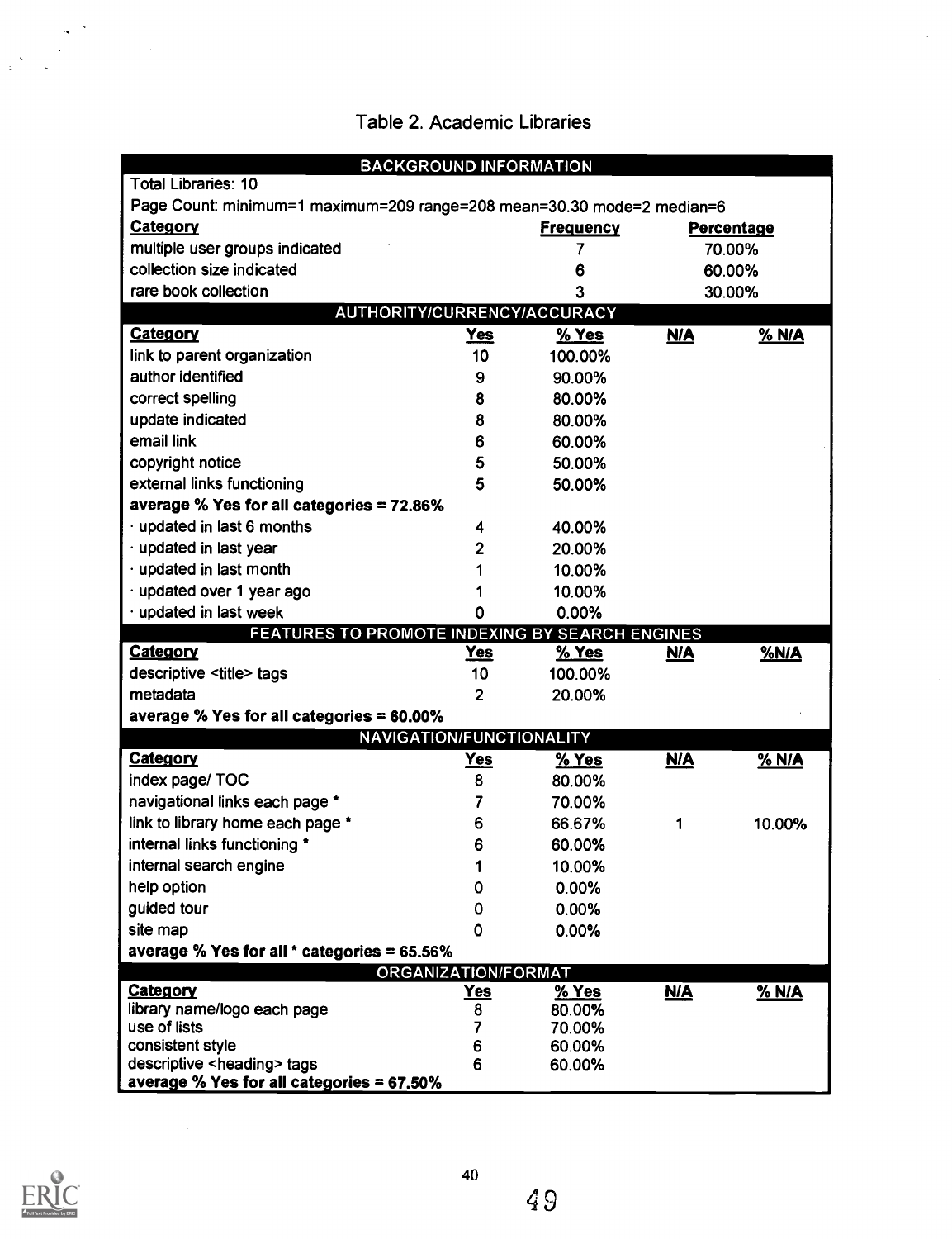# Table 2. Academic Libraries

| BACKGROUND INFORMATION | | | | |
|---|---|---|---|---|
| Total Libraries: 10 | | | | |
| Page Count: minimum=1 maximum=209 range=208 mean=30.30 mode=2 median=6 | | | | |
| **Category** | | **Frequency** | **Percentage** | |
| multiple user groups indicated | | 7 | 70.00% | |
| collection size indicated | | 6 | 60.00% | |
| rare book collection | | 3 | 30.00% | |
| **AUTHORITY/CURRENCY/ACCURACY** | | | | |
| **Category** | **Yes** | **% Yes** | **N/A** | **% N/A** |
| link to parent organization | 10 | 100.00% | | |
| author identified | 9 | 90.00% | | |
| correct spelling | 8 | 80.00% | | |
| update indicated | 8 | 80.00% | | |
| email link | 6 | 60.00% | | |
| copyright notice | 5 | 50.00% | | |
| external links functioning | 5 | 50.00% | | |
| **average % Yes for all categories = 72.86%** | | | | |
| · updated in last 6 months | 4 | 40.00% | | |
| · updated in last year | 2 | 20.00% | | |
| · updated in last month | 1 | 10.00% | | |
| · updated over 1 year ago | 1 | 10.00% | | |
| · updated in last week | 0 | 0.00% | | |
| **FEATURES TO PROMOTE INDEXING BY SEARCH ENGINES** | | | | |
| **Category** | **Yes** | **% Yes** | **N/A** | **%N/A** |
| descriptive <title> tags | 10 | 100.00% | | |
| metadata | 2 | 20.00% | | |
| **average % Yes for all categories = 60.00%** | | | | |
| **NAVIGATION/FUNCTIONALITY** | | | | |
| **Category** | **Yes** | **% Yes** | **N/A** | **% N/A** |
| index page/ TOC | 8 | 80.00% | | |
| navigational links each page * | 7 | 70.00% | | |
| link to library home each page * | 6 | 66.67% | 1 | 10.00% |
| internal links functioning * | 6 | 60.00% | | |
| internal search engine | 1 | 10.00% | | |
| help option | 0 | 0.00% | | |
| guided tour | 0 | 0.00% | | |
| site map | 0 | 0.00% | | |
| **average % Yes for all * categories = 65.56%** | | | | |
| **ORGANIZATION/FORMAT** | | | | |
| **Category** | **Yes** | **% Yes** | **N/A** | **% N/A** |
| library name/logo each page | 8 | 80.00% | | |
| use of lists | 7 | 70.00% | | |
| consistent style | 6 | 60.00% | | |
| descriptive <heading> tags | 6 | 60.00% | | |
| **average % Yes for all categories = 67.50%** | | | | |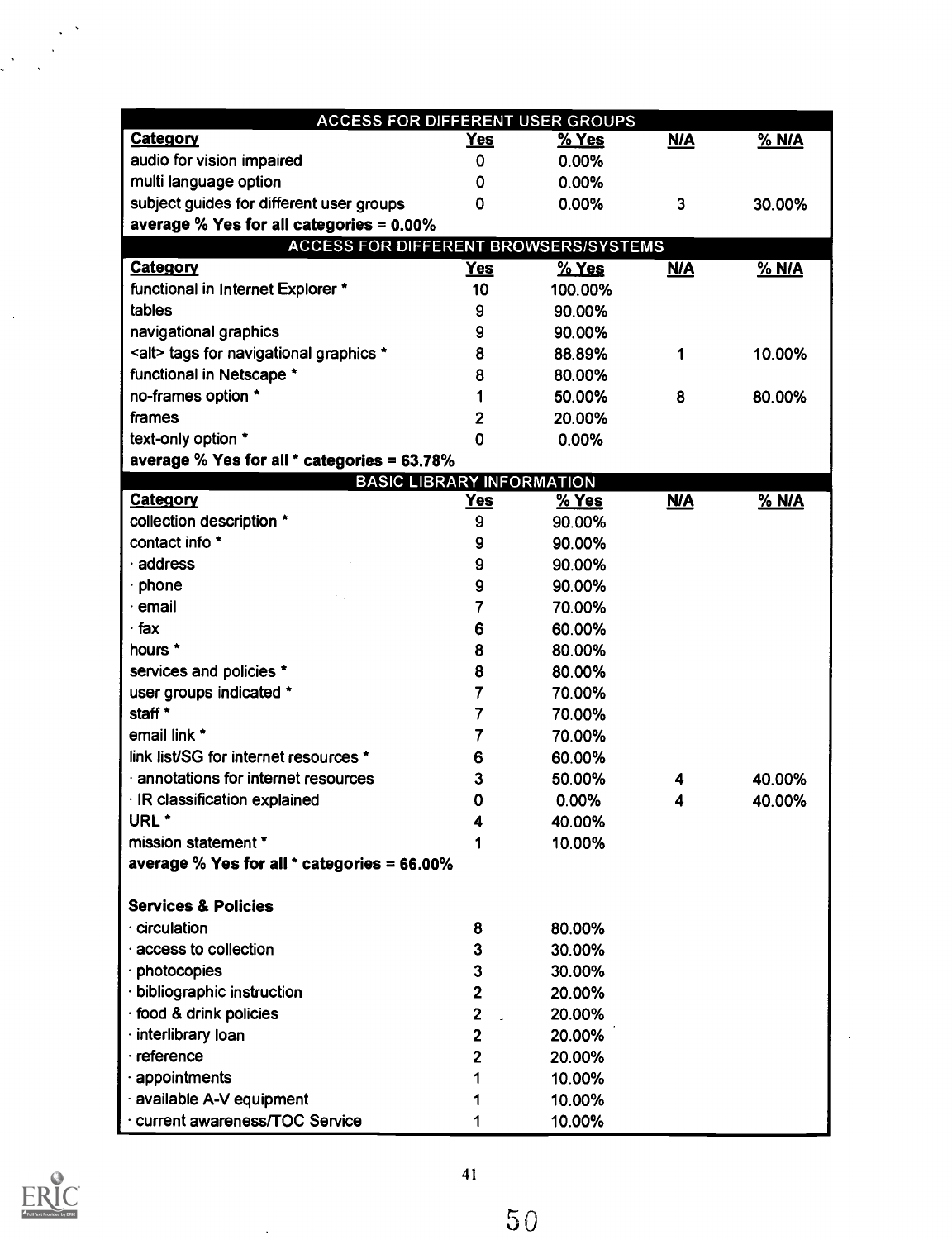| ACCESS FOR DIFFERENT USER GROUPS | | | | |
|---|---|---|---|---|
| **Category** | **Yes** | **% Yes** | **N/A** | **% N/A** |
| audio for vision impaired | 0 | 0.00% | | |
| multi language option | 0 | 0.00% | | |
| subject guides for different user groups | 0 | 0.00% | 3 | 30.00% |
| **average % Yes for all categories = 0.00%** | | | | |

| ACCESS FOR DIFFERENT BROWSERS/SYSTEMS | | | | |
|---|---|---|---|---|
| **Category** | **Yes** | **% Yes** | **N/A** | **% N/A** |
| functional in Internet Explorer * | 10 | 100.00% | | |
| tables | 9 | 90.00% | | |
| navigational graphics | 9 | 90.00% | | |
| <alt> tags for navigational graphics * | 8 | 88.89% | 1 | 10.00% |
| functional in Netscape * | 8 | 80.00% | | |
| no-frames option * | 1 | 50.00% | 8 | 80.00% |
| frames | 2 | 20.00% | | |
| text-only option * | 0 | 0.00% | | |
| **average % Yes for all * categories = 63.78%** | | | | |

| BASIC LIBRARY INFORMATION | | | | |
|---|---|---|---|---|
| **Category** | **Yes** | **% Yes** | **N/A** | **% N/A** |
| collection description * | 9 | 90.00% | | |
| contact info * | 9 | 90.00% | | |
| · address | 9 | 90.00% | | |
| · phone | 9 | 90.00% | | |
| · email | 7 | 70.00% | | |
| · fax | 6 | 60.00% | | |
| hours * | 8 | 80.00% | | |
| services and policies * | 8 | 80.00% | | |
| user groups indicated * | 7 | 70.00% | | |
| staff * | 7 | 70.00% | | |
| email link * | 7 | 70.00% | | |
| link list/SG for internet resources * | 6 | 60.00% | | |
| · annotations for internet resources | 3 | 50.00% | 4 | 40.00% |
| · IR classification explained | 0 | 0.00% | 4 | 40.00% |
| URL * | 4 | 40.00% | | |
| mission statement * | 1 | 10.00% | | |
| **average % Yes for all * categories = 66.00%** | | | | |
| | | | | |
| **Services & Policies** | | | | |
| · circulation | 8 | 80.00% | | |
| · access to collection | 3 | 30.00% | | |
| · photocopies | 3 | 30.00% | | |
| · bibliographic instruction | 2 | 20.00% | | |
| · food & drink policies | 2 | 20.00% | | |
| · interlibrary loan | 2 | 20.00% | | |
| · reference | 2 | 20.00% | | |
| · appointments | 1 | 10.00% | | |
| · available A-V equipment | 1 | 10.00% | | |
| · current awareness/TOC Service | 1 | 10.00% | | |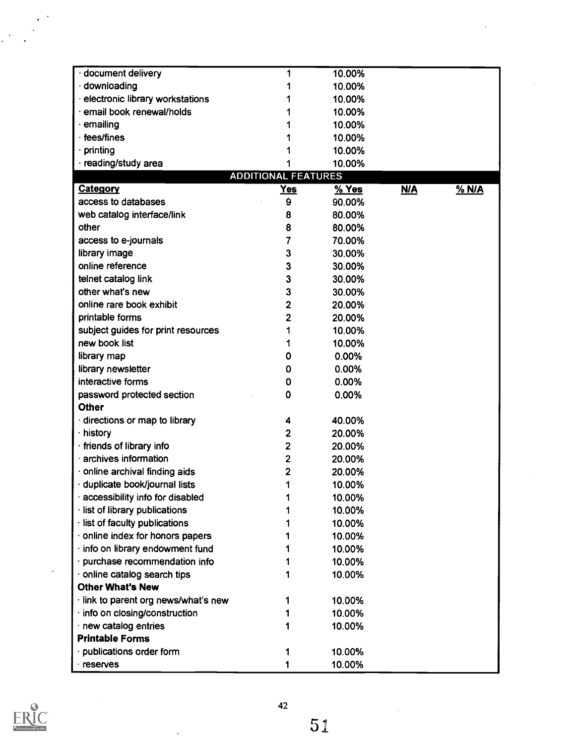| | | | | |
|---|---|---|---|---|
| · document delivery | 1 | 10.00% | | |
| · downloading | 1 | 10.00% | | |
| · electronic library workstations | 1 | 10.00% | | |
| · email book renewal/holds | 1 | 10.00% | | |
| · emailing | 1 | 10.00% | | |
| · fees/fines | 1 | 10.00% | | |
| · printing | 1 | 10.00% | | |
| · reading/study area | 1 | 10.00% | | |
| **ADDITIONAL FEATURES** | | | | |
| **Category** | **Yes** | **% Yes** | **N/A** | **% N/A** |
| access to databases | 9 | 90.00% | | |
| web catalog interface/link | 8 | 80.00% | | |
| other | 8 | 80.00% | | |
| access to e-journals | 7 | 70.00% | | |
| library image | 3 | 30.00% | | |
| online reference | 3 | 30.00% | | |
| telnet catalog link | 3 | 30.00% | | |
| other what's new | 3 | 30.00% | | |
| online rare book exhibit | 2 | 20.00% | | |
| printable forms | 2 | 20.00% | | |
| subject guides for print resources | 1 | 10.00% | | |
| new book list | 1 | 10.00% | | |
| library map | 0 | 0.00% | | |
| library newsletter | 0 | 0.00% | | |
| interactive forms | 0 | 0.00% | | |
| password protected section | 0 | 0.00% | | |
| **Other** | | | | |
| · directions or map to library | 4 | 40.00% | | |
| · history | 2 | 20.00% | | |
| · friends of library info | 2 | 20.00% | | |
| · archives information | 2 | 20.00% | | |
| · online archival finding aids | 2 | 20.00% | | |
| · duplicate book/journal lists | 1 | 10.00% | | |
| · accessibility info for disabled | 1 | 10.00% | | |
| · list of library publications | 1 | 10.00% | | |
| · list of faculty publications | 1 | 10.00% | | |
| · online index for honors papers | 1 | 10.00% | | |
| · info on library endowment fund | 1 | 10.00% | | |
| · purchase recommendation info | 1 | 10.00% | | |
| · online catalog search tips | 1 | 10.00% | | |
| **Other What's New** | | | | |
| · link to parent org news/what's new | 1 | 10.00% | | |
| · info on closing/construction | 1 | 10.00% | | |
| · new catalog entries | 1 | 10.00% | | |
| **Printable Forms** | | | | |
| · publications order form | 1 | 10.00% | | |
| · reserves | 1 | 10.00% | | |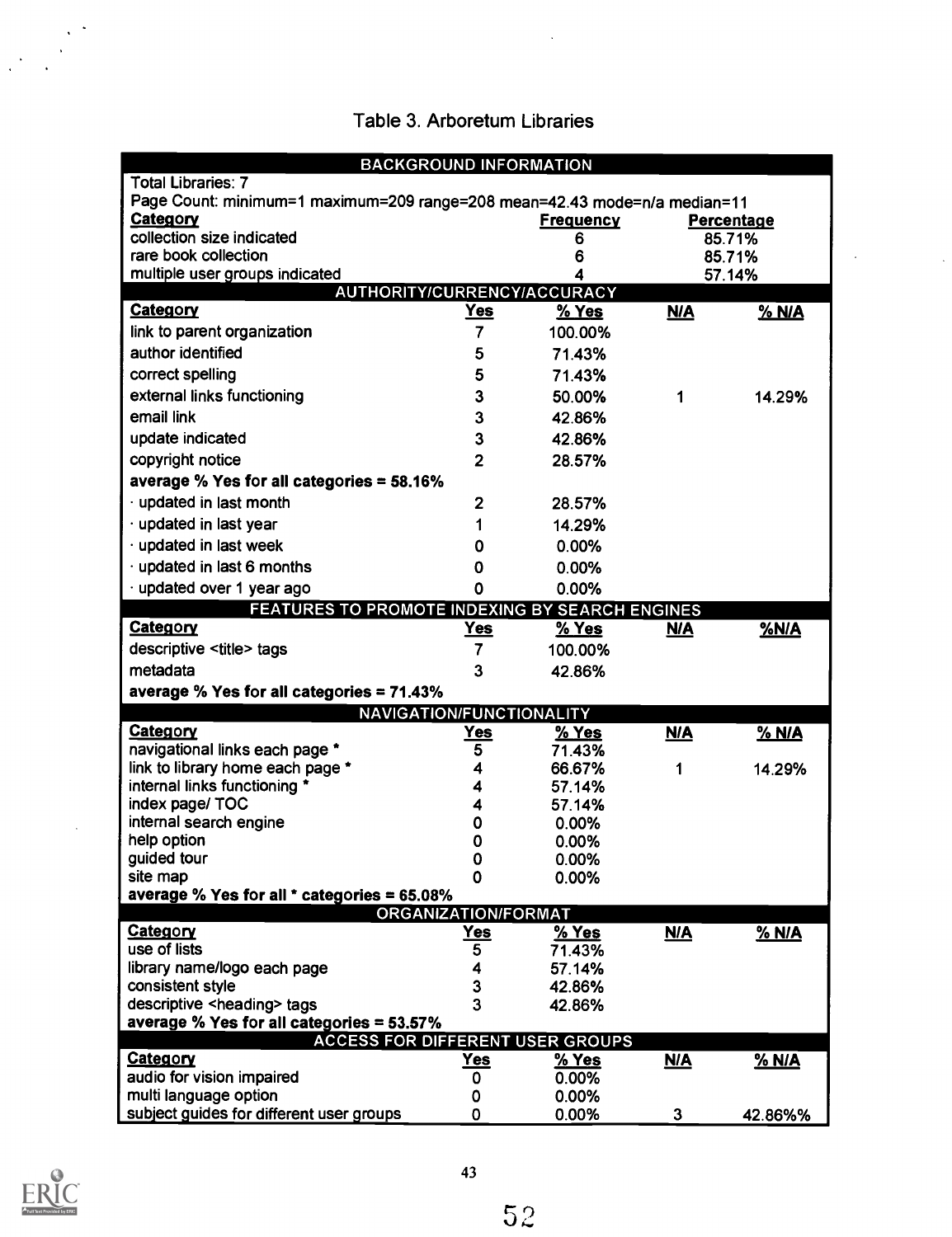## Table 3. Arboretum Libraries

| BACKGROUND INFORMATION | | | | |
|---|---|---|---|---|
| Total Libraries: 7 | | | | |
| Page Count: minimum=1 maximum=209 range=208 mean=42.43 mode=n/a median=11 | | | | |
| **Category** | | **Frequency** | **Percentage** | |
| collection size indicated | | 6 | 85.71% | |
| rare book collection | | 6 | 85.71% | |
| multiple user groups indicated | | 4 | 57.14% | |
| **AUTHORITY/CURRENCY/ACCURACY** | | | | |
| **Category** | **Yes** | **% Yes** | **N/A** | **% N/A** |
| link to parent organization | 7 | 100.00% | | |
| author identified | 5 | 71.43% | | |
| correct spelling | 5 | 71.43% | | |
| external links functioning | 3 | 50.00% | 1 | 14.29% |
| email link | 3 | 42.86% | | |
| update indicated | 3 | 42.86% | | |
| copyright notice | 2 | 28.57% | | |
| **average % Yes for all categories = 58.16%** | | | | |
| · updated in last month | 2 | 28.57% | | |
| · updated in last year | 1 | 14.29% | | |
| · updated in last week | 0 | 0.00% | | |
| · updated in last 6 months | 0 | 0.00% | | |
| · updated over 1 year ago | 0 | 0.00% | | |
| **FEATURES TO PROMOTE INDEXING BY SEARCH ENGINES** | | | | |
| **Category** | **Yes** | **% Yes** | **N/A** | **%N/A** |
| descriptive <title> tags | 7 | 100.00% | | |
| metadata | 3 | 42.86% | | |
| **average % Yes for all categories = 71.43%** | | | | |
| **NAVIGATION/FUNCTIONALITY** | | | | |
| **Category** | **Yes** | **% Yes** | **N/A** | **% N/A** |
| navigational links each page * | 5 | 71.43% | | |
| link to library home each page * | 4 | 66.67% | 1 | 14.29% |
| internal links functioning * | 4 | 57.14% | | |
| index page/ TOC | 4 | 57.14% | | |
| internal search engine | 0 | 0.00% | | |
| help option | 0 | 0.00% | | |
| guided tour | 0 | 0.00% | | |
| site map | 0 | 0.00% | | |
| **average % Yes for all * categories = 65.08%** | | | | |
| **ORGANIZATION/FORMAT** | | | | |
| **Category** | **Yes** | **% Yes** | **N/A** | **% N/A** |
| use of lists | 5 | 71.43% | | |
| library name/logo each page | 4 | 57.14% | | |
| consistent style | 3 | 42.86% | | |
| descriptive <heading> tags | 3 | 42.86% | | |
| **average % Yes for all categories = 53.57%** | | | | |
| **ACCESS FOR DIFFERENT USER GROUPS** | | | | |
| **Category** | **Yes** | **% Yes** | **N/A** | **% N/A** |
| audio for vision impaired | 0 | 0.00% | | |
| multi language option | 0 | 0.00% | | |
| subject guides for different user groups | 0 | 0.00% | 3 | 42.86%% |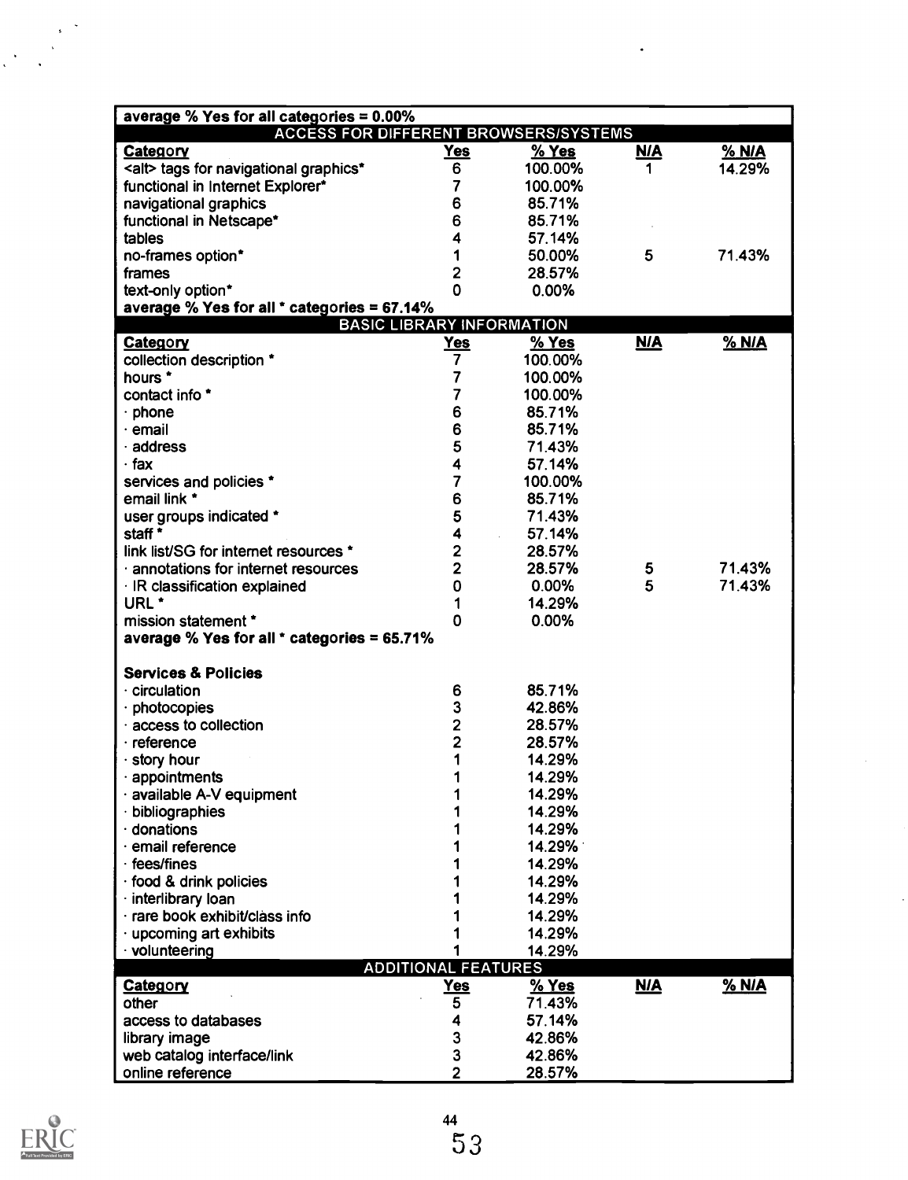| average % Yes for all categories = 0.00% | | | | |
|---|---|---|---|---|
| **ACCESS FOR DIFFERENT BROWSERS/SYSTEMS** | | | | |
| **Category** | **Yes** | **% Yes** | **N/A** | **% N/A** |
| <alt> tags for navigational graphics* | 6 | 100.00% | 1 | 14.29% |
| functional in Internet Explorer* | 7 | 100.00% | | |
| navigational graphics | 6 | 85.71% | | |
| functional in Netscape* | 6 | 85.71% | | |
| tables | 4 | 57.14% | | |
| no-frames option* | 1 | 50.00% | 5 | 71.43% |
| frames | 2 | 28.57% | | |
| text-only option* | 0 | 0.00% | | |
| average % Yes for all * categories = 67.14% | | | | |
| **BASIC LIBRARY INFORMATION** | | | | |
| **Category** | **Yes** | **% Yes** | **N/A** | **% N/A** |
| collection description * | 7 | 100.00% | | |
| hours * | 7 | 100.00% | | |
| contact info * | 7 | 100.00% | | |
| · phone | 6 | 85.71% | | |
| · email | 6 | 85.71% | | |
| · address | 5 | 71.43% | | |
| · fax | 4 | 57.14% | | |
| services and policies * | 7 | 100.00% | | |
| email link * | 6 | 85.71% | | |
| user groups indicated * | 5 | 71.43% | | |
| staff * | 4 | 57.14% | | |
| link list/SG for internet resources * | 2 | 28.57% | | |
| · annotations for internet resources | 2 | 28.57% | 5 | 71.43% |
| · IR classification explained | 0 | 0.00% | 5 | 71.43% |
| URL * | 1 | 14.29% | | |
| mission statement * | 0 | 0.00% | | |
| average % Yes for all * categories = 65.71% | | | | |
| | | | | |
| **Services & Policies** | | | | |
| · circulation | 6 | 85.71% | | |
| · photocopies | 3 | 42.86% | | |
| · access to collection | 2 | 28.57% | | |
| · reference | 2 | 28.57% | | |
| · story hour | 1 | 14.29% | | |
| · appointments | 1 | 14.29% | | |
| · available A-V equipment | 1 | 14.29% | | |
| · bibliographies | 1 | 14.29% | | |
| · donations | 1 | 14.29% | | |
| · email reference | 1 | 14.29% | | |
| · fees/fines | 1 | 14.29% | | |
| · food & drink policies | 1 | 14.29% | | |
| · interlibrary loan | 1 | 14.29% | | |
| · rare book exhibit/class info | 1 | 14.29% | | |
| · upcoming art exhibits | 1 | 14.29% | | |
| · volunteering | 1 | 14.29% | | |
| **ADDITIONAL FEATURES** | | | | |
| **Category** | **Yes** | **% Yes** | **N/A** | **% N/A** |
| other | 5 | 71.43% | | |
| access to databases | 4 | 57.14% | | |
| library image | 3 | 42.86% | | |
| web catalog interface/link | 3 | 42.86% | | |
| online reference | 2 | 28.57% | | |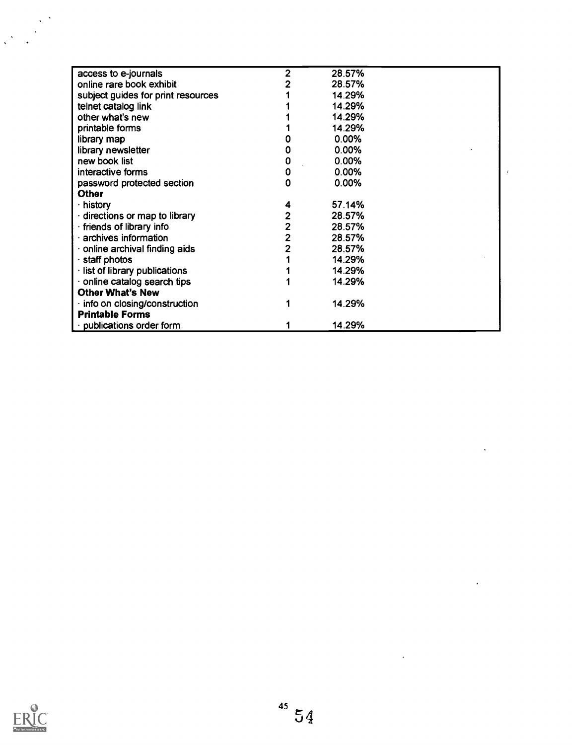| | | |
|---|---|---|
| access to e-journals | 2 | 28.57% |
| online rare book exhibit | 2 | 28.57% |
| subject guides for print resources | 1 | 14.29% |
| telnet catalog link | 1 | 14.29% |
| other what's new | 1 | 14.29% |
| printable forms | 1 | 14.29% |
| library map | 0 | 0.00% |
| library newsletter | 0 | 0.00% |
| new book list | 0 | 0.00% |
| interactive forms | 0 | 0.00% |
| password protected section | 0 | 0.00% |
| **Other** | | |
| · history | 4 | 57.14% |
| · directions or map to library | 2 | 28.57% |
| · friends of library info | 2 | 28.57% |
| · archives information | 2 | 28.57% |
| · online archival finding aids | 2 | 28.57% |
| · staff photos | 1 | 14.29% |
| · list of library publications | 1 | 14.29% |
| · online catalog search tips | 1 | 14.29% |
| **Other What's New** | | |
| · info on closing/construction | 1 | 14.29% |
| **Printable Forms** | | |
| · publications order form | 1 | 14.29% |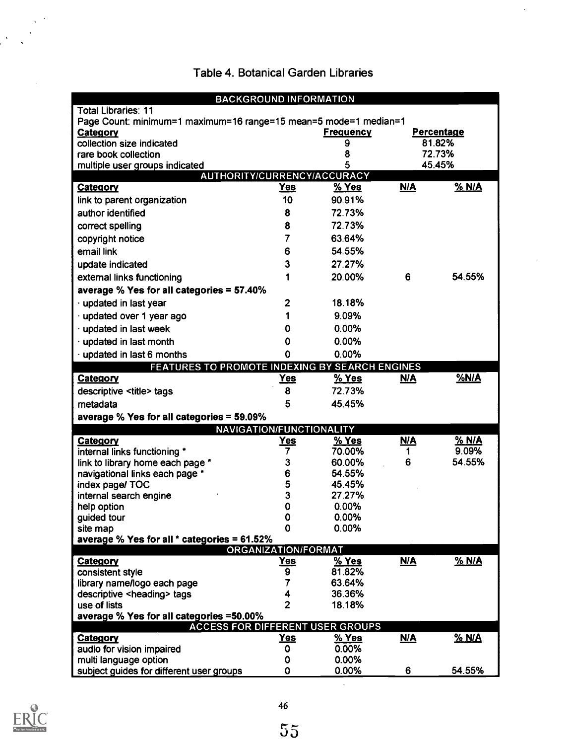# Table 4. Botanical Garden Libraries

| BACKGROUND INFORMATION | | | | |
|---|---|---|---|---|
| Total Libraries: 11 | | | | |
| Page Count: minimum=1 maximum=16 range=15 mean=5 mode=1 median=1 | | | | |
| **Category** | | **Frequency** | | **Percentage** |
| collection size indicated | | 9 | | 81.82% |
| rare book collection | | 8 | | 72.73% |
| multiple user groups indicated | | 5 | | 45.45% |

| AUTHORITY/CURRENCY/ACCURACY | | | | |
|---|---|---|---|---|
| **Category** | **Yes** | **% Yes** | **N/A** | **% N/A** |
| link to parent organization | 10 | 90.91% | | |
| author identified | 8 | 72.73% | | |
| correct spelling | 8 | 72.73% | | |
| copyright notice | 7 | 63.64% | | |
| email link | 6 | 54.55% | | |
| update indicated | 3 | 27.27% | | |
| external links functioning | 1 | 20.00% | 6 | 54.55% |
| **average % Yes for all categories = 57.40%** | | | | |
| · updated in last year | 2 | 18.18% | | |
| · updated over 1 year ago | 1 | 9.09% | | |
| · updated in last week | 0 | 0.00% | | |
| · updated in last month | 0 | 0.00% | | |
| · updated in last 6 months | 0 | 0.00% | | |

| FEATURES TO PROMOTE INDEXING BY SEARCH ENGINES | | | | |
|---|---|---|---|---|
| **Category** | **Yes** | **% Yes** | **N/A** | **%N/A** |
| descriptive <title> tags | 8 | 72.73% | | |
| metadata | 5 | 45.45% | | |
| **average % Yes for all categories = 59.09%** | | | | |

| NAVIGATION/FUNCTIONALITY | | | | |
|---|---|---|---|---|
| **Category** | **Yes** | **% Yes** | **N/A** | **% N/A** |
| internal links functioning * | 7 | 70.00% | 1 | 9.09% |
| link to library home each page * | 3 | 60.00% | 6 | 54.55% |
| navigational links each page * | 6 | 54.55% | | |
| index page/ TOC | 5 | 45.45% | | |
| internal search engine | 3 | 27.27% | | |
| help option | 0 | 0.00% | | |
| guided tour | 0 | 0.00% | | |
| site map | 0 | 0.00% | | |
| **average % Yes for all * categories = 61.52%** | | | | |

| ORGANIZATION/FORMAT | | | | |
|---|---|---|---|---|
| **Category** | **Yes** | **% Yes** | **N/A** | **% N/A** |
| consistent style | 9 | 81.82% | | |
| library name/logo each page | 7 | 63.64% | | |
| descriptive <heading> tags | 4 | 36.36% | | |
| use of lists | 2 | 18.18% | | |
| **average % Yes for all categories =50.00%** | | | | |

| ACCESS FOR DIFFERENT USER GROUPS | | | | |
|---|---|---|---|---|
| **Category** | **Yes** | **% Yes** | **N/A** | **% N/A** |
| audio for vision impaired | 0 | 0.00% | | |
| multi language option | 0 | 0.00% | | |
| subject guides for different user groups | 0 | 0.00% | 6 | 54.55% |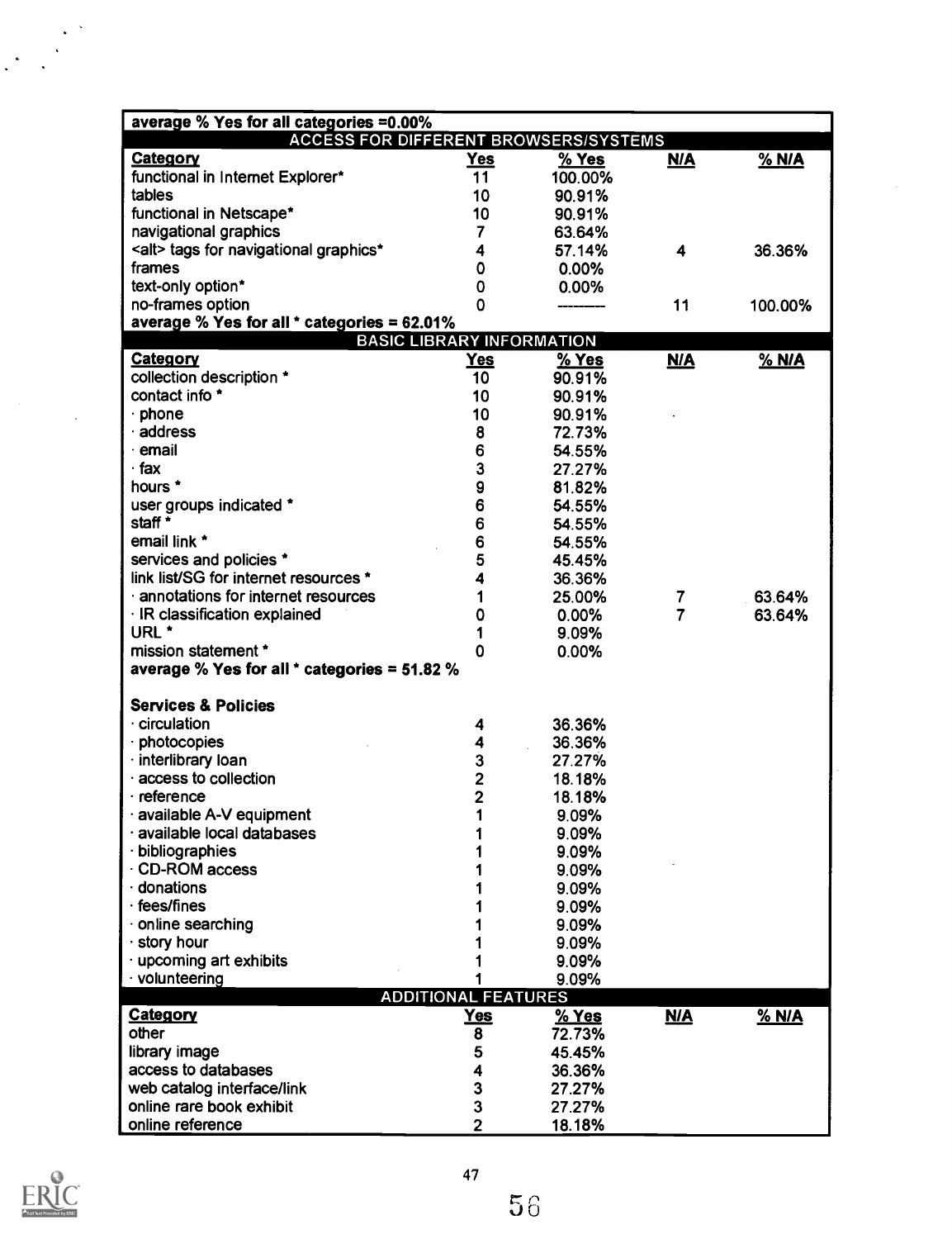| average % Yes for all categories =0.00% | | | | |
|---|---|---|---|---|
| **ACCESS FOR DIFFERENT BROWSERS/SYSTEMS** | | | | |
| **Category** | **Yes** | **% Yes** | **N/A** | **% N/A** |
| functional in Internet Explorer* | 11 | 100.00% | | |
| tables | 10 | 90.91% | | |
| functional in Netscape* | 10 | 90.91% | | |
| navigational graphics | 7 | 63.64% | | |
| <alt> tags for navigational graphics* | 4 | 57.14% | 4 | 36.36% |
| frames | 0 | 0.00% | | |
| text-only option* | 0 | 0.00% | | |
| no-frames option | 0 | -------- | 11 | 100.00% |
| average % Yes for all * categories = 62.01% | | | | |
| **BASIC LIBRARY INFORMATION** | | | | |
| **Category** | **Yes** | **% Yes** | **N/A** | **% N/A** |
| collection description * | 10 | 90.91% | | |
| contact info * | 10 | 90.91% | | |
| · phone | 10 | 90.91% | | |
| · address | 8 | 72.73% | | |
| · email | 6 | 54.55% | | |
| · fax | 3 | 27.27% | | |
| hours * | 9 | 81.82% | | |
| user groups indicated * | 6 | 54.55% | | |
| staff * | 6 | 54.55% | | |
| email link * | 6 | 54.55% | | |
| services and policies * | 5 | 45.45% | | |
| link list/SG for internet resources * | 4 | 36.36% | | |
| · annotations for internet resources | 1 | 25.00% | 7 | 63.64% |
| · IR classification explained | 0 | 0.00% | 7 | 63.64% |
| URL * | 1 | 9.09% | | |
| mission statement * | 0 | 0.00% | | |
| average % Yes for all * categories = 51.82 % | | | | |
| | | | | |
| **Services & Policies** | | | | |
| · circulation | 4 | 36.36% | | |
| · photocopies | 4 | 36.36% | | |
| · interlibrary loan | 3 | 27.27% | | |
| · access to collection | 2 | 18.18% | | |
| · reference | 2 | 18.18% | | |
| · available A-V equipment | 1 | 9.09% | | |
| · available local databases | 1 | 9.09% | | |
| · bibliographies | 1 | 9.09% | | |
| · CD-ROM access | 1 | 9.09% | | |
| · donations | 1 | 9.09% | | |
| · fees/fines | 1 | 9.09% | | |
| · online searching | 1 | 9.09% | | |
| · story hour | 1 | 9.09% | | |
| · upcoming art exhibits | 1 | 9.09% | | |
| · volunteering | 1 | 9.09% | | |
| **ADDITIONAL FEATURES** | | | | |
| **Category** | **Yes** | **% Yes** | **N/A** | **% N/A** |
| other | 8 | 72.73% | | |
| library image | 5 | 45.45% | | |
| access to databases | 4 | 36.36% | | |
| web catalog interface/link | 3 | 27.27% | | |
| online rare book exhibit | 3 | 27.27% | | |
| online reference | 2 | 18.18% | | |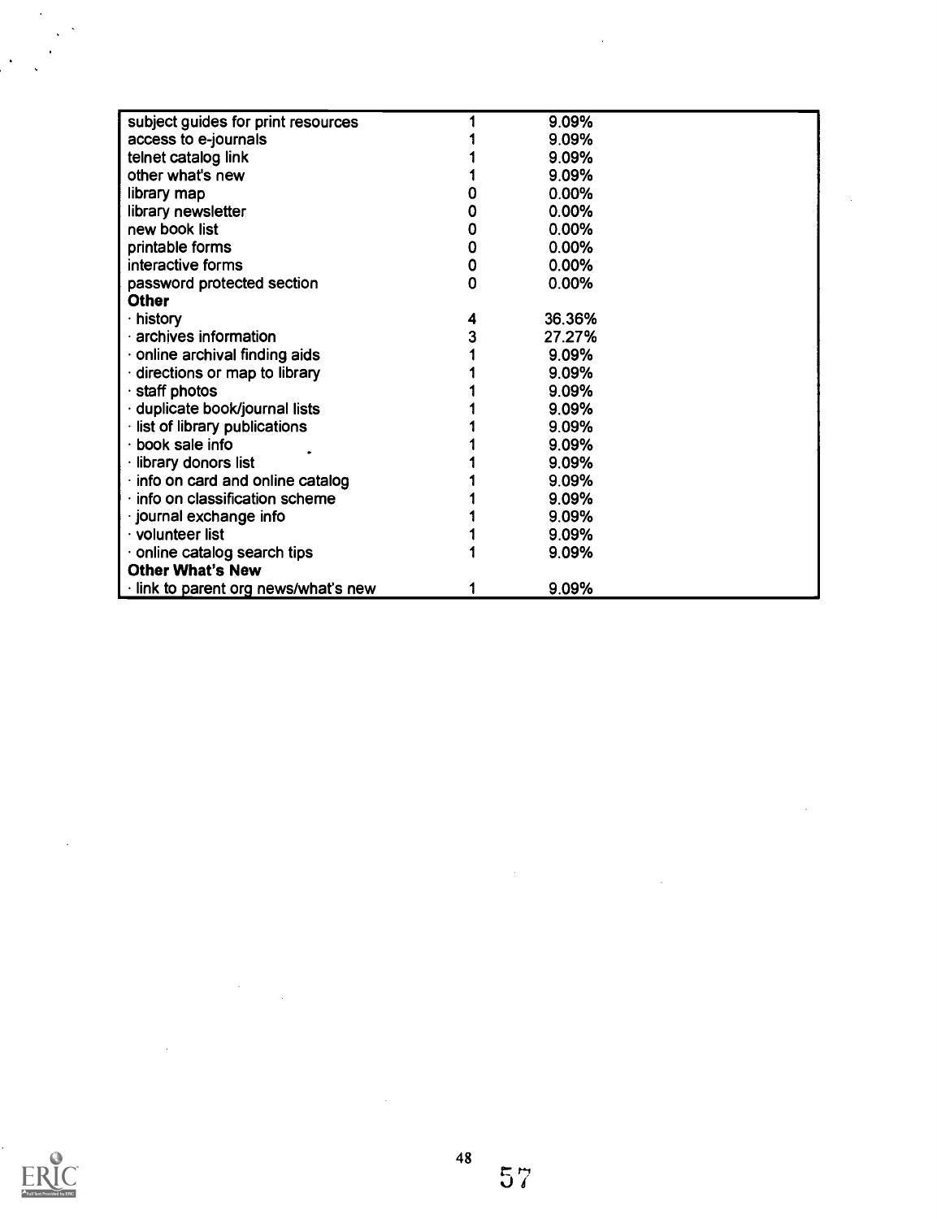| | | |
|---|---|---|
| subject guides for print resources | 1 | 9.09% |
| access to e-journals | 1 | 9.09% |
| telnet catalog link | 1 | 9.09% |
| other what's new | 1 | 9.09% |
| library map | 0 | 0.00% |
| library newsletter | 0 | 0.00% |
| new book list | 0 | 0.00% |
| printable forms | 0 | 0.00% |
| interactive forms | 0 | 0.00% |
| password protected section | 0 | 0.00% |
| **Other** | | |
| · history | 4 | 36.36% |
| · archives information | 3 | 27.27% |
| · online archival finding aids | 1 | 9.09% |
| · directions or map to library | 1 | 9.09% |
| · staff photos | 1 | 9.09% |
| · duplicate book/journal lists | 1 | 9.09% |
| · list of library publications | 1 | 9.09% |
| · book sale info | 1 | 9.09% |
| · library donors list | 1 | 9.09% |
| · info on card and online catalog | 1 | 9.09% |
| · info on classification scheme | 1 | 9.09% |
| · journal exchange info | 1 | 9.09% |
| · volunteer list | 1 | 9.09% |
| · online catalog search tips | 1 | 9.09% |
| **Other What's New** | | |
| · link to parent org news/what's new | 1 | 9.09% |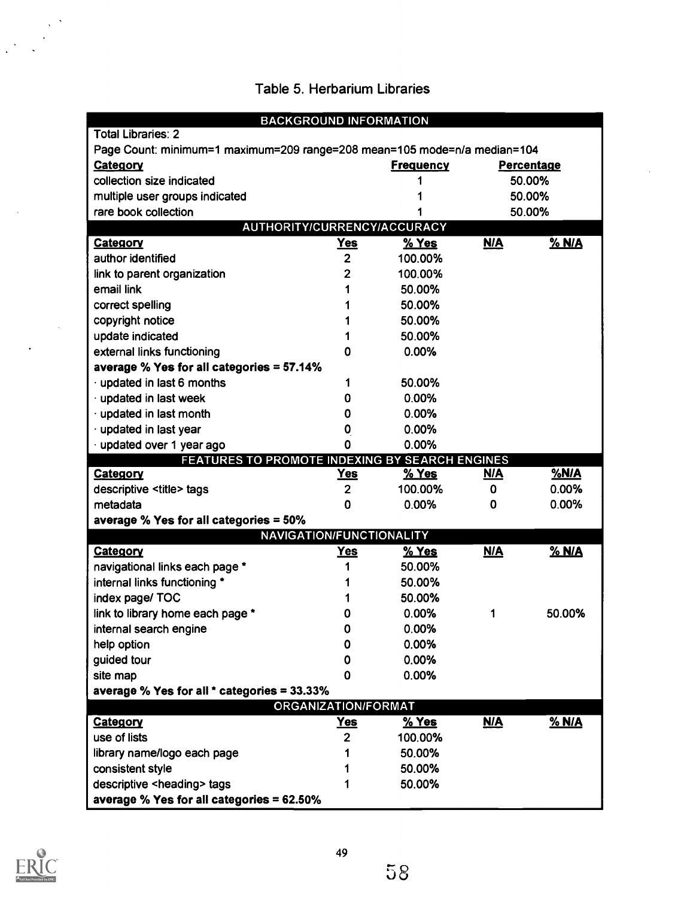# Table 5. Herbarium Libraries

| BACKGROUND INFORMATION | | | | |
|---|---|---|---|---|
| Total Libraries: 2 | | | | |
| Page Count: minimum=1 maximum=209 range=208 mean=105 mode=n/a median=104 | | | | |
| **Category** | | **Frequency** | **Percentage** | |
| collection size indicated | | 1 | 50.00% | |
| multiple user groups indicated | | 1 | 50.00% | |
| rare book collection | | 1 | 50.00% | |
| **AUTHORITY/CURRENCY/ACCURACY** | | | | |
| **Category** | **Yes** | **% Yes** | **N/A** | **% N/A** |
| author identified | 2 | 100.00% | | |
| link to parent organization | 2 | 100.00% | | |
| email link | 1 | 50.00% | | |
| correct spelling | 1 | 50.00% | | |
| copyright notice | 1 | 50.00% | | |
| update indicated | 1 | 50.00% | | |
| external links functioning | 0 | 0.00% | | |
| **average % Yes for all categories = 57.14%** | | | | |
| · updated in last 6 months | 1 | 50.00% | | |
| · updated in last week | 0 | 0.00% | | |
| · updated in last month | 0 | 0.00% | | |
| · updated in last year | 0 | 0.00% | | |
| · updated over 1 year ago | 0 | 0.00% | | |
| **FEATURES TO PROMOTE INDEXING BY SEARCH ENGINES** | | | | |
| **Category** | **Yes** | **% Yes** | **N/A** | **%N/A** |
| descriptive <title> tags | 2 | 100.00% | 0 | 0.00% |
| metadata | 0 | 0.00% | 0 | 0.00% |
| **average % Yes for all categories = 50%** | | | | |
| **NAVIGATION/FUNCTIONALITY** | | | | |
| **Category** | **Yes** | **% Yes** | **N/A** | **% N/A** |
| navigational links each page * | 1 | 50.00% | | |
| internal links functioning * | 1 | 50.00% | | |
| index page/ TOC | 1 | 50.00% | | |
| link to library home each page * | 0 | 0.00% | 1 | 50.00% |
| internal search engine | 0 | 0.00% | | |
| help option | 0 | 0.00% | | |
| guided tour | 0 | 0.00% | | |
| site map | 0 | 0.00% | | |
| **average % Yes for all * categories = 33.33%** | | | | |
| **ORGANIZATION/FORMAT** | | | | |
| **Category** | **Yes** | **% Yes** | **N/A** | **% N/A** |
| use of lists | 2 | 100.00% | | |
| library name/logo each page | 1 | 50.00% | | |
| consistent style | 1 | 50.00% | | |
| descriptive <heading> tags | 1 | 50.00% | | |
| **average % Yes for all categories = 62.50%** | | | | |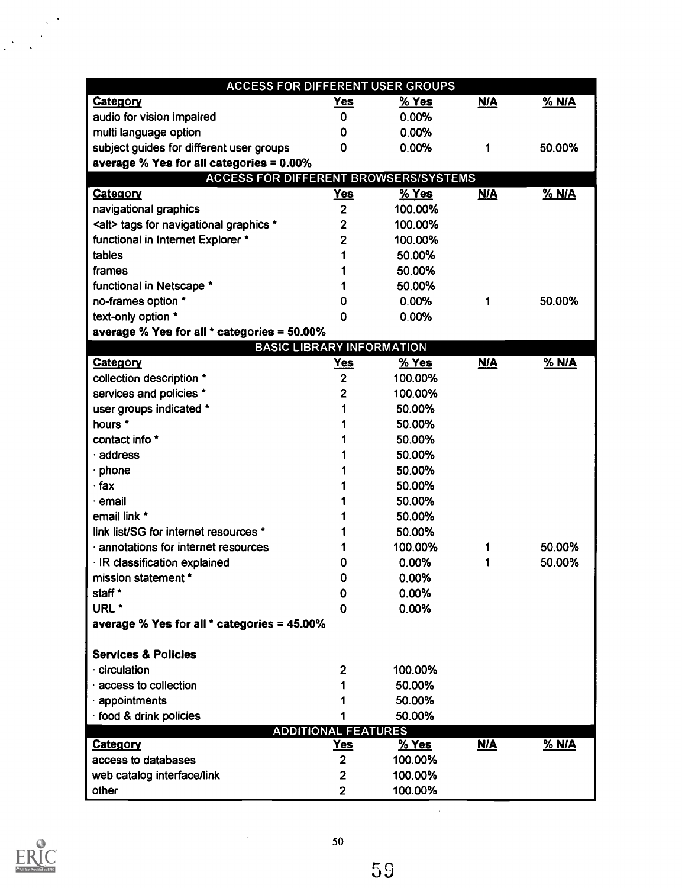| ACCESS FOR DIFFERENT USER GROUPS | | | | |
|---|---|---|---|---|
| **Category** | **Yes** | **% Yes** | **N/A** | **% N/A** |
| audio for vision impaired | 0 | 0.00% | | |
| multi language option | 0 | 0.00% | | |
| subject guides for different user groups | 0 | 0.00% | 1 | 50.00% |
| **average % Yes for all categories = 0.00%** | | | | |
| **ACCESS FOR DIFFERENT BROWSERS/SYSTEMS** | | | | |
| **Category** | **Yes** | **% Yes** | **N/A** | **% N/A** |
| navigational graphics | 2 | 100.00% | | |
| <alt> tags for navigational graphics * | 2 | 100.00% | | |
| functional in Internet Explorer * | 2 | 100.00% | | |
| tables | 1 | 50.00% | | |
| frames | 1 | 50.00% | | |
| functional in Netscape * | 1 | 50.00% | | |
| no-frames option * | 0 | 0.00% | 1 | 50.00% |
| text-only option * | 0 | 0.00% | | |
| **average % Yes for all * categories = 50.00%** | | | | |
| **BASIC LIBRARY INFORMATION** | | | | |
| **Category** | **Yes** | **% Yes** | **N/A** | **% N/A** |
| collection description * | 2 | 100.00% | | |
| services and policies * | 2 | 100.00% | | |
| user groups indicated * | 1 | 50.00% | | |
| hours * | 1 | 50.00% | | |
| contact info * | 1 | 50.00% | | |
| · address | 1 | 50.00% | | |
| · phone | 1 | 50.00% | | |
| · fax | 1 | 50.00% | | |
| · email | 1 | 50.00% | | |
| email link * | 1 | 50.00% | | |
| link list/SG for internet resources * | 1 | 50.00% | | |
| · annotations for internet resources | 1 | 100.00% | 1 | 50.00% |
| · IR classification explained | 0 | 0.00% | 1 | 50.00% |
| mission statement * | 0 | 0.00% | | |
| staff * | 0 | 0.00% | | |
| URL * | 0 | 0.00% | | |
| **average % Yes for all * categories = 45.00%** | | | | |
| | | | | |
| **Services & Policies** | | | | |
| · circulation | 2 | 100.00% | | |
| · access to collection | 1 | 50.00% | | |
| · appointments | 1 | 50.00% | | |
| · food & drink policies | 1 | 50.00% | | |
| **ADDITIONAL FEATURES** | | | | |
| **Category** | **Yes** | **% Yes** | **N/A** | **% N/A** |
| access to databases | 2 | 100.00% | | |
| web catalog interface/link | 2 | 100.00% | | |
| other | 2 | 100.00% | | |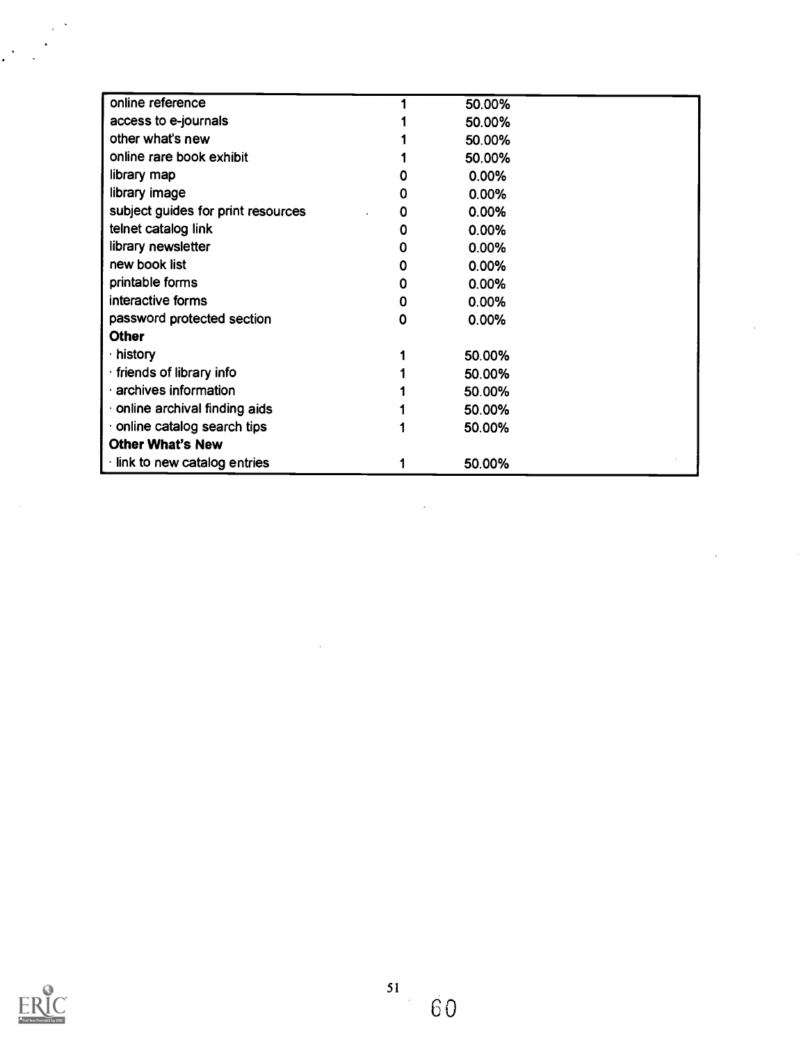| | | |
|---|---|---|
| online reference | 1 | 50.00% |
| access to e-journals | 1 | 50.00% |
| other what's new | 1 | 50.00% |
| online rare book exhibit | 1 | 50.00% |
| library map | 0 | 0.00% |
| library image | 0 | 0.00% |
| subject guides for print resources | 0 | 0.00% |
| telnet catalog link | 0 | 0.00% |
| library newsletter | 0 | 0.00% |
| new book list | 0 | 0.00% |
| printable forms | 0 | 0.00% |
| interactive forms | 0 | 0.00% |
| password protected section | 0 | 0.00% |
| **Other** | | |
| · history | 1 | 50.00% |
| · friends of library info | 1 | 50.00% |
| · archives information | 1 | 50.00% |
| · online archival finding aids | 1 | 50.00% |
| · online catalog search tips | 1 | 50.00% |
| **Other What's New** | | |
| · link to new catalog entries | 1 | 50.00% |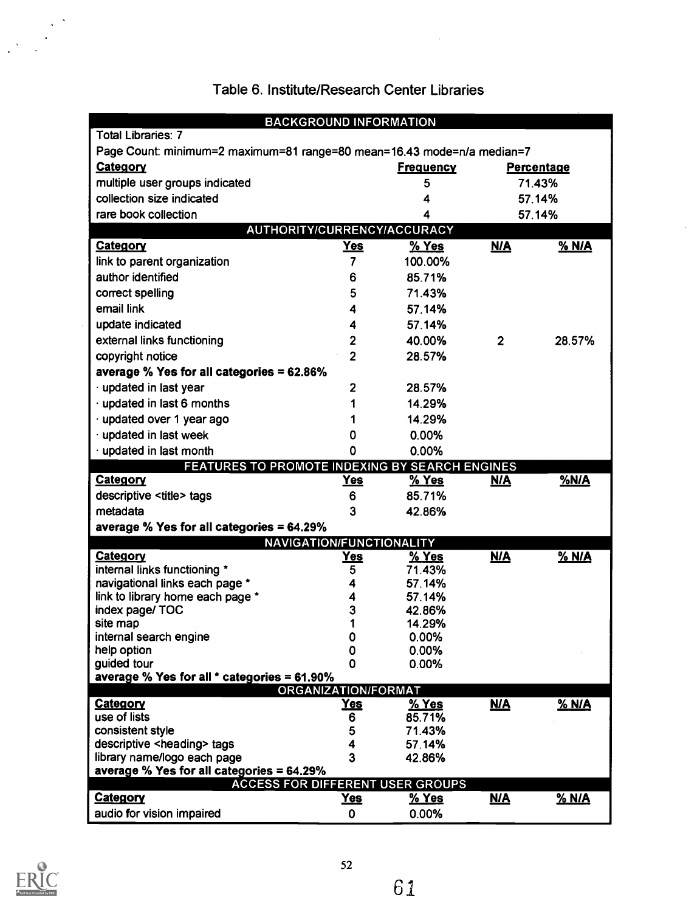# Table 6. Institute/Research Center Libraries

| BACKGROUND INFORMATION | | | | |
|---|---|---|---|---|
| Total Libraries: 7 | | | | |
| Page Count: minimum=2 maximum=81 range=80 mean=16.43 mode=n/a median=7 | | | | |
| **Category** | | **Frequency** | **Percentage** | |
| multiple user groups indicated | | 5 | 71.43% | |
| collection size indicated | | 4 | 57.14% | |
| rare book collection | | 4 | 57.14% | |
| **AUTHORITY/CURRENCY/ACCURACY** | | | | |
| **Category** | **Yes** | **% Yes** | **N/A** | **% N/A** |
| link to parent organization | 7 | 100.00% | | |
| author identified | 6 | 85.71% | | |
| correct spelling | 5 | 71.43% | | |
| email link | 4 | 57.14% | | |
| update indicated | 4 | 57.14% | | |
| external links functioning | 2 | 40.00% | 2 | 28.57% |
| copyright notice | 2 | 28.57% | | |
| **average % Yes for all categories = 62.86%** | | | | |
| · updated in last year | 2 | 28.57% | | |
| · updated in last 6 months | 1 | 14.29% | | |
| · updated over 1 year ago | 1 | 14.29% | | |
| · updated in last week | 0 | 0.00% | | |
| · updated in last month | 0 | 0.00% | | |
| **FEATURES TO PROMOTE INDEXING BY SEARCH ENGINES** | | | | |
| **Category** | **Yes** | **% Yes** | **N/A** | **%N/A** |
| descriptive <title> tags | 6 | 85.71% | | |
| metadata | 3 | 42.86% | | |
| **average % Yes for all categories = 64.29%** | | | | |
| **NAVIGATION/FUNCTIONALITY** | | | | |
| **Category** | **Yes** | **% Yes** | **N/A** | **% N/A** |
| internal links functioning * | 5 | 71.43% | | |
| navigational links each page * | 4 | 57.14% | | |
| link to library home each page * | 4 | 57.14% | | |
| index page/ TOC | 3 | 42.86% | | |
| site map | 1 | 14.29% | | |
| internal search engine | 0 | 0.00% | | |
| help option | 0 | 0.00% | | |
| guided tour | 0 | 0.00% | | |
| **average % Yes for all * categories = 61.90%** | | | | |
| **ORGANIZATION/FORMAT** | | | | |
| **Category** | **Yes** | **% Yes** | **N/A** | **% N/A** |
| use of lists | 6 | 85.71% | | |
| consistent style | 5 | 71.43% | | |
| descriptive <heading> tags | 4 | 57.14% | | |
| library name/logo each page | 3 | 42.86% | | |
| **average % Yes for all categories = 64.29%** | | | | |
| **ACCESS FOR DIFFERENT USER GROUPS** | | | | |
| **Category** | **Yes** | **% Yes** | **N/A** | **% N/A** |
| audio for vision impaired | 0 | 0.00% | | |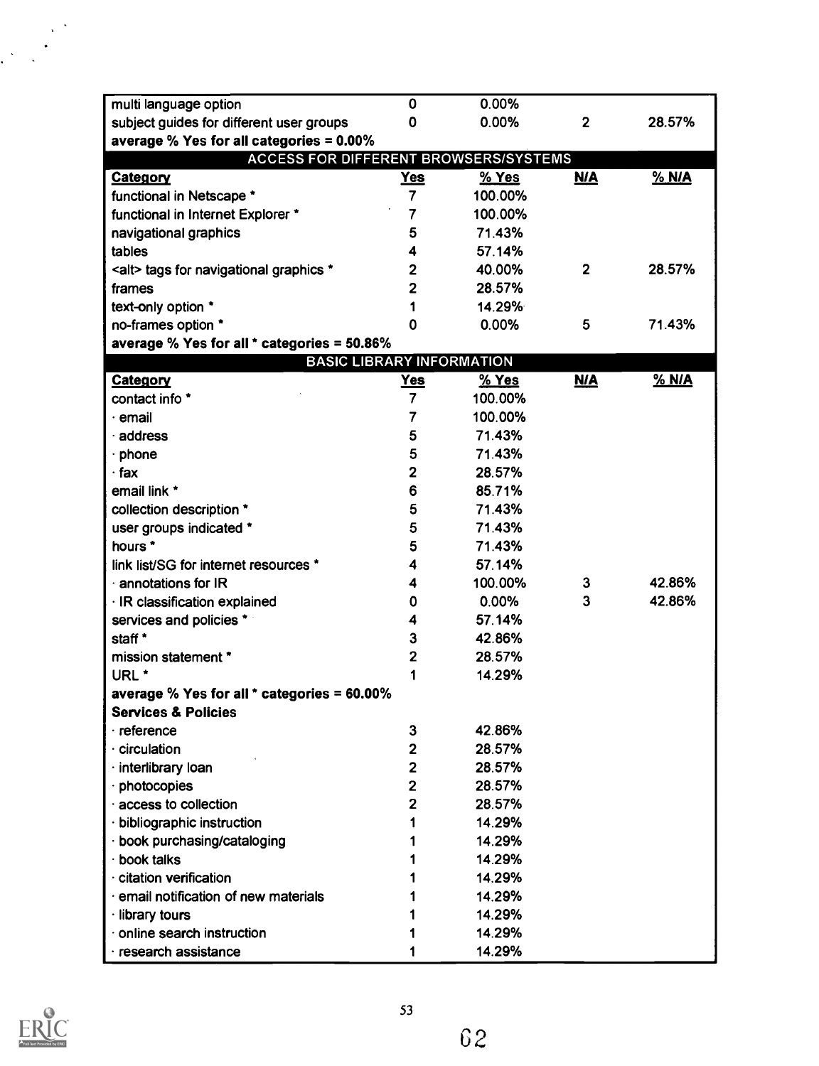| | | | | |
|---|---|---|---|---|
| multi language option | 0 | 0.00% | | |
| subject guides for different user groups | 0 | 0.00% | 2 | 28.57% |
| **average % Yes for all categories = 0.00%** | | | | |

**ACCESS FOR DIFFERENT BROWSERS/SYSTEMS**

| Category | Yes | % Yes | N/A | % N/A |
|---|---|---|---|---|
| functional in Netscape * | 7 | 100.00% | | |
| functional in Internet Explorer * | 7 | 100.00% | | |
| navigational graphics | 5 | 71.43% | | |
| tables | 4 | 57.14% | | |
| <alt> tags for navigational graphics * | 2 | 40.00% | 2 | 28.57% |
| frames | 2 | 28.57% | | |
| text-only option * | 1 | 14.29% | | |
| no-frames option * | 0 | 0.00% | 5 | 71.43% |
| **average % Yes for all * categories = 50.86%** | | | | |

**BASIC LIBRARY INFORMATION**

| Category | Yes | % Yes | N/A | % N/A |
|---|---|---|---|---|
| contact info * | 7 | 100.00% | | |
| · email | 7 | 100.00% | | |
| · address | 5 | 71.43% | | |
| · phone | 5 | 71.43% | | |
| · fax | 2 | 28.57% | | |
| email link * | 6 | 85.71% | | |
| collection description * | 5 | 71.43% | | |
| user groups indicated * | 5 | 71.43% | | |
| hours * | 5 | 71.43% | | |
| link list/SG for internet resources * | 4 | 57.14% | | |
| · annotations for IR | 4 | 100.00% | 3 | 42.86% |
| · IR classification explained | 0 | 0.00% | 3 | 42.86% |
| services and policies * | 4 | 57.14% | | |
| staff * | 3 | 42.86% | | |
| mission statement * | 2 | 28.57% | | |
| URL * | 1 | 14.29% | | |
| **average % Yes for all * categories = 60.00%** | | | | |
| **Services & Policies** | | | | |
| · reference | 3 | 42.86% | | |
| · circulation | 2 | 28.57% | | |
| · interlibrary loan | 2 | 28.57% | | |
| · photocopies | 2 | 28.57% | | |
| · access to collection | 2 | 28.57% | | |
| · bibliographic instruction | 1 | 14.29% | | |
| · book purchasing/cataloging | 1 | 14.29% | | |
| · book talks | 1 | 14.29% | | |
| · citation verification | 1 | 14.29% | | |
| · email notification of new materials | 1 | 14.29% | | |
| · library tours | 1 | 14.29% | | |
| · online search instruction | 1 | 14.29% | | |
| · research assistance | 1 | 14.29% | | |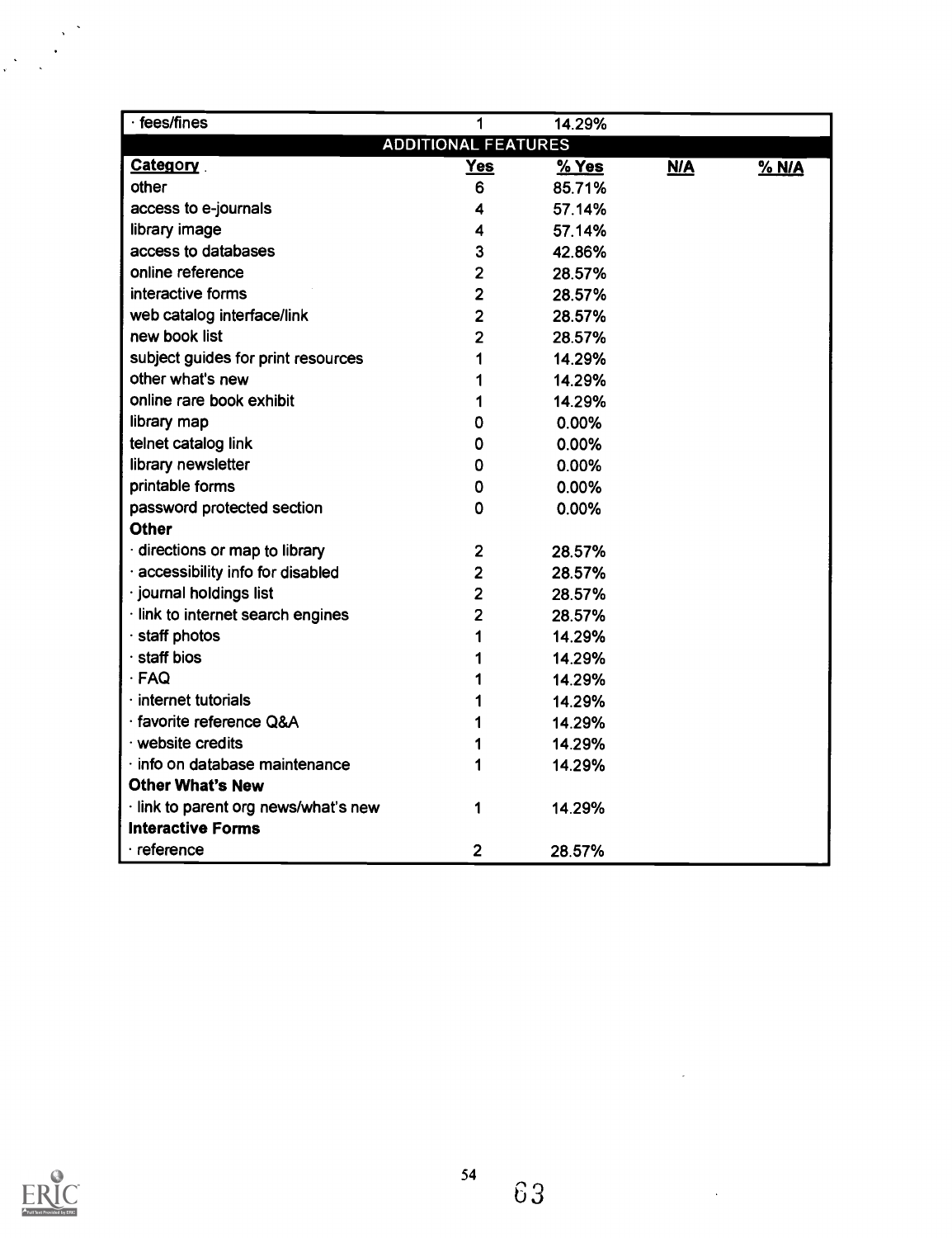| | | | | |
|---|---|---|---|---|
| · fees/fines | 1 | 14.29% | | |
| **ADDITIONAL FEATURES** | | | | |
| **Category** | **Yes** | **% Yes** | **N/A** | **% N/A** |
| other | 6 | 85.71% | | |
| access to e-journals | 4 | 57.14% | | |
| library image | 4 | 57.14% | | |
| access to databases | 3 | 42.86% | | |
| online reference | 2 | 28.57% | | |
| interactive forms | 2 | 28.57% | | |
| web catalog interface/link | 2 | 28.57% | | |
| new book list | 2 | 28.57% | | |
| subject guides for print resources | 1 | 14.29% | | |
| other what's new | 1 | 14.29% | | |
| online rare book exhibit | 1 | 14.29% | | |
| library map | 0 | 0.00% | | |
| telnet catalog link | 0 | 0.00% | | |
| library newsletter | 0 | 0.00% | | |
| printable forms | 0 | 0.00% | | |
| password protected section | 0 | 0.00% | | |
| **Other** | | | | |
| · directions or map to library | 2 | 28.57% | | |
| · accessibility info for disabled | 2 | 28.57% | | |
| · journal holdings list | 2 | 28.57% | | |
| · link to internet search engines | 2 | 28.57% | | |
| · staff photos | 1 | 14.29% | | |
| · staff bios | 1 | 14.29% | | |
| · FAQ | 1 | 14.29% | | |
| · internet tutorials | 1 | 14.29% | | |
| · favorite reference Q&A | 1 | 14.29% | | |
| · website credits | 1 | 14.29% | | |
| · info on database maintenance | 1 | 14.29% | | |
| **Other What's New** | | | | |
| · link to parent org news/what's new | 1 | 14.29% | | |
| **Interactive Forms** | | | | |
| · reference | 2 | 28.57% | | |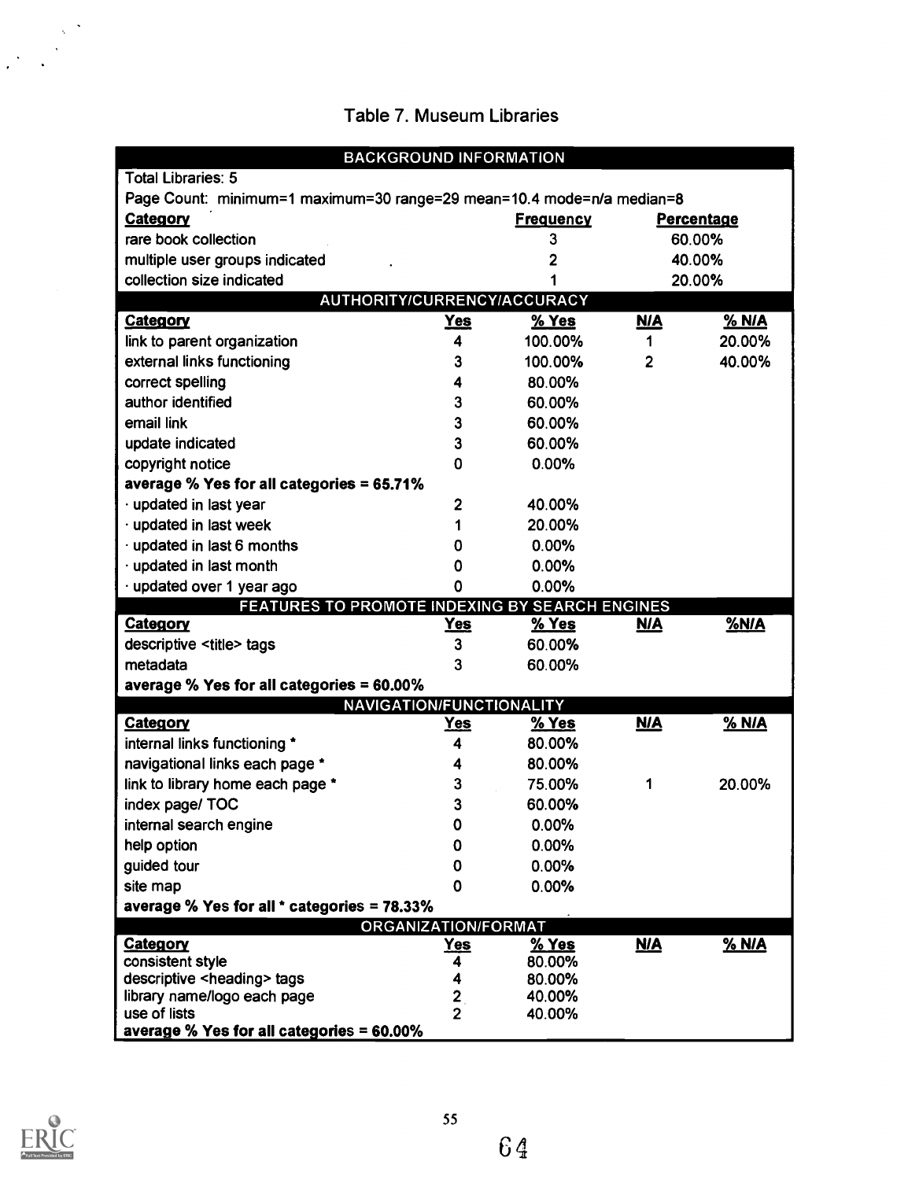# Table 7. Museum Libraries

| BACKGROUND INFORMATION | | | | |
|---|---|---|---|---|
| Total Libraries: 5 | | | | |
| Page Count: minimum=1 maximum=30 range=29 mean=10.4 mode=n/a median=8 | | | | |
| **Category** | | **Frequency** | **Percentage** | |
| rare book collection | | 3 | 60.00% | |
| multiple user groups indicated | | 2 | 40.00% | |
| collection size indicated | | 1 | 20.00% | |
| **AUTHORITY/CURRENCY/ACCURACY** | | | | |
| **Category** | **Yes** | **% Yes** | **N/A** | **% N/A** |
| link to parent organization | 4 | 100.00% | 1 | 20.00% |
| external links functioning | 3 | 100.00% | 2 | 40.00% |
| correct spelling | 4 | 80.00% | | |
| author identified | 3 | 60.00% | | |
| email link | 3 | 60.00% | | |
| update indicated | 3 | 60.00% | | |
| copyright notice | 0 | 0.00% | | |
| **average % Yes for all categories = 65.71%** | | | | |
| · updated in last year | 2 | 40.00% | | |
| · updated in last week | 1 | 20.00% | | |
| · updated in last 6 months | 0 | 0.00% | | |
| · updated in last month | 0 | 0.00% | | |
| · updated over 1 year ago | 0 | 0.00% | | |
| **FEATURES TO PROMOTE INDEXING BY SEARCH ENGINES** | | | | |
| **Category** | **Yes** | **% Yes** | **N/A** | **%N/A** |
| descriptive <title> tags | 3 | 60.00% | | |
| metadata | 3 | 60.00% | | |
| **average % Yes for all categories = 60.00%** | | | | |
| **NAVIGATION/FUNCTIONALITY** | | | | |
| **Category** | **Yes** | **% Yes** | **N/A** | **% N/A** |
| internal links functioning * | 4 | 80.00% | | |
| navigational links each page * | 4 | 80.00% | | |
| link to library home each page * | 3 | 75.00% | 1 | 20.00% |
| index page/ TOC | 3 | 60.00% | | |
| internal search engine | 0 | 0.00% | | |
| help option | 0 | 0.00% | | |
| guided tour | 0 | 0.00% | | |
| site map | 0 | 0.00% | | |
| **average % Yes for all * categories = 78.33%** | | | | |
| **ORGANIZATION/FORMAT** | | | | |
| **Category** | **Yes** | **% Yes** | **N/A** | **% N/A** |
| consistent style | 4 | 80.00% | | |
| descriptive <heading> tags | 4 | 80.00% | | |
| library name/logo each page | 2 | 40.00% | | |
| use of lists | 2 | 40.00% | | |
| **average % Yes for all categories = 60.00%** | | | | |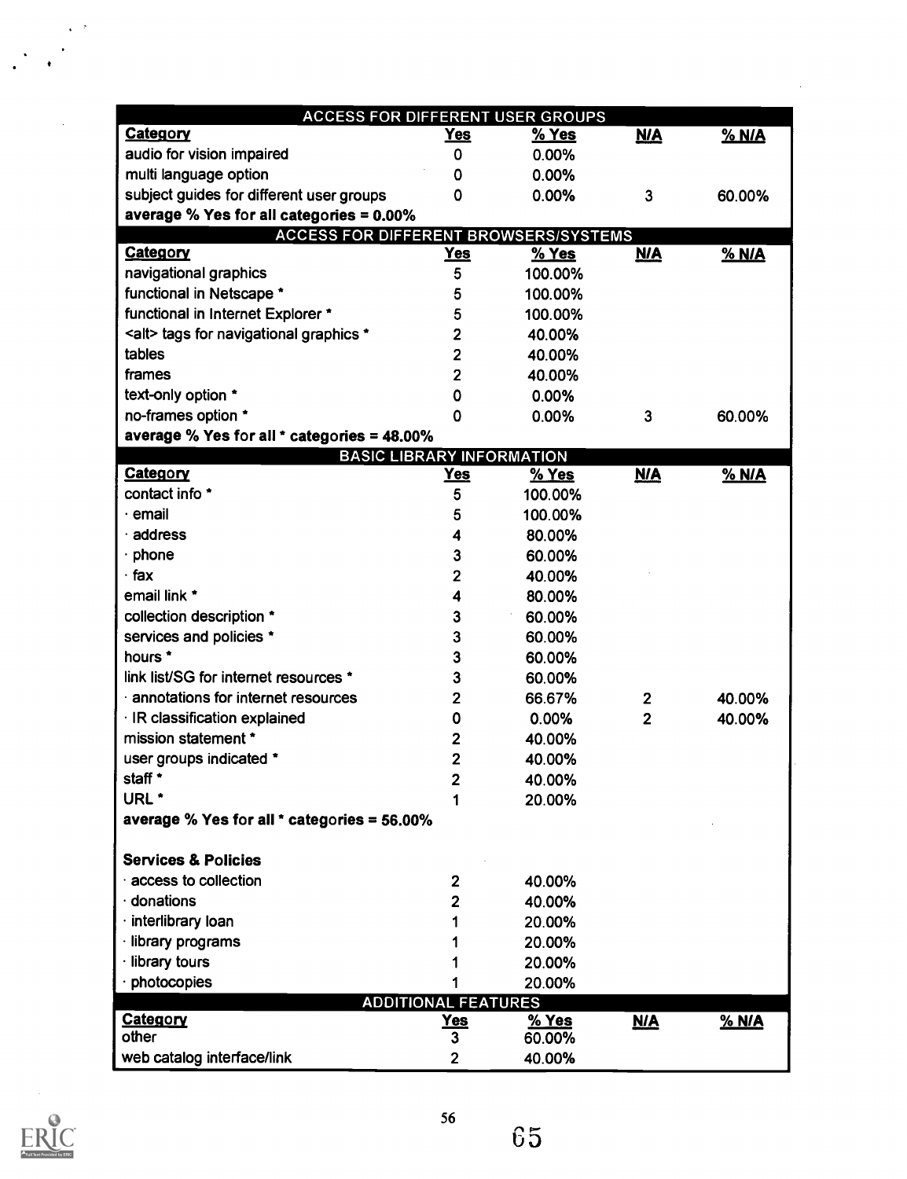| ACCESS FOR DIFFERENT USER GROUPS | | | | |
|---|---|---|---|---|
| **Category** | **Yes** | **% Yes** | **N/A** | **% N/A** |
| audio for vision impaired | 0 | 0.00% | | |
| multi language option | 0 | 0.00% | | |
| subject guides for different user groups | 0 | 0.00% | 3 | 60.00% |
| **average % Yes for all categories = 0.00%** | | | | |
| **ACCESS FOR DIFFERENT BROWSERS/SYSTEMS** | | | | |
| **Category** | **Yes** | **% Yes** | **N/A** | **% N/A** |
| navigational graphics | 5 | 100.00% | | |
| functional in Netscape * | 5 | 100.00% | | |
| functional in Internet Explorer * | 5 | 100.00% | | |
| <alt> tags for navigational graphics * | 2 | 40.00% | | |
| tables | 2 | 40.00% | | |
| frames | 2 | 40.00% | | |
| text-only option * | 0 | 0.00% | | |
| no-frames option * | 0 | 0.00% | 3 | 60.00% |
| **average % Yes for all * categories = 48.00%** | | | | |
| **BASIC LIBRARY INFORMATION** | | | | |
| **Category** | **Yes** | **% Yes** | **N/A** | **% N/A** |
| contact info * | 5 | 100.00% | | |
| · email | 5 | 100.00% | | |
| · address | 4 | 80.00% | | |
| · phone | 3 | 60.00% | | |
| · fax | 2 | 40.00% | | |
| email link * | 4 | 80.00% | | |
| collection description * | 3 | 60.00% | | |
| services and policies * | 3 | 60.00% | | |
| hours * | 3 | 60.00% | | |
| link list/SG for internet resources * | 3 | 60.00% | | |
| · annotations for internet resources | 2 | 66.67% | 2 | 40.00% |
| · IR classification explained | 0 | 0.00% | 2 | 40.00% |
| mission statement * | 2 | 40.00% | | |
| user groups indicated * | 2 | 40.00% | | |
| staff * | 2 | 40.00% | | |
| URL * | 1 | 20.00% | | |
| **average % Yes for all * categories = 56.00%** | | | | |
| | | | | |
| **Services & Policies** | | | | |
| · access to collection | 2 | 40.00% | | |
| · donations | 2 | 40.00% | | |
| · interlibrary loan | 1 | 20.00% | | |
| · library programs | 1 | 20.00% | | |
| · library tours | 1 | 20.00% | | |
| · photocopies | 1 | 20.00% | | |
| **ADDITIONAL FEATURES** | | | | |
| **Category** | **Yes** | **% Yes** | **N/A** | **% N/A** |
| other | 3 | 60.00% | | |
| web catalog interface/link | 2 | 40.00% | | |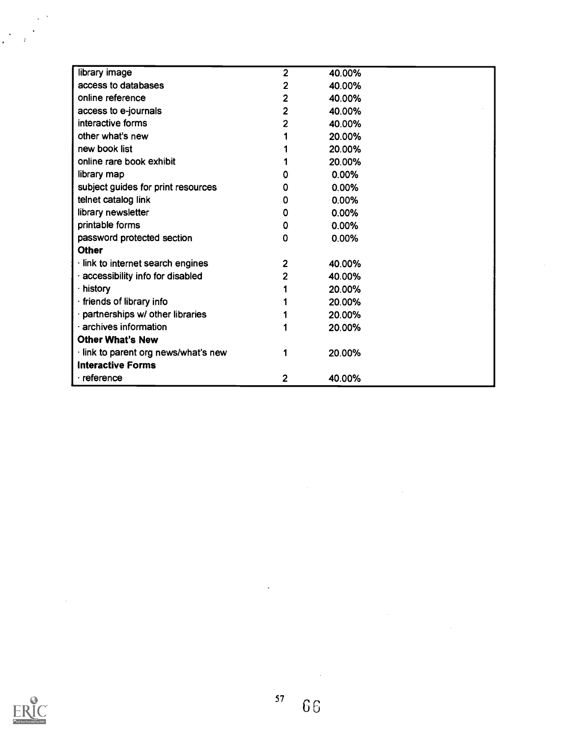| | | |
|---|---|---|
| library image | 2 | 40.00% |
| access to databases | 2 | 40.00% |
| online reference | 2 | 40.00% |
| access to e-journals | 2 | 40.00% |
| interactive forms | 2 | 40.00% |
| other what's new | 1 | 20.00% |
| new book list | 1 | 20.00% |
| online rare book exhibit | 1 | 20.00% |
| library map | 0 | 0.00% |
| subject guides for print resources | 0 | 0.00% |
| telnet catalog link | 0 | 0.00% |
| library newsletter | 0 | 0.00% |
| printable forms | 0 | 0.00% |
| password protected section | 0 | 0.00% |
| **Other** | | |
| · link to internet search engines | 2 | 40.00% |
| · accessibility info for disabled | 2 | 40.00% |
| · history | 1 | 20.00% |
| · friends of library info | 1 | 20.00% |
| · partnerships w/ other libraries | 1 | 20.00% |
| · archives information | 1 | 20.00% |
| **Other What's New** | | |
| · link to parent org news/what's new | 1 | 20.00% |
| **Interactive Forms** | | |
| · reference | 2 | 40.00% |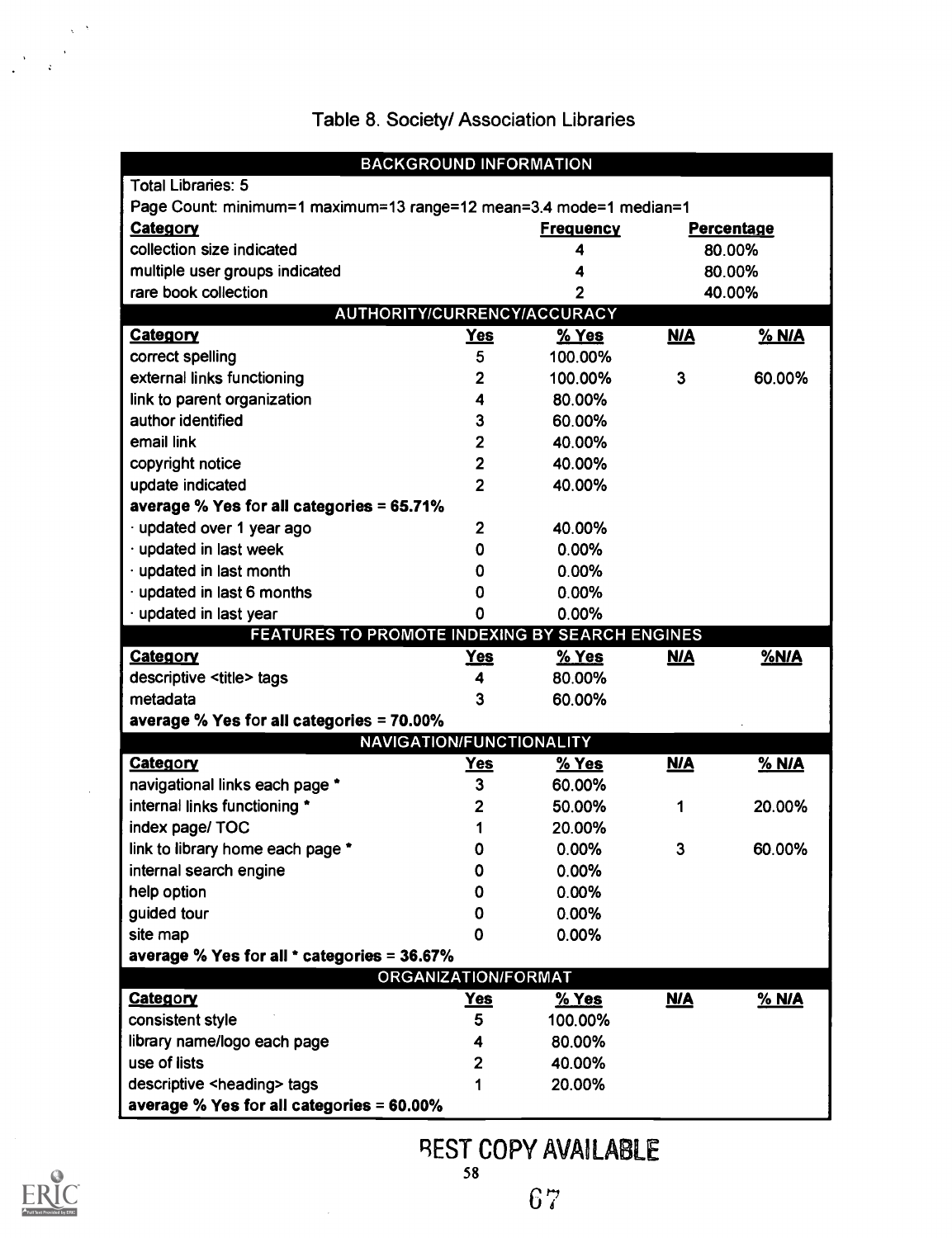# Table 8. Society/ Association Libraries

| BACKGROUND INFORMATION | | | | |
|---|---|---|---|---|
| Total Libraries: 5 | | | | |
| Page Count: minimum=1 maximum=13 range=12 mean=3.4 mode=1 median=1 | | | | |
| **Category** | | **Frequency** | **Percentage** | |
| collection size indicated | | 4 | 80.00% | |
| multiple user groups indicated | | 4 | 80.00% | |
| rare book collection | | 2 | 40.00% | |
| **AUTHORITY/CURRENCY/ACCURACY** | | | | |
| **Category** | **Yes** | **% Yes** | **N/A** | **% N/A** |
| correct spelling | 5 | 100.00% | | |
| external links functioning | 2 | 100.00% | 3 | 60.00% |
| link to parent organization | 4 | 80.00% | | |
| author identified | 3 | 60.00% | | |
| email link | 2 | 40.00% | | |
| copyright notice | 2 | 40.00% | | |
| update indicated | 2 | 40.00% | | |
| **average % Yes for all categories = 65.71%** | | | | |
| · updated over 1 year ago | 2 | 40.00% | | |
| · updated in last week | 0 | 0.00% | | |
| · updated in last month | 0 | 0.00% | | |
| · updated in last 6 months | 0 | 0.00% | | |
| · updated in last year | 0 | 0.00% | | |
| **FEATURES TO PROMOTE INDEXING BY SEARCH ENGINES** | | | | |
| **Category** | **Yes** | **% Yes** | **N/A** | **%N/A** |
| descriptive <title> tags | 4 | 80.00% | | |
| metadata | 3 | 60.00% | | |
| **average % Yes for all categories = 70.00%** | | | | |
| **NAVIGATION/FUNCTIONALITY** | | | | |
| **Category** | **Yes** | **% Yes** | **N/A** | **% N/A** |
| navigational links each page * | 3 | 60.00% | | |
| internal links functioning * | 2 | 50.00% | 1 | 20.00% |
| index page/ TOC | 1 | 20.00% | | |
| link to library home each page * | 0 | 0.00% | 3 | 60.00% |
| internal search engine | 0 | 0.00% | | |
| help option | 0 | 0.00% | | |
| guided tour | 0 | 0.00% | | |
| site map | 0 | 0.00% | | |
| **average % Yes for all * categories = 36.67%** | | | | |
| **ORGANIZATION/FORMAT** | | | | |
| **Category** | **Yes** | **% Yes** | **N/A** | **% N/A** |
| consistent style | 5 | 100.00% | | |
| library name/logo each page | 4 | 80.00% | | |
| use of lists | 2 | 40.00% | | |
| descriptive <heading> tags | 1 | 20.00% | | |
| **average % Yes for all categories = 60.00%** | | | | |

BEST COPY AVAILABLE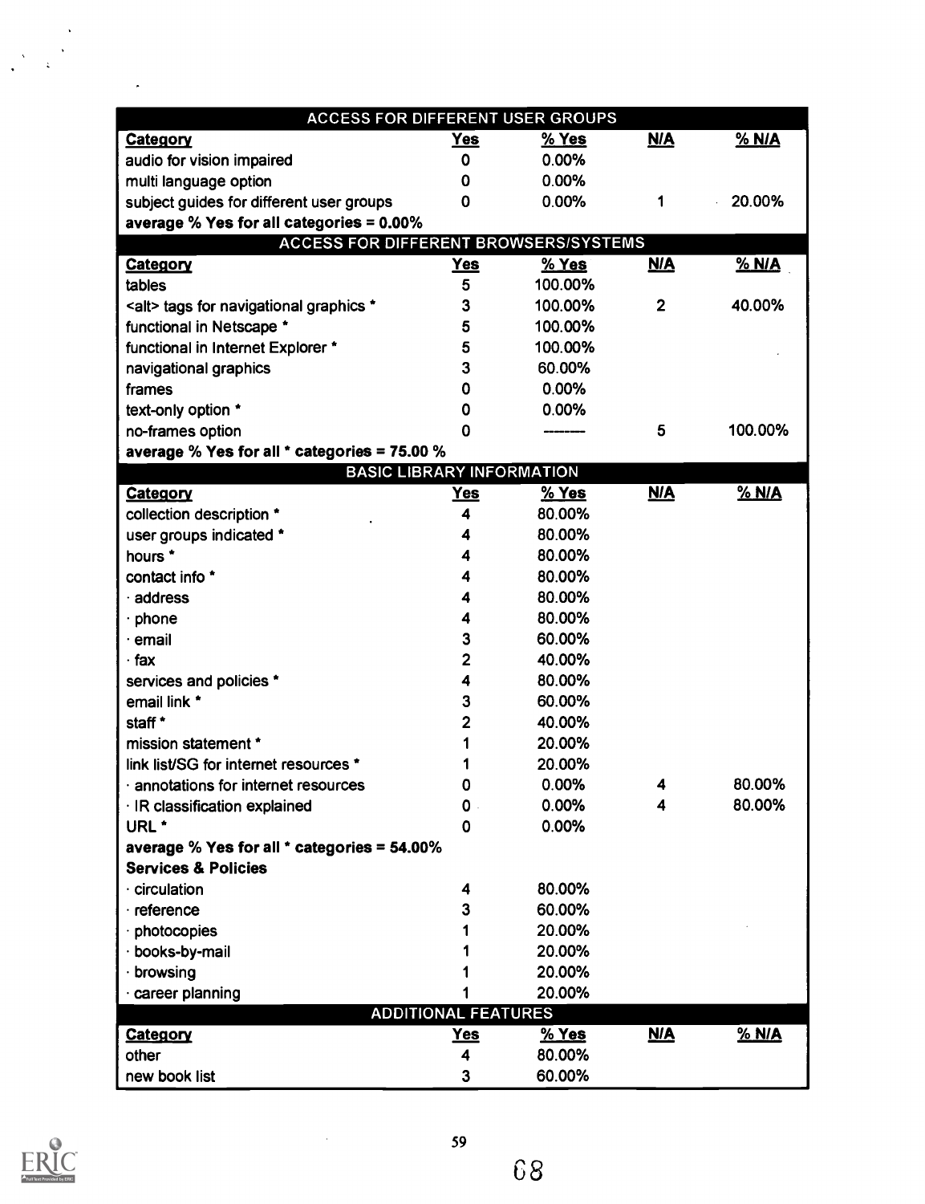| ACCESS FOR DIFFERENT USER GROUPS | | | | |
|---|---|---|---|---|
| **Category** | **Yes** | **% Yes** | **N/A** | **% N/A** |
| audio for vision impaired | 0 | 0.00% | | |
| multi language option | 0 | 0.00% | | |
| subject guides for different user groups | 0 | 0.00% | 1 | 20.00% |
| **average % Yes for all categories = 0.00%** | | | | |

| ACCESS FOR DIFFERENT BROWSERS/SYSTEMS | | | | |
|---|---|---|---|---|
| **Category** | **Yes** | **% Yes** | **N/A** | **% N/A** |
| tables | 5 | 100.00% | | |
| <alt> tags for navigational graphics * | 3 | 100.00% | 2 | 40.00% |
| functional in Netscape * | 5 | 100.00% | | |
| functional in Internet Explorer * | 5 | 100.00% | | |
| navigational graphics | 3 | 60.00% | | |
| frames | 0 | 0.00% | | |
| text-only option * | 0 | 0.00% | | |
| no-frames option | 0 | ------- | 5 | 100.00% |
| **average % Yes for all * categories = 75.00 %** | | | | |

| BASIC LIBRARY INFORMATION | | | | |
|---|---|---|---|---|
| **Category** | **Yes** | **% Yes** | **N/A** | **% N/A** |
| collection description * | 4 | 80.00% | | |
| user groups indicated * | 4 | 80.00% | | |
| hours * | 4 | 80.00% | | |
| contact info * | 4 | 80.00% | | |
| · address | 4 | 80.00% | | |
| · phone | 4 | 80.00% | | |
| · email | 3 | 60.00% | | |
| · fax | 2 | 40.00% | | |
| services and policies * | 4 | 80.00% | | |
| email link * | 3 | 60.00% | | |
| staff * | 2 | 40.00% | | |
| mission statement * | 1 | 20.00% | | |
| link list/SG for internet resources * | 1 | 20.00% | | |
| · annotations for internet resources | 0 | 0.00% | 4 | 80.00% |
| · IR classification explained | 0 | 0.00% | 4 | 80.00% |
| URL * | 0 | 0.00% | | |
| **average % Yes for all * categories = 54.00%** | | | | |
| **Services & Policies** | | | | |
| · circulation | 4 | 80.00% | | |
| · reference | 3 | 60.00% | | |
| · photocopies | 1 | 20.00% | | |
| · books-by-mail | 1 | 20.00% | | |
| · browsing | 1 | 20.00% | | |
| · career planning | 1 | 20.00% | | |

| ADDITIONAL FEATURES | | | | |
|---|---|---|---|---|
| **Category** | **Yes** | **% Yes** | **N/A** | **% N/A** |
| other | 4 | 80.00% | | |
| new book list | 3 | 60.00% | | |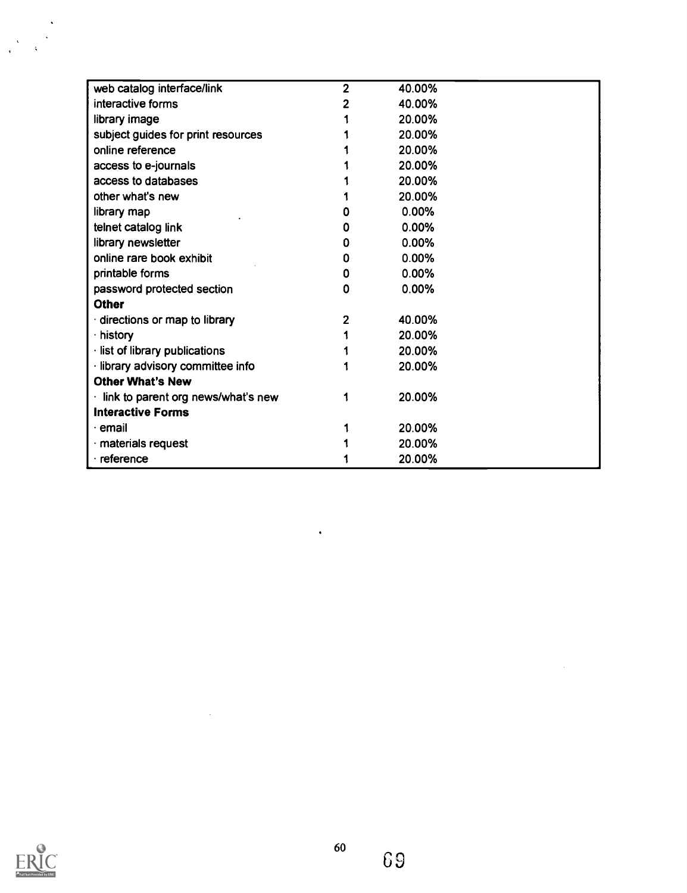| | | |
|---|---|---|
| web catalog interface/link | 2 | 40.00% |
| interactive forms | 2 | 40.00% |
| library image | 1 | 20.00% |
| subject guides for print resources | 1 | 20.00% |
| online reference | 1 | 20.00% |
| access to e-journals | 1 | 20.00% |
| access to databases | 1 | 20.00% |
| other what's new | 1 | 20.00% |
| library map | 0 | 0.00% |
| telnet catalog link | 0 | 0.00% |
| library newsletter | 0 | 0.00% |
| online rare book exhibit | 0 | 0.00% |
| printable forms | 0 | 0.00% |
| password protected section | 0 | 0.00% |
| **Other** | | |
| · directions or map to library | 2 | 40.00% |
| · history | 1 | 20.00% |
| · list of library publications | 1 | 20.00% |
| · library advisory committee info | 1 | 20.00% |
| **Other What's New** | | |
| · link to parent org news/what's new | 1 | 20.00% |
| **Interactive Forms** | | |
| · email | 1 | 20.00% |
| · materials request | 1 | 20.00% |
| · reference | 1 | 20.00% |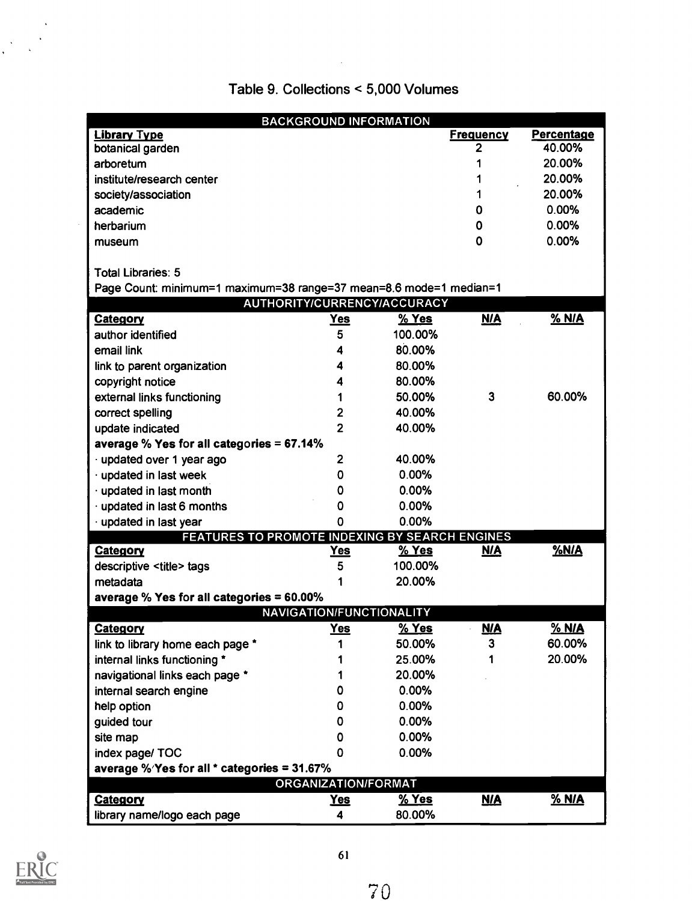# Table 9. Collections < 5,000 Volumes

| BACKGROUND INFORMATION | | | | |
|---|---|---|---|---|
| **Library Type** | | | **Frequency** | **Percentage** |
| botanical garden | | | 2 | 40.00% |
| arboretum | | | 1 | 20.00% |
| institute/research center | | | 1 | 20.00% |
| society/association | | | 1 | 20.00% |
| academic | | | 0 | 0.00% |
| herbarium | | | 0 | 0.00% |
| museum | | | 0 | 0.00% |
| Total Libraries: 5 | | | | |
| Page Count: minimum=1 maximum=38 range=37 mean=8.6 mode=1 median=1 | | | | |
| **AUTHORITY/CURRENCY/ACCURACY** | | | | |
| **Category** | **Yes** | **% Yes** | **N/A** | **% N/A** |
| author identified | 5 | 100.00% | | |
| email link | 4 | 80.00% | | |
| link to parent organization | 4 | 80.00% | | |
| copyright notice | 4 | 80.00% | | |
| external links functioning | 1 | 50.00% | 3 | 60.00% |
| correct spelling | 2 | 40.00% | | |
| update indicated | 2 | 40.00% | | |
| **average % Yes for all categories = 67.14%** | | | | |
| · updated over 1 year ago | 2 | 40.00% | | |
| · updated in last week | 0 | 0.00% | | |
| · updated in last month | 0 | 0.00% | | |
| · updated in last 6 months | 0 | 0.00% | | |
| · updated in last year | 0 | 0.00% | | |
| **FEATURES TO PROMOTE INDEXING BY SEARCH ENGINES** | | | | |
| **Category** | **Yes** | **% Yes** | **N/A** | **%N/A** |
| descriptive <title> tags | 5 | 100.00% | | |
| metadata | 1 | 20.00% | | |
| **average % Yes for all categories = 60.00%** | | | | |
| **NAVIGATION/FUNCTIONALITY** | | | | |
| **Category** | **Yes** | **% Yes** | **N/A** | **% N/A** |
| link to library home each page * | 1 | 50.00% | 3 | 60.00% |
| internal links functioning * | 1 | 25.00% | 1 | 20.00% |
| navigational links each page * | 1 | 20.00% | | |
| internal search engine | 0 | 0.00% | | |
| help option | 0 | 0.00% | | |
| guided tour | 0 | 0.00% | | |
| site map | 0 | 0.00% | | |
| index page/ TOC | 0 | 0.00% | | |
| **average % Yes for all * categories = 31.67%** | | | | |
| **ORGANIZATION/FORMAT** | | | | |
| **Category** | **Yes** | **% Yes** | **N/A** | **% N/A** |
| library name/logo each page | 4 | 80.00% | | |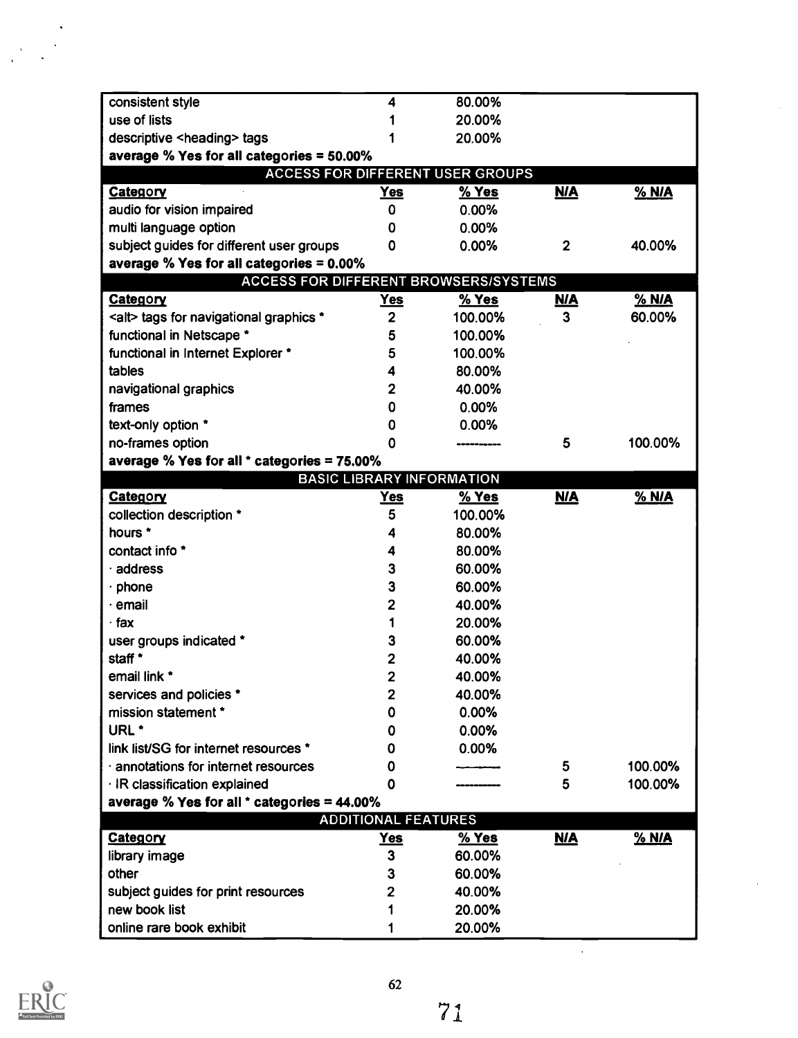| | | | | |
|---|---|---|---|---|
| consistent style | 4 | 80.00% | | |
| use of lists | 1 | 20.00% | | |
| descriptive <heading> tags | 1 | 20.00% | | |
| **average % Yes for all categories = 50.00%** | | | | |
| **ACCESS FOR DIFFERENT USER GROUPS** | | | | |
| **Category** | **Yes** | **% Yes** | **N/A** | **% N/A** |
| audio for vision impaired | 0 | 0.00% | | |
| multi language option | 0 | 0.00% | | |
| subject guides for different user groups | 0 | 0.00% | 2 | 40.00% |
| **average % Yes for all categories = 0.00%** | | | | |
| **ACCESS FOR DIFFERENT BROWSERS/SYSTEMS** | | | | |
| **Category** | **Yes** | **% Yes** | **N/A** | **% N/A** |
| <alt> tags for navigational graphics * | 2 | 100.00% | 3 | 60.00% |
| functional in Netscape * | 5 | 100.00% | | |
| functional in Internet Explorer * | 5 | 100.00% | | |
| tables | 4 | 80.00% | | |
| navigational graphics | 2 | 40.00% | | |
| frames | 0 | 0.00% | | |
| text-only option * | 0 | 0.00% | | |
| no-frames option | 0 | ---------- | 5 | 100.00% |
| **average % Yes for all * categories = 75.00%** | | | | |
| **BASIC LIBRARY INFORMATION** | | | | |
| **Category** | **Yes** | **% Yes** | **N/A** | **% N/A** |
| collection description * | 5 | 100.00% | | |
| hours * | 4 | 80.00% | | |
| contact info * | 4 | 80.00% | | |
| · address | 3 | 60.00% | | |
| · phone | 3 | 60.00% | | |
| · email | 2 | 40.00% | | |
| · fax | 1 | 20.00% | | |
| user groups indicated * | 3 | 60.00% | | |
| staff * | 2 | 40.00% | | |
| email link * | 2 | 40.00% | | |
| services and policies * | 2 | 40.00% | | |
| mission statement * | 0 | 0.00% | | |
| URL * | 0 | 0.00% | | |
| link list/SG for internet resources * | 0 | 0.00% | | |
| · annotations for internet resources | 0 | ---------- | 5 | 100.00% |
| · IR classification explained | 0 | ---------- | 5 | 100.00% |
| **average % Yes for all * categories = 44.00%** | | | | |
| **ADDITIONAL FEATURES** | | | | |
| **Category** | **Yes** | **% Yes** | **N/A** | **% N/A** |
| library image | 3 | 60.00% | | |
| other | 3 | 60.00% | | |
| subject guides for print resources | 2 | 40.00% | | |
| new book list | 1 | 20.00% | | |
| online rare book exhibit | 1 | 20.00% | | |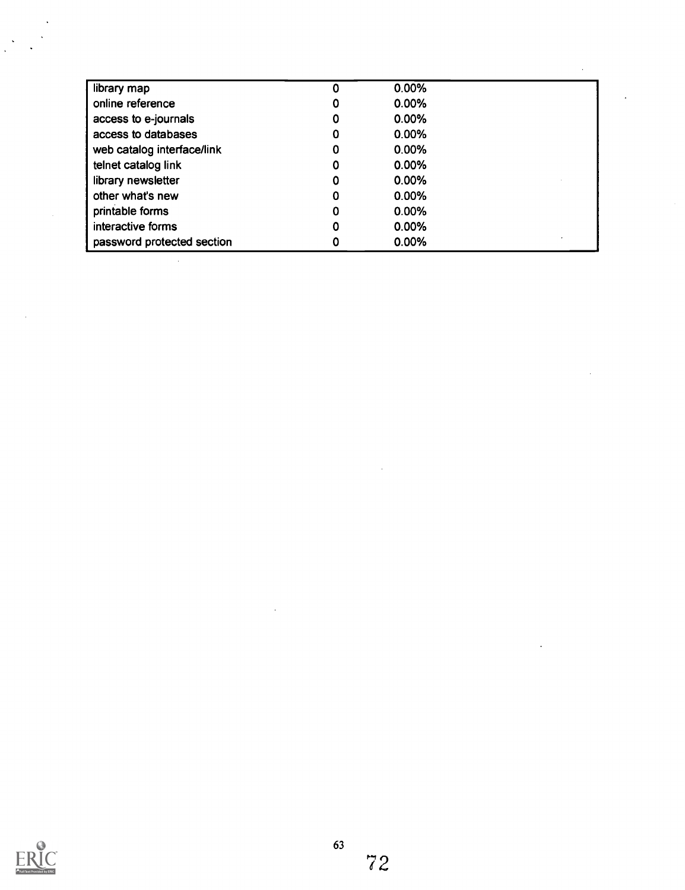| | | | |
|---|---|---|---|
| library map | 0 | 0.00% | |
| online reference | 0 | 0.00% | |
| access to e-journals | 0 | 0.00% | |
| access to databases | 0 | 0.00% | |
| web catalog interface/link | 0 | 0.00% | |
| telnet catalog link | 0 | 0.00% | |
| library newsletter | 0 | 0.00% | |
| other what's new | 0 | 0.00% | |
| printable forms | 0 | 0.00% | |
| interactive forms | 0 | 0.00% | |
| password protected section | 0 | 0.00% | |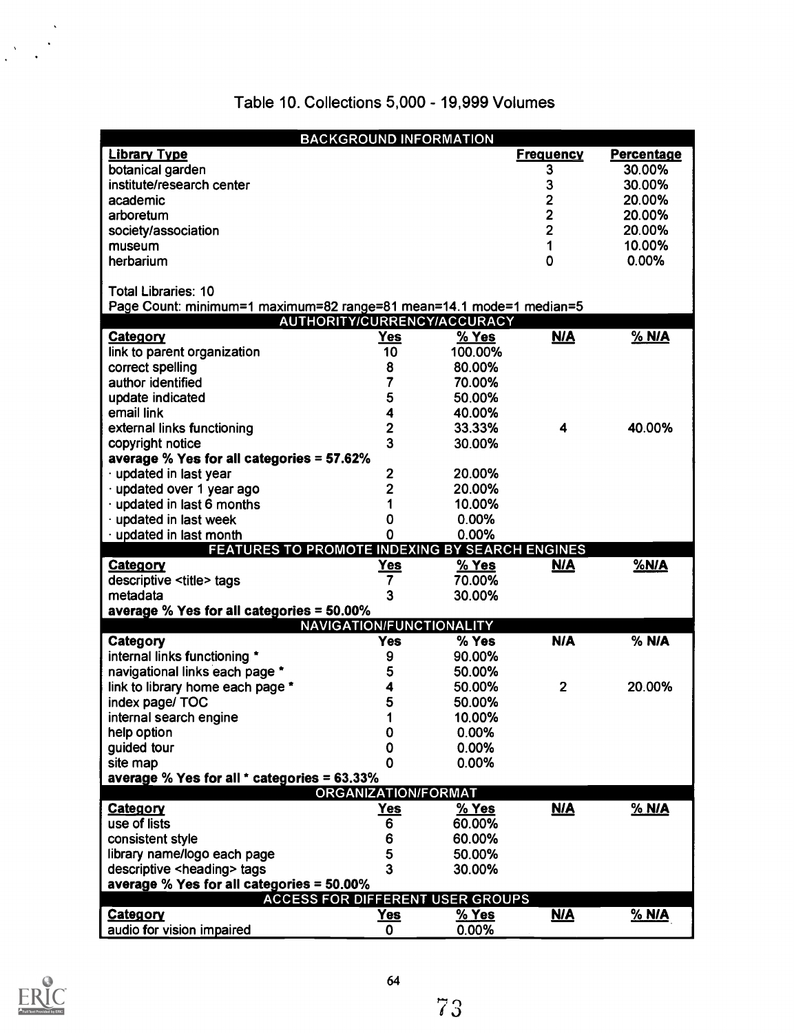# Table 10. Collections 5,000 - 19,999 Volumes

| BACKGROUND INFORMATION | | | | |
|---|---|---|---|---|
| **Library Type** | | | **Frequency** | **Percentage** |
| botanical garden | | | 3 | 30.00% |
| institute/research center | | | 3 | 30.00% |
| academic | | | 2 | 20.00% |
| arboretum | | | 2 | 20.00% |
| society/association | | | 2 | 20.00% |
| museum | | | 1 | 10.00% |
| herbarium | | | 0 | 0.00% |
| Total Libraries: 10 | | | | |
| Page Count: minimum=1 maximum=82 range=81 mean=14.1 mode=1 median=5 | | | | |
| **AUTHORITY/CURRENCY/ACCURACY** | | | | |
| **Category** | **Yes** | **% Yes** | **N/A** | **% N/A** |
| link to parent organization | 10 | 100.00% | | |
| correct spelling | 8 | 80.00% | | |
| author identified | 7 | 70.00% | | |
| update indicated | 5 | 50.00% | | |
| email link | 4 | 40.00% | | |
| external links functioning | 2 | 33.33% | 4 | 40.00% |
| copyright notice | 3 | 30.00% | | |
| **average % Yes for all categories = 57.62%** | | | | |
| · updated in last year | 2 | 20.00% | | |
| · updated over 1 year ago | 2 | 20.00% | | |
| · updated in last 6 months | 1 | 10.00% | | |
| · updated in last week | 0 | 0.00% | | |
| · updated in last month | 0 | 0.00% | | |
| **FEATURES TO PROMOTE INDEXING BY SEARCH ENGINES** | | | | |
| **Category** | **Yes** | **% Yes** | **N/A** | **%N/A** |
| descriptive <title> tags | 7 | 70.00% | | |
| metadata | 3 | 30.00% | | |
| **average % Yes for all categories = 50.00%** | | | | |
| **NAVIGATION/FUNCTIONALITY** | | | | |
| **Category** | **Yes** | **% Yes** | **N/A** | **% N/A** |
| internal links functioning * | 9 | 90.00% | | |
| navigational links each page * | 5 | 50.00% | | |
| link to library home each page * | 4 | 50.00% | 2 | 20.00% |
| index page/ TOC | 5 | 50.00% | | |
| internal search engine | 1 | 10.00% | | |
| help option | 0 | 0.00% | | |
| guided tour | 0 | 0.00% | | |
| site map | 0 | 0.00% | | |
| **average % Yes for all * categories = 63.33%** | | | | |
| **ORGANIZATION/FORMAT** | | | | |
| **Category** | **Yes** | **% Yes** | **N/A** | **% N/A** |
| use of lists | 6 | 60.00% | | |
| consistent style | 6 | 60.00% | | |
| library name/logo each page | 5 | 50.00% | | |
| descriptive <heading> tags | 3 | 30.00% | | |
| **average % Yes for all categories = 50.00%** | | | | |
| **ACCESS FOR DIFFERENT USER GROUPS** | | | | |
| **Category** | **Yes** | **% Yes** | **N/A** | **% N/A** |
| audio for vision impaired | 0 | 0.00% | | |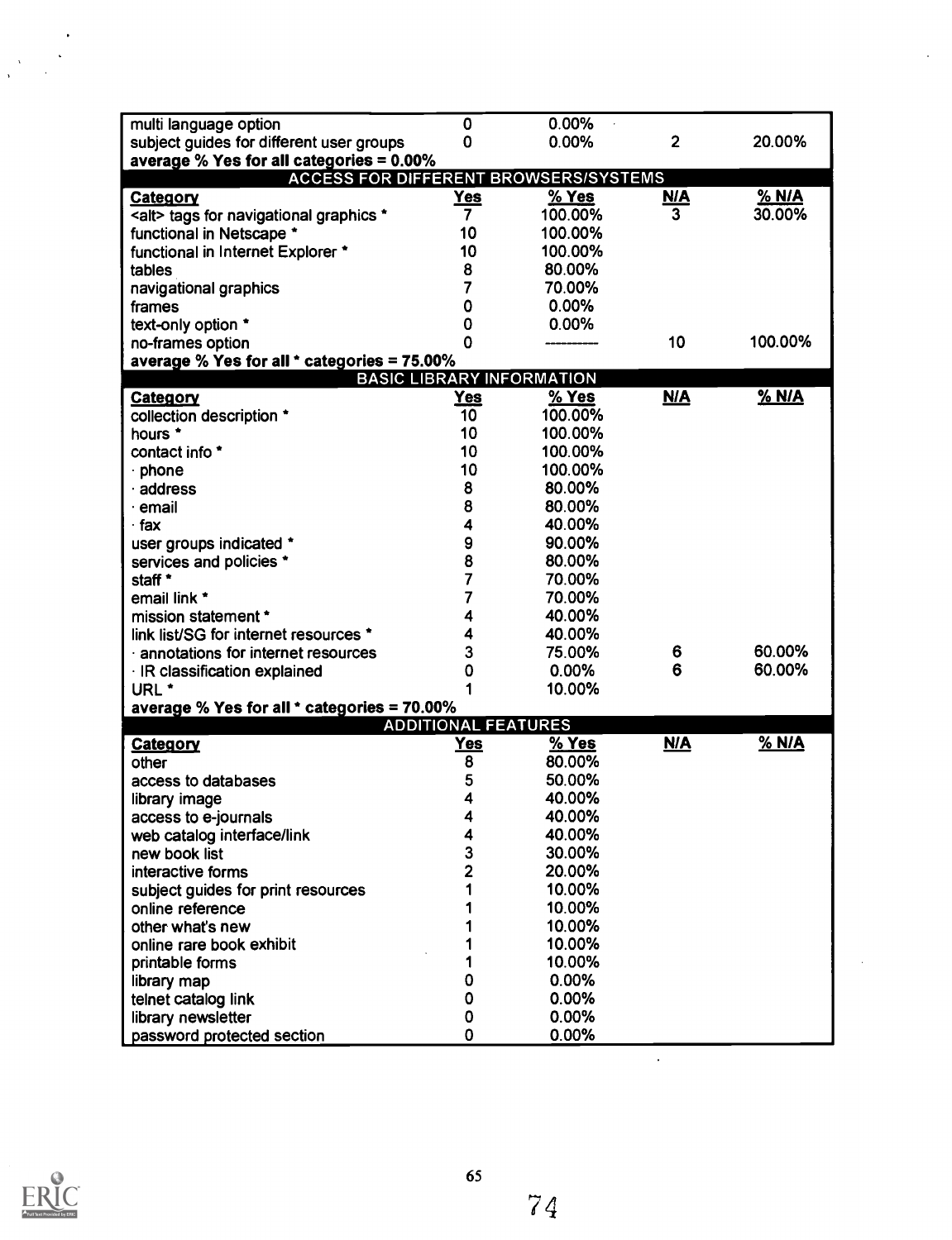| | | | | |
|---|---|---|---|---|
| multi language option | 0 | 0.00% | | |
| subject guides for different user groups | 0 | 0.00% | 2 | 20.00% |
| **average % Yes for all categories = 0.00%** | | | | |
| **ACCESS FOR DIFFERENT BROWSERS/SYSTEMS** | | | | |
| **Category** | **Yes** | **% Yes** | **N/A** | **% N/A** |
| <alt> tags for navigational graphics * | 7 | 100.00% | 3 | 30.00% |
| functional in Netscape * | 10 | 100.00% | | |
| functional in Internet Explorer * | 10 | 100.00% | | |
| tables | 8 | 80.00% | | |
| navigational graphics | 7 | 70.00% | | |
| frames | 0 | 0.00% | | |
| text-only option * | 0 | 0.00% | | |
| no-frames option | 0 | ---------- | 10 | 100.00% |
| **average % Yes for all * categories = 75.00%** | | | | |
| **BASIC LIBRARY INFORMATION** | | | | |
| **Category** | **Yes** | **% Yes** | **N/A** | **% N/A** |
| collection description * | 10 | 100.00% | | |
| hours * | 10 | 100.00% | | |
| contact info * | 10 | 100.00% | | |
| · phone | 10 | 100.00% | | |
| · address | 8 | 80.00% | | |
| · email | 8 | 80.00% | | |
| · fax | 4 | 40.00% | | |
| user groups indicated * | 9 | 90.00% | | |
| services and policies * | 8 | 80.00% | | |
| staff * | 7 | 70.00% | | |
| email link * | 7 | 70.00% | | |
| mission statement * | 4 | 40.00% | | |
| link list/SG for internet resources * | 4 | 40.00% | | |
| · annotations for internet resources | 3 | 75.00% | 6 | 60.00% |
| · IR classification explained | 0 | 0.00% | 6 | 60.00% |
| URL * | 1 | 10.00% | | |
| **average % Yes for all * categories = 70.00%** | | | | |
| **ADDITIONAL FEATURES** | | | | |
| **Category** | **Yes** | **% Yes** | **N/A** | **% N/A** |
| other | 8 | 80.00% | | |
| access to databases | 5 | 50.00% | | |
| library image | 4 | 40.00% | | |
| access to e-journals | 4 | 40.00% | | |
| web catalog interface/link | 4 | 40.00% | | |
| new book list | 3 | 30.00% | | |
| interactive forms | 2 | 20.00% | | |
| subject guides for print resources | 1 | 10.00% | | |
| online reference | 1 | 10.00% | | |
| other what's new | 1 | 10.00% | | |
| online rare book exhibit | 1 | 10.00% | | |
| printable forms | 1 | 10.00% | | |
| library map | 0 | 0.00% | | |
| telnet catalog link | 0 | 0.00% | | |
| library newsletter | 0 | 0.00% | | |
| password protected section | 0 | 0.00% | | |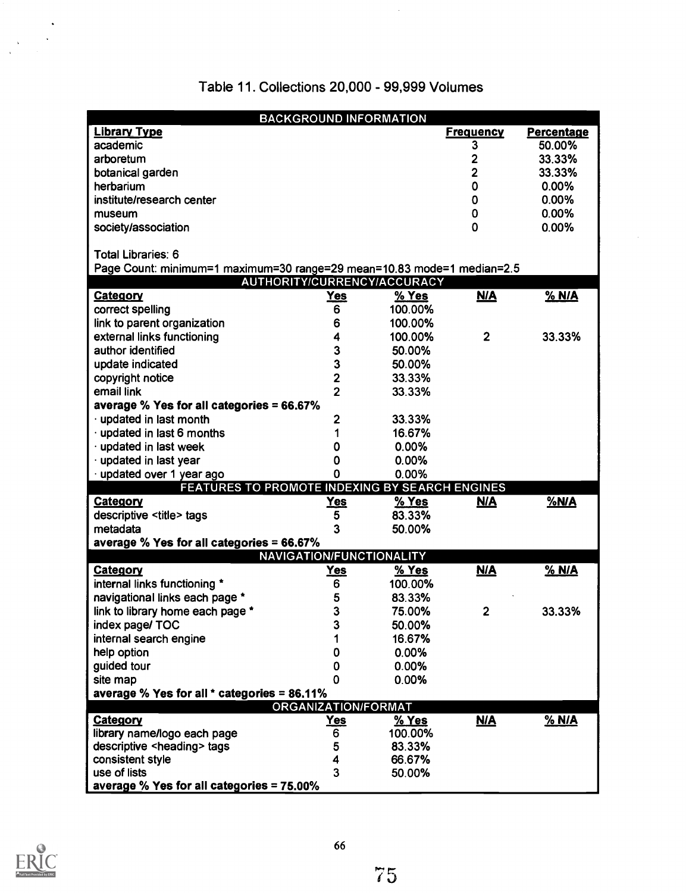# Table 11. Collections 20,000 - 99,999 Volumes

| BACKGROUND INFORMATION | | | | |
|---|---|---|---|---|
| **Library Type** | | | **Frequency** | **Percentage** |
| academic | | | 3 | 50.00% |
| arboretum | | | 2 | 33.33% |
| botanical garden | | | 2 | 33.33% |
| herbarium | | | 0 | 0.00% |
| institute/research center | | | 0 | 0.00% |
| museum | | | 0 | 0.00% |
| society/association | | | 0 | 0.00% |
| Total Libraries: 6 | | | | |
| Page Count: minimum=1 maximum=30 range=29 mean=10.83 mode=1 median=2.5 | | | | |
| AUTHORITY/CURRENCY/ACCURACY | | | | |
| **Category** | **Yes** | **% Yes** | **N/A** | **% N/A** |
| correct spelling | 6 | 100.00% | | |
| link to parent organization | 6 | 100.00% | | |
| external links functioning | 4 | 100.00% | 2 | 33.33% |
| author identified | 3 | 50.00% | | |
| update indicated | 3 | 50.00% | | |
| copyright notice | 2 | 33.33% | | |
| email link | 2 | 33.33% | | |
| **average % Yes for all categories = 66.67%** | | | | |
| · updated in last month | 2 | 33.33% | | |
| · updated in last 6 months | 1 | 16.67% | | |
| · updated in last week | 0 | 0.00% | | |
| · updated in last year | 0 | 0.00% | | |
| · updated over 1 year ago | 0 | 0.00% | | |
| FEATURES TO PROMOTE INDEXING BY SEARCH ENGINES | | | | |
| **Category** | **Yes** | **% Yes** | **N/A** | **%N/A** |
| descriptive <title> tags | 5 | 83.33% | | |
| metadata | 3 | 50.00% | | |
| **average % Yes for all categories = 66.67%** | | | | |
| NAVIGATION/FUNCTIONALITY | | | | |
| **Category** | **Yes** | **% Yes** | **N/A** | **% N/A** |
| internal links functioning * | 6 | 100.00% | | |
| navigational links each page * | 5 | 83.33% | | |
| link to library home each page * | 3 | 75.00% | 2 | 33.33% |
| index page/ TOC | 3 | 50.00% | | |
| internal search engine | 1 | 16.67% | | |
| help option | 0 | 0.00% | | |
| guided tour | 0 | 0.00% | | |
| site map | 0 | 0.00% | | |
| **average % Yes for all * categories = 86.11%** | | | | |
| ORGANIZATION/FORMAT | | | | |
| **Category** | **Yes** | **% Yes** | **N/A** | **% N/A** |
| library name/logo each page | 6 | 100.00% | | |
| descriptive <heading> tags | 5 | 83.33% | | |
| consistent style | 4 | 66.67% | | |
| use of lists | 3 | 50.00% | | |
| **average % Yes for all categories = 75.00%** | | | | |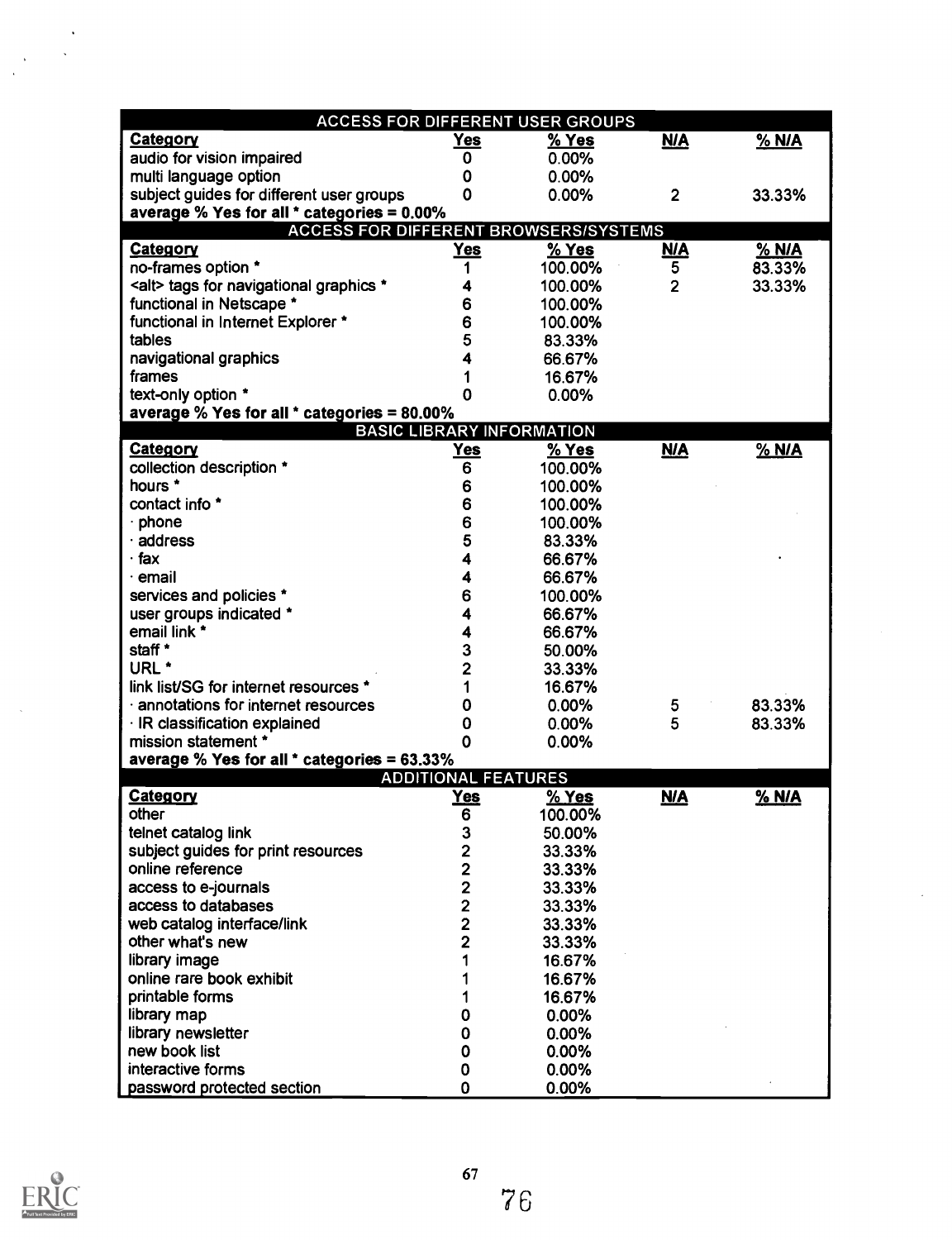| ACCESS FOR DIFFERENT USER GROUPS | | | | |
|---|---|---|---|---|
| **Category** | **Yes** | **% Yes** | **N/A** | **% N/A** |
| audio for vision impaired | 0 | 0.00% | | |
| multi language option | 0 | 0.00% | | |
| subject guides for different user groups | 0 | 0.00% | 2 | 33.33% |
| **average % Yes for all * categories = 0.00%** | | | | |

| ACCESS FOR DIFFERENT BROWSERS/SYSTEMS | | | | |
|---|---|---|---|---|
| **Category** | **Yes** | **% Yes** | **N/A** | **% N/A** |
| no-frames option * | 1 | 100.00% | 5 | 83.33% |
| <alt> tags for navigational graphics * | 4 | 100.00% | 2 | 33.33% |
| functional in Netscape * | 6 | 100.00% | | |
| functional in Internet Explorer * | 6 | 100.00% | | |
| tables | 5 | 83.33% | | |
| navigational graphics | 4 | 66.67% | | |
| frames | 1 | 16.67% | | |
| text-only option * | 0 | 0.00% | | |
| **average % Yes for all * categories = 80.00%** | | | | |

| BASIC LIBRARY INFORMATION | | | | |
|---|---|---|---|---|
| **Category** | **Yes** | **% Yes** | **N/A** | **% N/A** |
| collection description * | 6 | 100.00% | | |
| hours * | 6 | 100.00% | | |
| contact info * | 6 | 100.00% | | |
| · phone | 6 | 100.00% | | |
| · address | 5 | 83.33% | | |
| · fax | 4 | 66.67% | | |
| · email | 4 | 66.67% | | |
| services and policies * | 6 | 100.00% | | |
| user groups indicated * | 4 | 66.67% | | |
| email link * | 4 | 66.67% | | |
| staff * | 3 | 50.00% | | |
| URL * | 2 | 33.33% | | |
| link list/SG for internet resources * | 1 | 16.67% | | |
| · annotations for internet resources | 0 | 0.00% | 5 | 83.33% |
| · IR classification explained | 0 | 0.00% | 5 | 83.33% |
| mission statement * | 0 | 0.00% | | |
| **average % Yes for all * categories = 63.33%** | | | | |

| ADDITIONAL FEATURES | | | | |
|---|---|---|---|---|
| **Category** | **Yes** | **% Yes** | **N/A** | **% N/A** |
| other | 6 | 100.00% | | |
| telnet catalog link | 3 | 50.00% | | |
| subject guides for print resources | 2 | 33.33% | | |
| online reference | 2 | 33.33% | | |
| access to e-journals | 2 | 33.33% | | |
| access to databases | 2 | 33.33% | | |
| web catalog interface/link | 2 | 33.33% | | |
| other what's new | 2 | 33.33% | | |
| library image | 1 | 16.67% | | |
| online rare book exhibit | 1 | 16.67% | | |
| printable forms | 1 | 16.67% | | |
| library map | 0 | 0.00% | | |
| library newsletter | 0 | 0.00% | | |
| new book list | 0 | 0.00% | | |
| interactive forms | 0 | 0.00% | | |
| password protected section | 0 | 0.00% | | |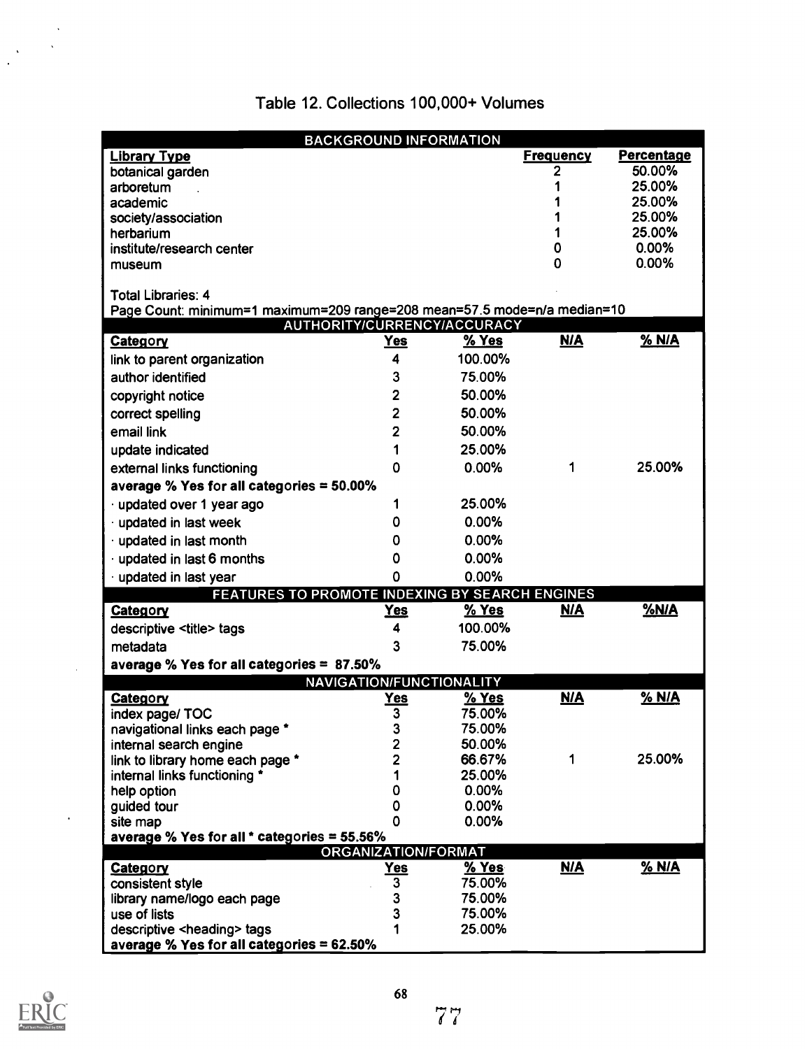# Table 12. Collections 100,000+ Volumes

| BACKGROUND INFORMATION | | | | |
|---|---|---|---|---|
| **Library Type** | | | **Frequency** | **Percentage** |
| botanical garden | | | 2 | 50.00% |
| arboretum | | | 1 | 25.00% |
| academic | | | 1 | 25.00% |
| society/association | | | 1 | 25.00% |
| herbarium | | | 1 | 25.00% |
| institute/research center | | | 0 | 0.00% |
| museum | | | 0 | 0.00% |
| Total Libraries: 4 | | | | |
| Page Count: minimum=1 maximum=209 range=208 mean=57.5 mode=n/a median=10 | | | | |
| **AUTHORITY/CURRENCY/ACCURACY** | | | | |
| **Category** | **Yes** | **% Yes** | **N/A** | **% N/A** |
| link to parent organization | 4 | 100.00% | | |
| author identified | 3 | 75.00% | | |
| copyright notice | 2 | 50.00% | | |
| correct spelling | 2 | 50.00% | | |
| email link | 2 | 50.00% | | |
| update indicated | 1 | 25.00% | | |
| external links functioning | 0 | 0.00% | 1 | 25.00% |
| **average % Yes for all categories = 50.00%** | | | | |
| · updated over 1 year ago | 1 | 25.00% | | |
| · updated in last week | 0 | 0.00% | | |
| · updated in last month | 0 | 0.00% | | |
| · updated in last 6 months | 0 | 0.00% | | |
| · updated in last year | 0 | 0.00% | | |
| **FEATURES TO PROMOTE INDEXING BY SEARCH ENGINES** | | | | |
| **Category** | **Yes** | **% Yes** | **N/A** | **%N/A** |
| descriptive <title> tags | 4 | 100.00% | | |
| metadata | 3 | 75.00% | | |
| **average % Yes for all categories = 87.50%** | | | | |
| **NAVIGATION/FUNCTIONALITY** | | | | |
| **Category** | **Yes** | **% Yes** | **N/A** | **% N/A** |
| index page/ TOC | 3 | 75.00% | | |
| navigational links each page * | 3 | 75.00% | | |
| internal search engine | 2 | 50.00% | | |
| link to library home each page * | 2 | 66.67% | 1 | 25.00% |
| internal links functioning * | 1 | 25.00% | | |
| help option | 0 | 0.00% | | |
| guided tour | 0 | 0.00% | | |
| site map | 0 | 0.00% | | |
| **average % Yes for all * categories = 55.56%** | | | | |
| **ORGANIZATION/FORMAT** | | | | |
| **Category** | **Yes** | **% Yes** | **N/A** | **% N/A** |
| consistent style | 3 | 75.00% | | |
| library name/logo each page | 3 | 75.00% | | |
| use of lists | 3 | 75.00% | | |
| descriptive <heading> tags | 1 | 25.00% | | |
| **average % Yes for all categories = 62.50%** | | | | |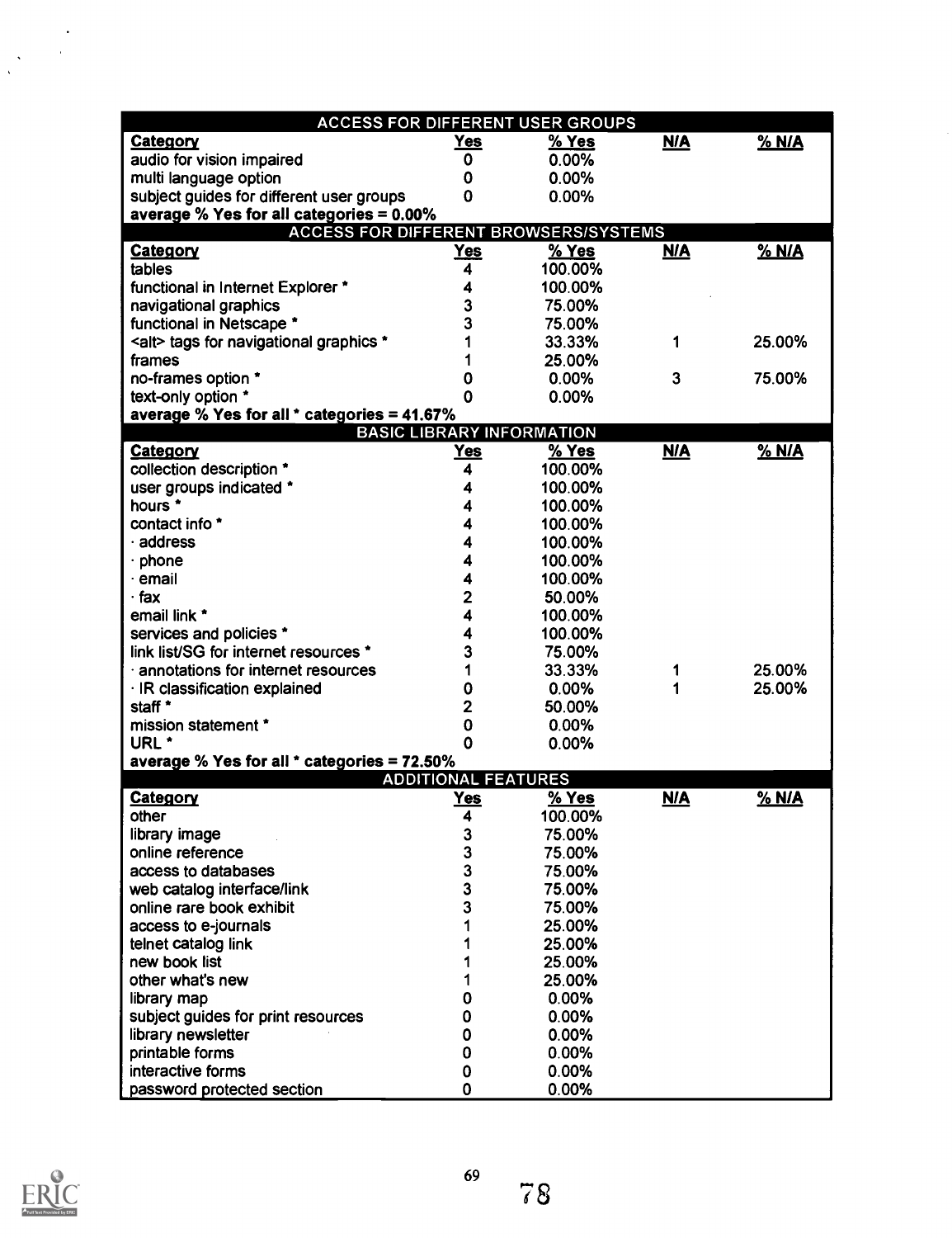| ACCESS FOR DIFFERENT USER GROUPS | | | | |
|---|---|---|---|---|
| **Category** | **Yes** | **% Yes** | **N/A** | **% N/A** |
| audio for vision impaired | 0 | 0.00% | | |
| multi language option | 0 | 0.00% | | |
| subject guides for different user groups | 0 | 0.00% | | |
| **average % Yes for all categories = 0.00%** | | | | |

| ACCESS FOR DIFFERENT BROWSERS/SYSTEMS | | | | |
|---|---|---|---|---|
| **Category** | **Yes** | **% Yes** | **N/A** | **% N/A** |
| tables | 4 | 100.00% | | |
| functional in Internet Explorer * | 4 | 100.00% | | |
| navigational graphics | 3 | 75.00% | | |
| functional in Netscape * | 3 | 75.00% | | |
| <alt> tags for navigational graphics * | 1 | 33.33% | 1 | 25.00% |
| frames | 1 | 25.00% | | |
| no-frames option * | 0 | 0.00% | 3 | 75.00% |
| text-only option * | 0 | 0.00% | | |
| **average % Yes for all * categories = 41.67%** | | | | |

| BASIC LIBRARY INFORMATION | | | | |
|---|---|---|---|---|
| **Category** | **Yes** | **% Yes** | **N/A** | **% N/A** |
| collection description * | 4 | 100.00% | | |
| user groups indicated * | 4 | 100.00% | | |
| hours * | 4 | 100.00% | | |
| contact info * | 4 | 100.00% | | |
| · address | 4 | 100.00% | | |
| · phone | 4 | 100.00% | | |
| · email | 4 | 100.00% | | |
| · fax | 2 | 50.00% | | |
| email link * | 4 | 100.00% | | |
| services and policies * | 4 | 100.00% | | |
| link list/SG for internet resources * | 3 | 75.00% | | |
| · annotations for internet resources | 1 | 33.33% | 1 | 25.00% |
| · IR classification explained | 0 | 0.00% | 1 | 25.00% |
| staff * | 2 | 50.00% | | |
| mission statement * | 0 | 0.00% | | |
| URL * | 0 | 0.00% | | |
| **average % Yes for all * categories = 72.50%** | | | | |

| ADDITIONAL FEATURES | | | | |
|---|---|---|---|---|
| **Category** | **Yes** | **% Yes** | **N/A** | **% N/A** |
| other | 4 | 100.00% | | |
| library image | 3 | 75.00% | | |
| online reference | 3 | 75.00% | | |
| access to databases | 3 | 75.00% | | |
| web catalog interface/link | 3 | 75.00% | | |
| online rare book exhibit | 3 | 75.00% | | |
| access to e-journals | 1 | 25.00% | | |
| telnet catalog link | 1 | 25.00% | | |
| new book list | 1 | 25.00% | | |
| other what's new | 1 | 25.00% | | |
| library map | 0 | 0.00% | | |
| subject guides for print resources | 0 | 0.00% | | |
| library newsletter | 0 | 0.00% | | |
| printable forms | 0 | 0.00% | | |
| interactive forms | 0 | 0.00% | | |
| password protected section | 0 | 0.00% | | |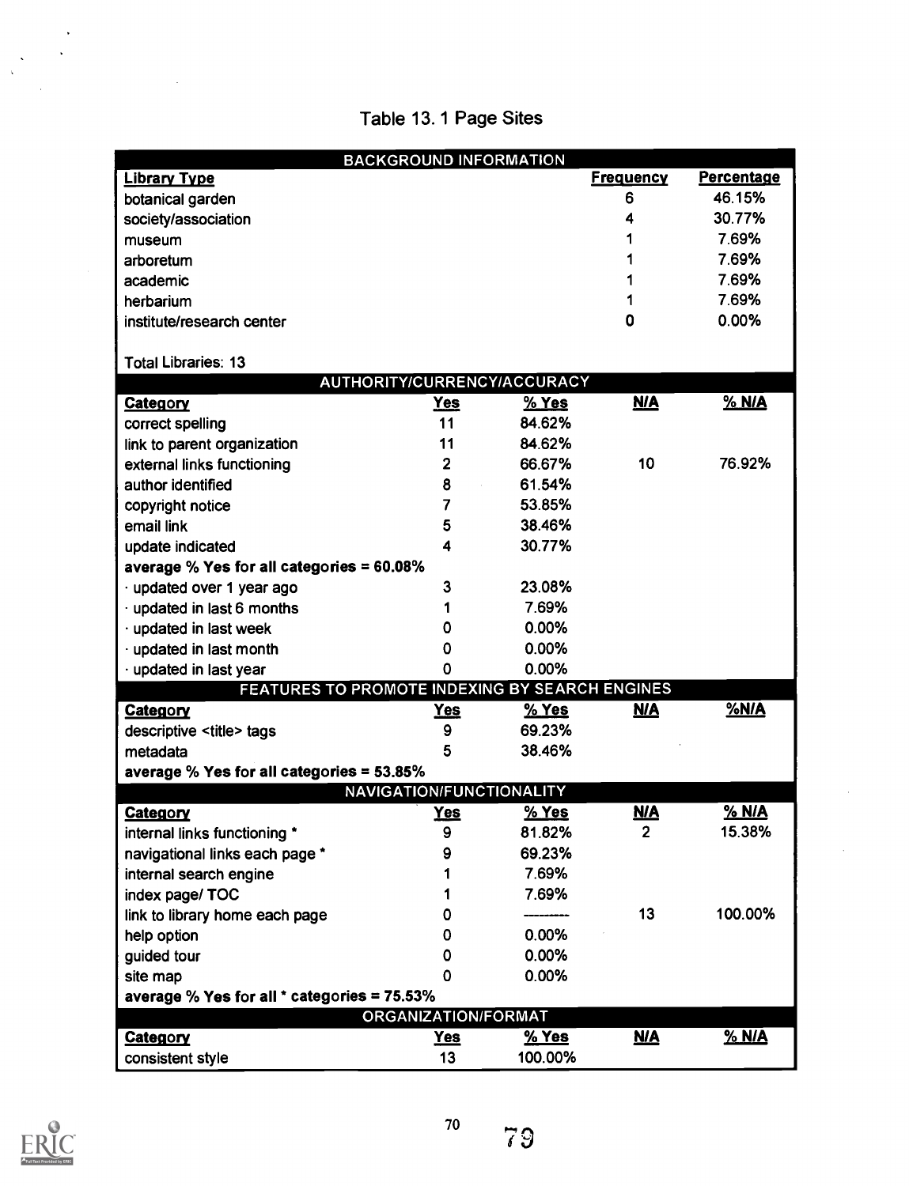# Table 13. 1 Page Sites

| BACKGROUND INFORMATION | | | | |
|---|---|---|---|---|
| **Library Type** | | | **Frequency** | **Percentage** |
| botanical garden | | | 6 | 46.15% |
| society/association | | | 4 | 30.77% |
| museum | | | 1 | 7.69% |
| arboretum | | | 1 | 7.69% |
| academic | | | 1 | 7.69% |
| herbarium | | | 1 | 7.69% |
| institute/research center | | | 0 | 0.00% |
| Total Libraries: 13 | | | | |
| **AUTHORITY/CURRENCY/ACCURACY** | | | | |
| **Category** | **Yes** | **% Yes** | **N/A** | **% N/A** |
| correct spelling | 11 | 84.62% | | |
| link to parent organization | 11 | 84.62% | | |
| external links functioning | 2 | 66.67% | 10 | 76.92% |
| author identified | 8 | 61.54% | | |
| copyright notice | 7 | 53.85% | | |
| email link | 5 | 38.46% | | |
| update indicated | 4 | 30.77% | | |
| **average % Yes for all categories = 60.08%** | | | | |
| · updated over 1 year ago | 3 | 23.08% | | |
| · updated in last 6 months | 1 | 7.69% | | |
| · updated in last week | 0 | 0.00% | | |
| · updated in last month | 0 | 0.00% | | |
| · updated in last year | 0 | 0.00% | | |
| **FEATURES TO PROMOTE INDEXING BY SEARCH ENGINES** | | | | |
| **Category** | **Yes** | **% Yes** | **N/A** | **%N/A** |
| descriptive <title> tags | 9 | 69.23% | | |
| metadata | 5 | 38.46% | | |
| **average % Yes for all categories = 53.85%** | | | | |
| **NAVIGATION/FUNCTIONALITY** | | | | |
| **Category** | **Yes** | **% Yes** | **N/A** | **% N/A** |
| internal links functioning * | 9 | 81.82% | 2 | 15.38% |
| navigational links each page * | 9 | 69.23% | | |
| internal search engine | 1 | 7.69% | | |
| index page/ TOC | 1 | 7.69% | | |
| link to library home each page | 0 | --------- | 13 | 100.00% |
| help option | 0 | 0.00% | | |
| guided tour | 0 | 0.00% | | |
| site map | 0 | 0.00% | | |
| **average % Yes for all * categories = 75.53%** | | | | |
| **ORGANIZATION/FORMAT** | | | | |
| **Category** | **Yes** | **% Yes** | **N/A** | **% N/A** |
| consistent style | 13 | 100.00% | | |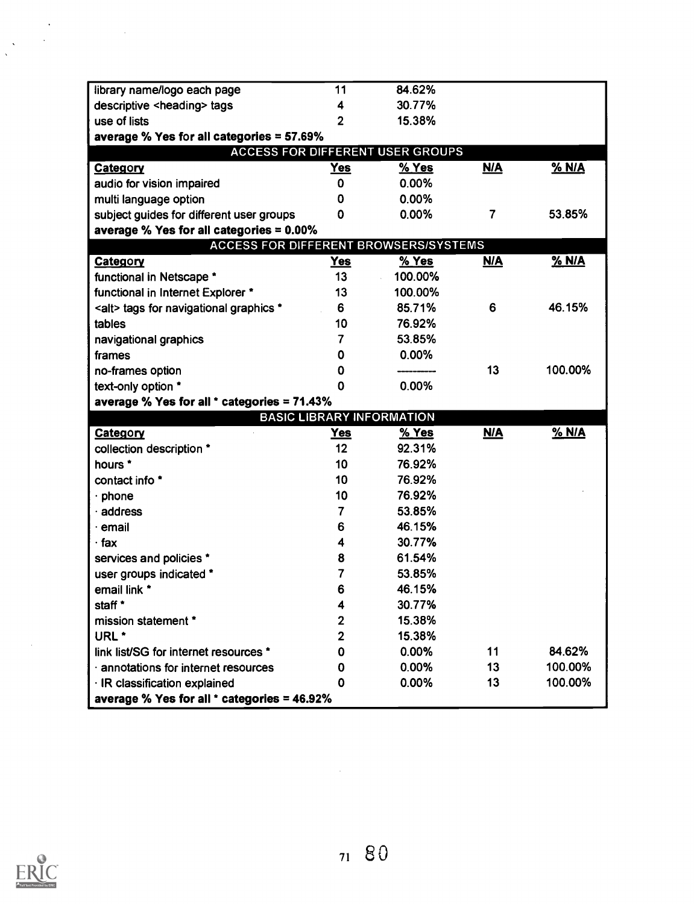| | | | | |
|---|---|---|---|---|
| library name/logo each page | 11 | 84.62% | | |
| descriptive <heading> tags | 4 | 30.77% | | |
| use of lists | 2 | 15.38% | | |
| **average % Yes for all categories = 57.69%** | | | | |
| **ACCESS FOR DIFFERENT USER GROUPS** | | | | |
| **Category** | **Yes** | **% Yes** | **N/A** | **% N/A** |
| audio for vision impaired | 0 | 0.00% | | |
| multi language option | 0 | 0.00% | | |
| subject guides for different user groups | 0 | 0.00% | 7 | 53.85% |
| **average % Yes for all categories = 0.00%** | | | | |
| **ACCESS FOR DIFFERENT BROWSERS/SYSTEMS** | | | | |
| **Category** | **Yes** | **% Yes** | **N/A** | **% N/A** |
| functional in Netscape * | 13 | 100.00% | | |
| functional in Internet Explorer * | 13 | 100.00% | | |
| <alt> tags for navigational graphics * | 6 | 85.71% | 6 | 46.15% |
| tables | 10 | 76.92% | | |
| navigational graphics | 7 | 53.85% | | |
| frames | 0 | 0.00% | | |
| no-frames option | 0 | ---------- | 13 | 100.00% |
| text-only option * | 0 | 0.00% | | |
| **average % Yes for all * categories = 71.43%** | | | | |
| **BASIC LIBRARY INFORMATION** | | | | |
| **Category** | **Yes** | **% Yes** | **N/A** | **% N/A** |
| collection description * | 12 | 92.31% | | |
| hours * | 10 | 76.92% | | |
| contact info * | 10 | 76.92% | | |
| · phone | 10 | 76.92% | | |
| · address | 7 | 53.85% | | |
| · email | 6 | 46.15% | | |
| · fax | 4 | 30.77% | | |
| services and policies * | 8 | 61.54% | | |
| user groups indicated * | 7 | 53.85% | | |
| email link * | 6 | 46.15% | | |
| staff * | 4 | 30.77% | | |
| mission statement * | 2 | 15.38% | | |
| URL * | 2 | 15.38% | | |
| link list/SG for internet resources * | 0 | 0.00% | 11 | 84.62% |
| · annotations for internet resources | 0 | 0.00% | 13 | 100.00% |
| · IR classification explained | 0 | 0.00% | 13 | 100.00% |
| **average % Yes for all * categories = 46.92%** | | | | |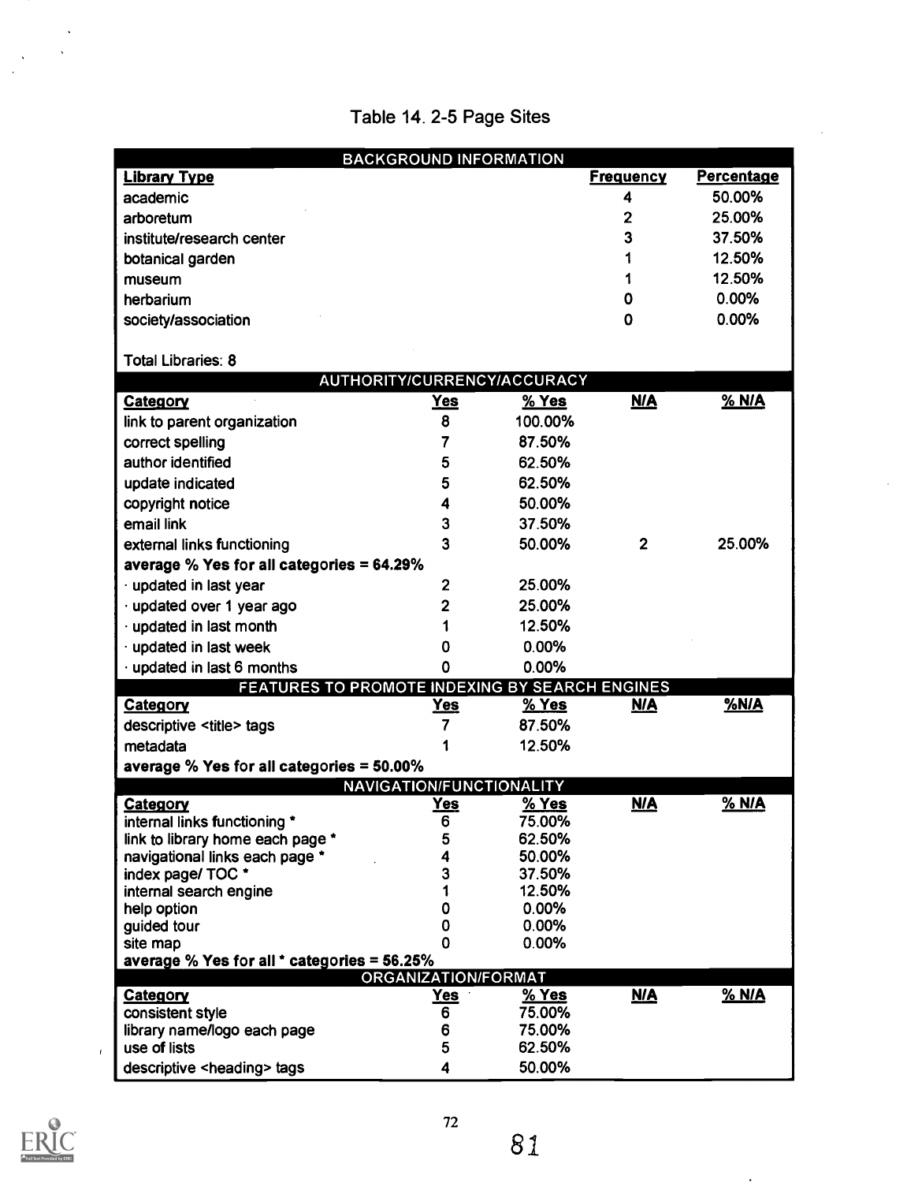Table 14. 2-5 Page Sites

| BACKGROUND INFORMATION | | | | |
|---|---|---|---|---|
| **Library Type** | | | **Frequency** | **Percentage** |
| academic | | | 4 | 50.00% |
| arboretum | | | 2 | 25.00% |
| institute/research center | | | 3 | 37.50% |
| botanical garden | | | 1 | 12.50% |
| museum | | | 1 | 12.50% |
| herbarium | | | 0 | 0.00% |
| society/association | | | 0 | 0.00% |
| Total Libraries: 8 | | | | |
| AUTHORITY/CURRENCY/ACCURACY | | | | |
| **Category** | **Yes** | **% Yes** | **N/A** | **% N/A** |
| link to parent organization | 8 | 100.00% | | |
| correct spelling | 7 | 87.50% | | |
| author identified | 5 | 62.50% | | |
| update indicated | 5 | 62.50% | | |
| copyright notice | 4 | 50.00% | | |
| email link | 3 | 37.50% | | |
| external links functioning | 3 | 50.00% | 2 | 25.00% |
| **average % Yes for all categories = 64.29%** | | | | |
| · updated in last year | 2 | 25.00% | | |
| · updated over 1 year ago | 2 | 25.00% | | |
| · updated in last month | 1 | 12.50% | | |
| · updated in last week | 0 | 0.00% | | |
| · updated in last 6 months | 0 | 0.00% | | |
| FEATURES TO PROMOTE INDEXING BY SEARCH ENGINES | | | | |
| **Category** | **Yes** | **% Yes** | **N/A** | **%N/A** |
| descriptive <title> tags | 7 | 87.50% | | |
| metadata | 1 | 12.50% | | |
| **average % Yes for all categories = 50.00%** | | | | |
| NAVIGATION/FUNCTIONALITY | | | | |
| **Category** | **Yes** | **% Yes** | **N/A** | **% N/A** |
| internal links functioning * | 6 | 75.00% | | |
| link to library home each page * | 5 | 62.50% | | |
| navigational links each page * | 4 | 50.00% | | |
| index page/ TOC * | 3 | 37.50% | | |
| internal search engine | 1 | 12.50% | | |
| help option | 0 | 0.00% | | |
| guided tour | 0 | 0.00% | | |
| site map | 0 | 0.00% | | |
| **average % Yes for all * categories = 56.25%** | | | | |
| ORGANIZATION/FORMAT | | | | |
| **Category** | **Yes** | **% Yes** | **N/A** | **% N/A** |
| consistent style | 6 | 75.00% | | |
| library name/logo each page | 6 | 75.00% | | |
| use of lists | 5 | 62.50% | | |
| descriptive <heading> tags | 4 | 50.00% | | |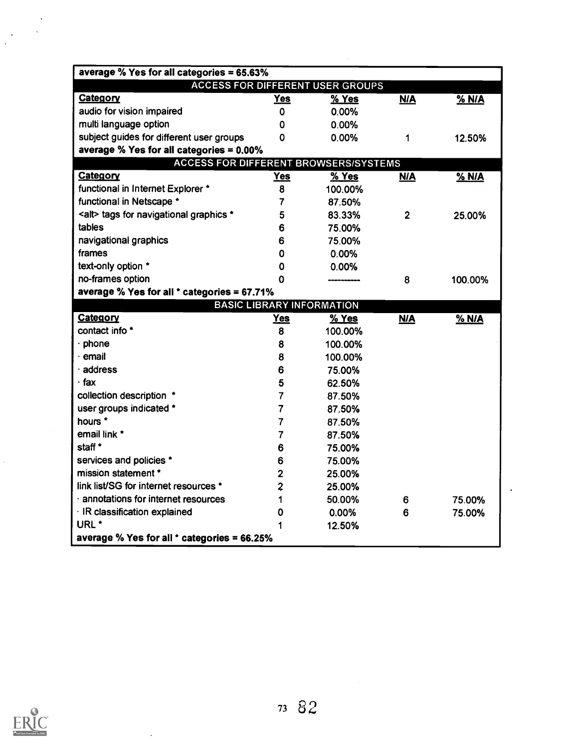average % Yes for all categories = 65.63%

| ACCESS FOR DIFFERENT USER GROUPS | | | | |
|---|---|---|---|---|
| **Category** | **Yes** | **% Yes** | **N/A** | **% N/A** |
| audio for vision impaired | 0 | 0.00% | | |
| multi language option | 0 | 0.00% | | |
| subject guides for different user groups | 0 | 0.00% | 1 | 12.50% |
| **average % Yes for all categories = 0.00%** | | | | |

| ACCESS FOR DIFFERENT BROWSERS/SYSTEMS | | | | |
|---|---|---|---|---|
| **Category** | **Yes** | **% Yes** | **N/A** | **% N/A** |
| functional in Internet Explorer * | 8 | 100.00% | | |
| functional in Netscape * | 7 | 87.50% | | |
| <alt> tags for navigational graphics * | 5 | 83.33% | 2 | 25.00% |
| tables | 6 | 75.00% | | |
| navigational graphics | 6 | 75.00% | | |
| frames | 0 | 0.00% | | |
| text-only option * | 0 | 0.00% | | |
| no-frames option | 0 | ---------- | 8 | 100.00% |
| **average % Yes for all * categories = 67.71%** | | | | |

| BASIC LIBRARY INFORMATION | | | | |
|---|---|---|---|---|
| **Category** | **Yes** | **% Yes** | **N/A** | **% N/A** |
| contact info * | 8 | 100.00% | | |
| · phone | 8 | 100.00% | | |
| · email | 8 | 100.00% | | |
| · address | 6 | 75.00% | | |
| · fax | 5 | 62.50% | | |
| collection description * | 7 | 87.50% | | |
| user groups indicated * | 7 | 87.50% | | |
| hours * | 7 | 87.50% | | |
| email link * | 7 | 87.50% | | |
| staff * | 6 | 75.00% | | |
| services and policies * | 6 | 75.00% | | |
| mission statement * | 2 | 25.00% | | |
| link list/SG for internet resources * | 2 | 25.00% | | |
| · annotations for internet resources | 1 | 50.00% | 6 | 75.00% |
| · IR classification explained | 0 | 0.00% | 6 | 75.00% |
| URL * | 1 | 12.50% | | |
| **average % Yes for all * categories = 66.25%** | | | | |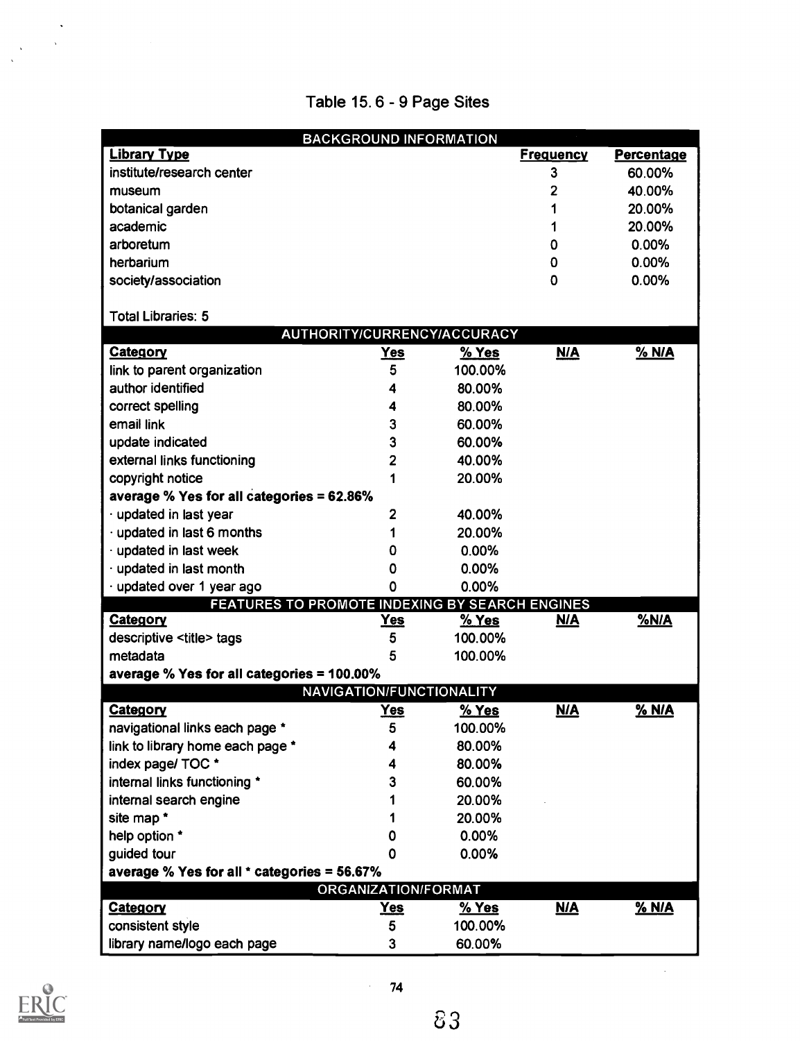## Table 15. 6 - 9 Page Sites

| BACKGROUND INFORMATION | | | | |
|---|---|---|---|---|
| **Library Type** | | | **Frequency** | **Percentage** |
| institute/research center | | | 3 | 60.00% |
| museum | | | 2 | 40.00% |
| botanical garden | | | 1 | 20.00% |
| academic | | | 1 | 20.00% |
| arboretum | | | 0 | 0.00% |
| herbarium | | | 0 | 0.00% |
| society/association | | | 0 | 0.00% |
| Total Libraries: 5 | | | | |
| AUTHORITY/CURRENCY/ACCURACY | | | | |
| **Category** | **Yes** | **% Yes** | **N/A** | **% N/A** |
| link to parent organization | 5 | 100.00% | | |
| author identified | 4 | 80.00% | | |
| correct spelling | 4 | 80.00% | | |
| email link | 3 | 60.00% | | |
| update indicated | 3 | 60.00% | | |
| external links functioning | 2 | 40.00% | | |
| copyright notice | 1 | 20.00% | | |
| **average % Yes for all categories = 62.86%** | | | | |
| · updated in last year | 2 | 40.00% | | |
| · updated in last 6 months | 1 | 20.00% | | |
| · updated in last week | 0 | 0.00% | | |
| · updated in last month | 0 | 0.00% | | |
| · updated over 1 year ago | 0 | 0.00% | | |
| FEATURES TO PROMOTE INDEXING BY SEARCH ENGINES | | | | |
| **Category** | **Yes** | **% Yes** | **N/A** | **%N/A** |
| descriptive <title> tags | 5 | 100.00% | | |
| metadata | 5 | 100.00% | | |
| **average % Yes for all categories = 100.00%** | | | | |
| NAVIGATION/FUNCTIONALITY | | | | |
| **Category** | **Yes** | **% Yes** | **N/A** | **% N/A** |
| navigational links each page * | 5 | 100.00% | | |
| link to library home each page * | 4 | 80.00% | | |
| index page/ TOC * | 4 | 80.00% | | |
| internal links functioning * | 3 | 60.00% | | |
| internal search engine | 1 | 20.00% | | |
| site map * | 1 | 20.00% | | |
| help option * | 0 | 0.00% | | |
| guided tour | 0 | 0.00% | | |
| **average % Yes for all * categories = 56.67%** | | | | |
| ORGANIZATION/FORMAT | | | | |
| **Category** | **Yes** | **% Yes** | **N/A** | **% N/A** |
| consistent style | 5 | 100.00% | | |
| library name/logo each page | 3 | 60.00% | | |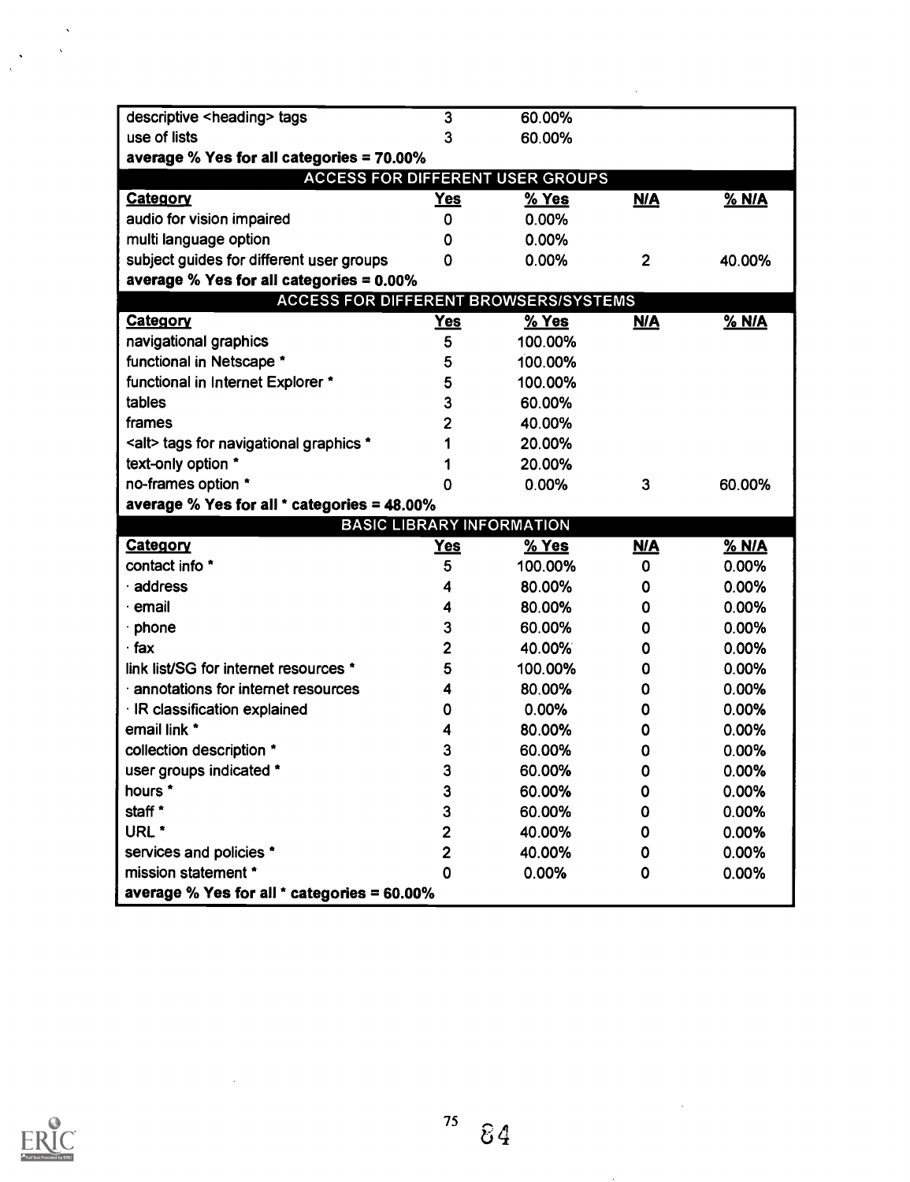| | | | | |
|---|---|---|---|---|
| descriptive <heading> tags | 3 | 60.00% | | |
| use of lists | 3 | 60.00% | | |
| **average % Yes for all categories = 70.00%** | | | | |
| **ACCESS FOR DIFFERENT USER GROUPS** | | | | |
| **Category** | **Yes** | **% Yes** | **N/A** | **% N/A** |
| audio for vision impaired | 0 | 0.00% | | |
| multi language option | 0 | 0.00% | | |
| subject guides for different user groups | 0 | 0.00% | 2 | 40.00% |
| **average % Yes for all categories = 0.00%** | | | | |
| **ACCESS FOR DIFFERENT BROWSERS/SYSTEMS** | | | | |
| **Category** | **Yes** | **% Yes** | **N/A** | **% N/A** |
| navigational graphics | 5 | 100.00% | | |
| functional in Netscape * | 5 | 100.00% | | |
| functional in Internet Explorer * | 5 | 100.00% | | |
| tables | 3 | 60.00% | | |
| frames | 2 | 40.00% | | |
| <alt> tags for navigational graphics * | 1 | 20.00% | | |
| text-only option * | 1 | 20.00% | | |
| no-frames option * | 0 | 0.00% | 3 | 60.00% |
| **average % Yes for all * categories = 48.00%** | | | | |
| **BASIC LIBRARY INFORMATION** | | | | |
| **Category** | **Yes** | **% Yes** | **N/A** | **% N/A** |
| contact info * | 5 | 100.00% | 0 | 0.00% |
| · address | 4 | 80.00% | 0 | 0.00% |
| · email | 4 | 80.00% | 0 | 0.00% |
| · phone | 3 | 60.00% | 0 | 0.00% |
| · fax | 2 | 40.00% | 0 | 0.00% |
| link list/SG for internet resources * | 5 | 100.00% | 0 | 0.00% |
| · annotations for internet resources | 4 | 80.00% | 0 | 0.00% |
| · IR classification explained | 0 | 0.00% | 0 | 0.00% |
| email link * | 4 | 80.00% | 0 | 0.00% |
| collection description * | 3 | 60.00% | 0 | 0.00% |
| user groups indicated * | 3 | 60.00% | 0 | 0.00% |
| hours * | 3 | 60.00% | 0 | 0.00% |
| staff * | 3 | 60.00% | 0 | 0.00% |
| URL * | 2 | 40.00% | 0 | 0.00% |
| services and policies * | 2 | 40.00% | 0 | 0.00% |
| mission statement * | 0 | 0.00% | 0 | 0.00% |
| **average % Yes for all * categories = 60.00%** | | | | |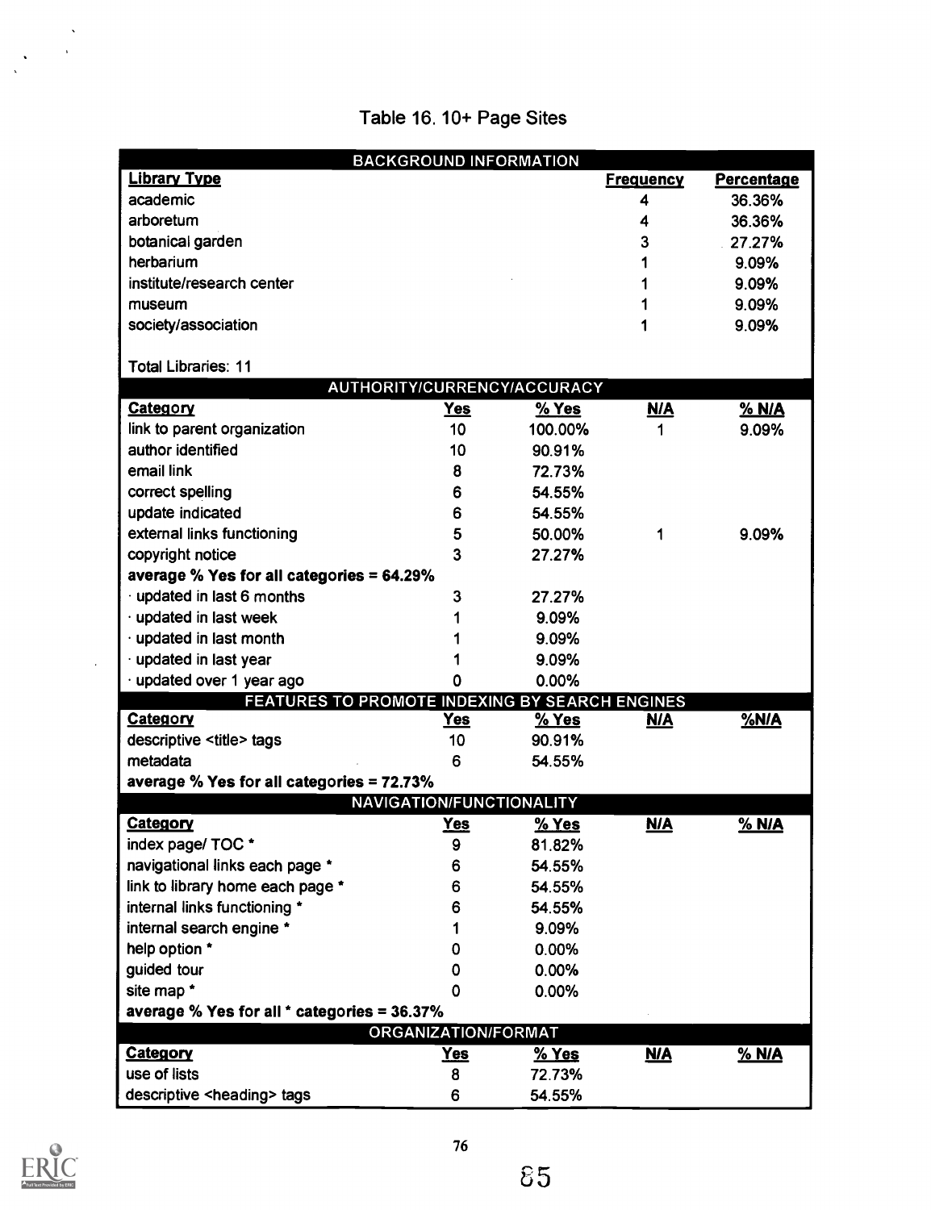# Table 16. 10+ Page Sites

| BACKGROUND INFORMATION | | | | |
|---|---|---|---|---|
| **Library Type** | | | **Frequency** | **Percentage** |
| academic | | | 4 | 36.36% |
| arboretum | | | 4 | 36.36% |
| botanical garden | | | 3 | 27.27% |
| herbarium | | | 1 | 9.09% |
| institute/research center | | | 1 | 9.09% |
| museum | | | 1 | 9.09% |
| society/association | | | 1 | 9.09% |
| Total Libraries: 11 | | | | |
| **AUTHORITY/CURRENCY/ACCURACY** | | | | |
| **Category** | **Yes** | **% Yes** | **N/A** | **% N/A** |
| link to parent organization | 10 | 100.00% | 1 | 9.09% |
| author identified | 10 | 90.91% | | |
| email link | 8 | 72.73% | | |
| correct spelling | 6 | 54.55% | | |
| update indicated | 6 | 54.55% | | |
| external links functioning | 5 | 50.00% | 1 | 9.09% |
| copyright notice | 3 | 27.27% | | |
| **average % Yes for all categories = 64.29%** | | | | |
| · updated in last 6 months | 3 | 27.27% | | |
| · updated in last week | 1 | 9.09% | | |
| · updated in last month | 1 | 9.09% | | |
| · updated in last year | 1 | 9.09% | | |
| · updated over 1 year ago | 0 | 0.00% | | |
| **FEATURES TO PROMOTE INDEXING BY SEARCH ENGINES** | | | | |
| **Category** | **Yes** | **% Yes** | **N/A** | **%N/A** |
| descriptive <title> tags | 10 | 90.91% | | |
| metadata | 6 | 54.55% | | |
| **average % Yes for all categories = 72.73%** | | | | |
| **NAVIGATION/FUNCTIONALITY** | | | | |
| **Category** | **Yes** | **% Yes** | **N/A** | **% N/A** |
| index page/ TOC * | 9 | 81.82% | | |
| navigational links each page * | 6 | 54.55% | | |
| link to library home each page * | 6 | 54.55% | | |
| internal links functioning * | 6 | 54.55% | | |
| internal search engine * | 1 | 9.09% | | |
| help option * | 0 | 0.00% | | |
| guided tour | 0 | 0.00% | | |
| site map * | 0 | 0.00% | | |
| **average % Yes for all * categories = 36.37%** | | | | |
| **ORGANIZATION/FORMAT** | | | | |
| **Category** | **Yes** | **% Yes** | **N/A** | **% N/A** |
| use of lists | 8 | 72.73% | | |
| descriptive <heading> tags | 6 | 54.55% | | |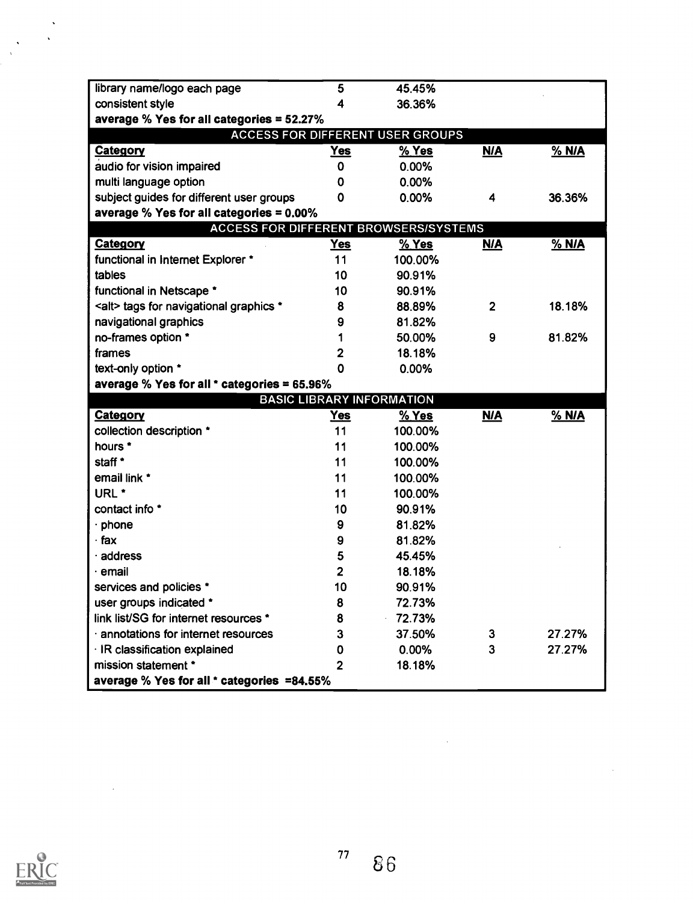| | | | | |
|---|---|---|---|---|
| library name/logo each page | 5 | 45.45% | | |
| consistent style | 4 | 36.36% | | |
| **average % Yes for all categories = 52.27%** | | | | |
| **ACCESS FOR DIFFERENT USER GROUPS** | | | | |
| **Category** | **Yes** | **% Yes** | **N/A** | **% N/A** |
| audio for vision impaired | 0 | 0.00% | | |
| multi language option | 0 | 0.00% | | |
| subject guides for different user groups | 0 | 0.00% | 4 | 36.36% |
| **average % Yes for all categories = 0.00%** | | | | |
| **ACCESS FOR DIFFERENT BROWSERS/SYSTEMS** | | | | |
| **Category** | **Yes** | **% Yes** | **N/A** | **% N/A** |
| functional in Internet Explorer * | 11 | 100.00% | | |
| tables | 10 | 90.91% | | |
| functional in Netscape * | 10 | 90.91% | | |
| <alt> tags for navigational graphics * | 8 | 88.89% | 2 | 18.18% |
| navigational graphics | 9 | 81.82% | | |
| no-frames option * | 1 | 50.00% | 9 | 81.82% |
| frames | 2 | 18.18% | | |
| text-only option * | 0 | 0.00% | | |
| **average % Yes for all * categories = 65.96%** | | | | |
| **BASIC LIBRARY INFORMATION** | | | | |
| **Category** | **Yes** | **% Yes** | **N/A** | **% N/A** |
| collection description * | 11 | 100.00% | | |
| hours * | 11 | 100.00% | | |
| staff * | 11 | 100.00% | | |
| email link * | 11 | 100.00% | | |
| URL * | 11 | 100.00% | | |
| contact info * | 10 | 90.91% | | |
| · phone | 9 | 81.82% | | |
| · fax | 9 | 81.82% | | |
| · address | 5 | 45.45% | | |
| · email | 2 | 18.18% | | |
| services and policies * | 10 | 90.91% | | |
| user groups indicated * | 8 | 72.73% | | |
| link list/SG for internet resources * | 8 | 72.73% | | |
| · annotations for internet resources | 3 | 37.50% | 3 | 27.27% |
| · IR classification explained | 0 | 0.00% | 3 | 27.27% |
| mission statement * | 2 | 18.18% | | |
| **average % Yes for all * categories =84.55%** | | | | |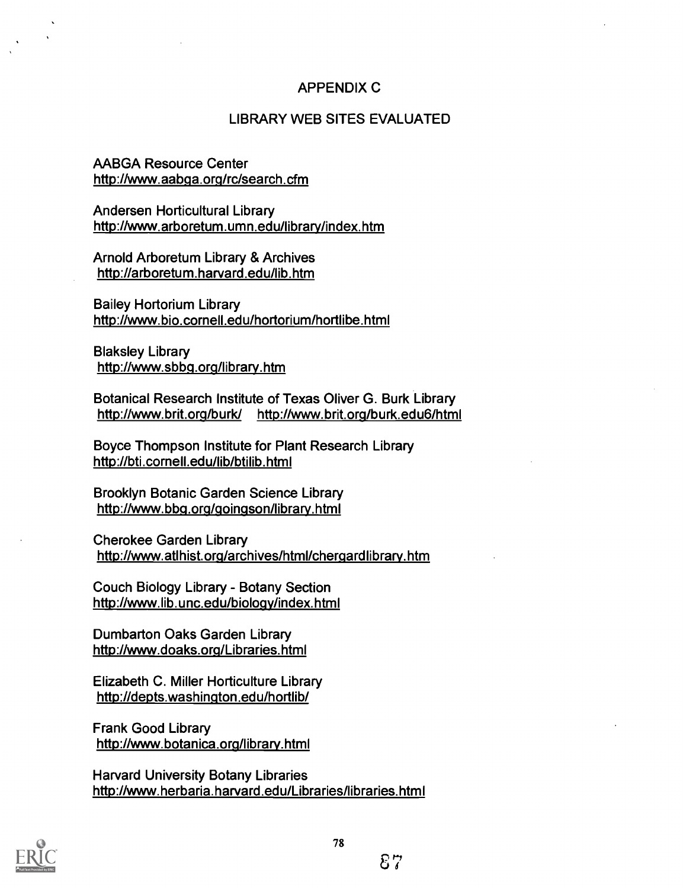## APPENDIX C

## LIBRARY WEB SITES EVALUATED

AABGA Resource Center
http://www.aabga.org/rc/search.cfm

Andersen Horticultural Library
http://www.arboretum.umn.edu/library/index.htm

Arnold Arboretum Library & Archives
http://arboretum.harvard.edu/lib.htm

Bailey Hortorium Library
http://www.bio.cornell.edu/hortorium/hortlibe.html

Blaksley Library
http://www.sbbg.org/library.htm

Botanical Research Institute of Texas Oliver G. Burk Library
http://www.brit.org/burk/ http://www.brit.org/burk.edu6/html

Boyce Thompson Institute for Plant Research Library
http://bti.cornell.edu/lib/btilib.html

Brooklyn Botanic Garden Science Library
http://www.bbg.org/goingson/library.html

Cherokee Garden Library
http://www.atlhist.org/archives/html/chergardlibrary.htm

Couch Biology Library - Botany Section
http://www.lib.unc.edu/biology/index.html

Dumbarton Oaks Garden Library
http://www.doaks.org/Libraries.html

Elizabeth C. Miller Horticulture Library
http://depts.washington.edu/hortlib/

Frank Good Library
http://www.botanica.org/library.html

Harvard University Botany Libraries
http://www.herbaria.harvard.edu/Libraries/libraries.html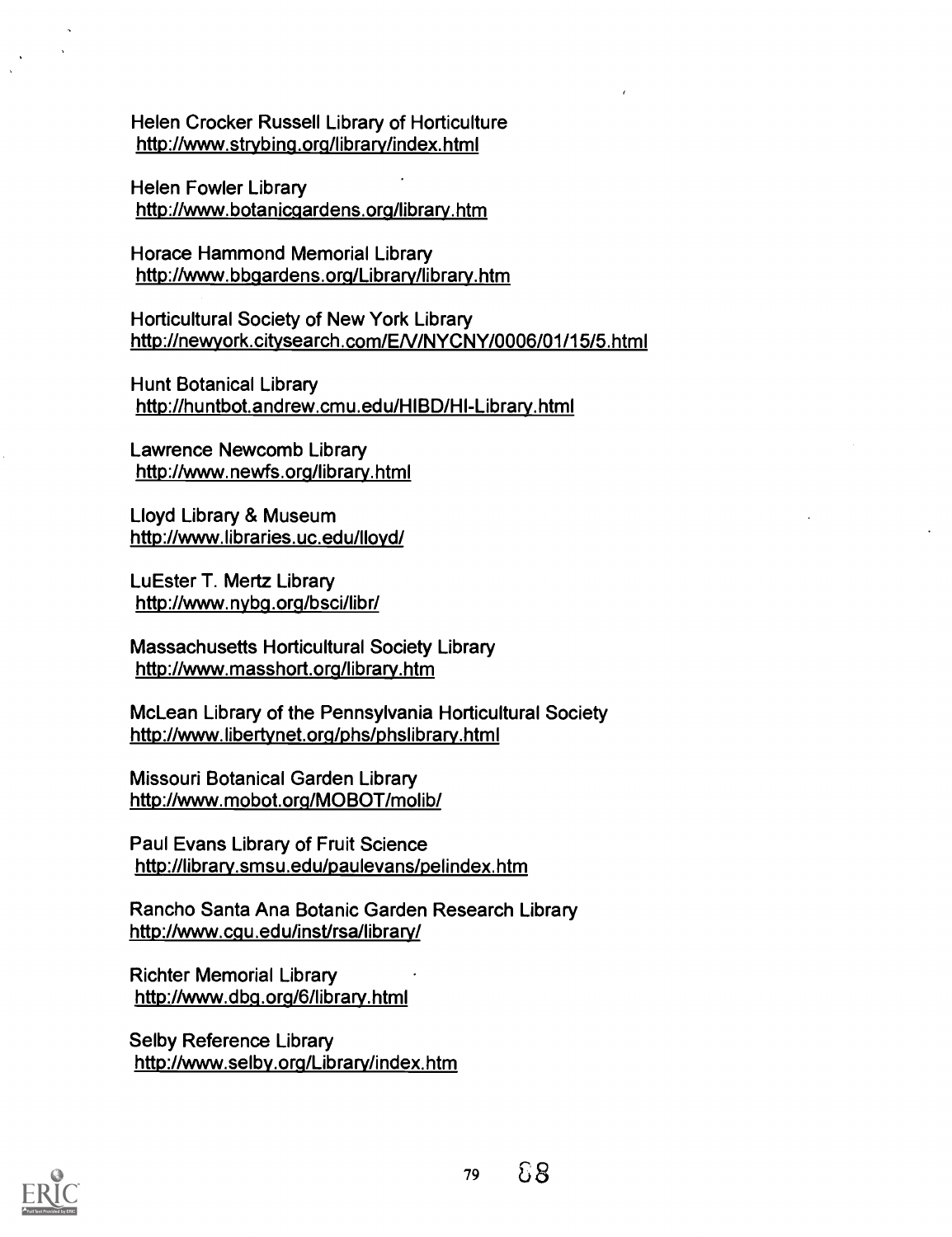Helen Crocker Russell Library of Horticulture
http://www.strybing.org/library/index.html

Helen Fowler Library
http://www.botanicgardens.org/library.htm

Horace Hammond Memorial Library
http://www.bbgardens.org/Library/library.htm

Horticultural Society of New York Library
http://newyork.citysearch.com/E/V/NYCNY/0006/01/15/5.html

Hunt Botanical Library
http://huntbot.andrew.cmu.edu/HIBD/HI-Library.html

Lawrence Newcomb Library
http://www.newfs.org/library.html

Lloyd Library & Museum
http://www.libraries.uc.edu/lloyd/

LuEster T. Mertz Library
http://www.nybg.org/bsci/libr/

Massachusetts Horticultural Society Library
http://www.masshort.org/library.htm

McLean Library of the Pennsylvania Horticultural Society
http://www.libertynet.org/phs/phslibrary.html

Missouri Botanical Garden Library
http://www.mobot.org/MOBOT/molib/

Paul Evans Library of Fruit Science
http://library.smsu.edu/paulevans/pelindex.htm

Rancho Santa Ana Botanic Garden Research Library
http://www.cgu.edu/inst/rsa/library/

Richter Memorial Library
http://www.dbg.org/6/library.html

Selby Reference Library
http://www.selby.org/Library/index.htm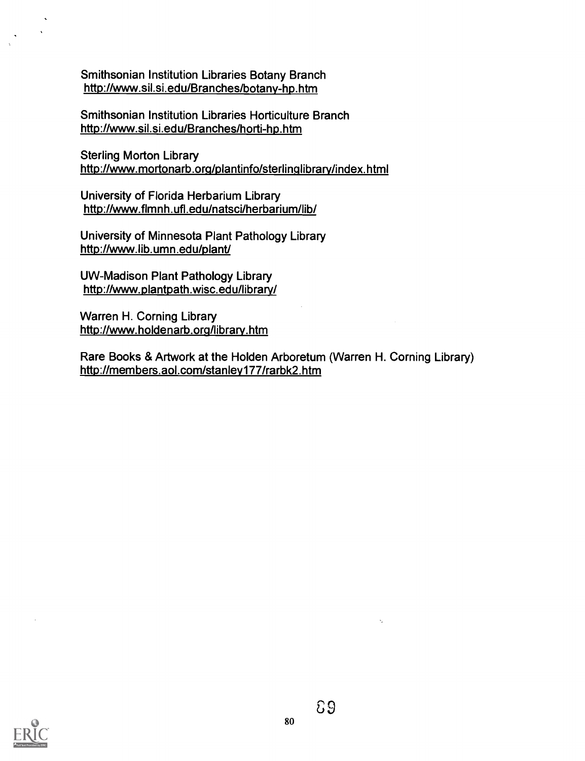Smithsonian Institution Libraries Botany Branch
http://www.sil.si.edu/Branches/botany-hp.htm

Smithsonian Institution Libraries Horticulture Branch
http://www.sil.si.edu/Branches/horti-hp.htm

Sterling Morton Library
http://www.mortonarb.org/plantinfo/sterlinglibrary/index.html

University of Florida Herbarium Library
http://www.flmnh.ufl.edu/natsci/herbarium/lib/

University of Minnesota Plant Pathology Library
http://www.lib.umn.edu/plant/

UW-Madison Plant Pathology Library
http://www.plantpath.wisc.edu/library/

Warren H. Corning Library
http://www.holdenarb.org/library.htm

Rare Books & Artwork at the Holden Arboretum (Warren H. Corning Library)
http://members.aol.com/stanley177/rarbk2.htm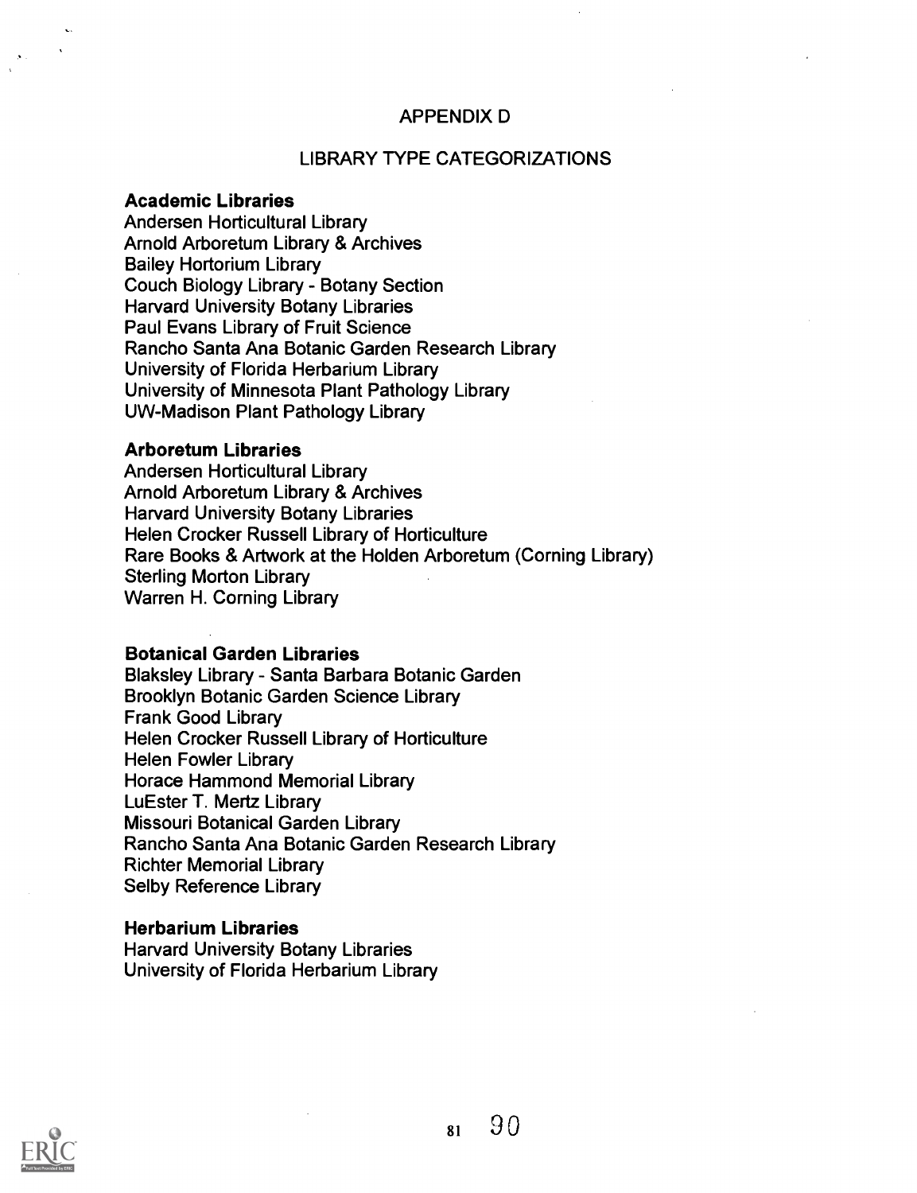# APPENDIX D

## LIBRARY TYPE CATEGORIZATIONS

**Academic Libraries**

Andersen Horticultural Library
Arnold Arboretum Library & Archives
Bailey Hortorium Library
Couch Biology Library - Botany Section
Harvard University Botany Libraries
Paul Evans Library of Fruit Science
Rancho Santa Ana Botanic Garden Research Library
University of Florida Herbarium Library
University of Minnesota Plant Pathology Library
UW-Madison Plant Pathology Library

**Arboretum Libraries**

Andersen Horticultural Library
Arnold Arboretum Library & Archives
Harvard University Botany Libraries
Helen Crocker Russell Library of Horticulture
Rare Books & Artwork at the Holden Arboretum (Corning Library)
Sterling Morton Library
Warren H. Corning Library

**Botanical Garden Libraries**

Blaksley Library - Santa Barbara Botanic Garden
Brooklyn Botanic Garden Science Library
Frank Good Library
Helen Crocker Russell Library of Horticulture
Helen Fowler Library
Horace Hammond Memorial Library
LuEster T. Mertz Library
Missouri Botanical Garden Library
Rancho Santa Ana Botanic Garden Research Library
Richter Memorial Library
Selby Reference Library

**Herbarium Libraries**

Harvard University Botany Libraries
University of Florida Herbarium Library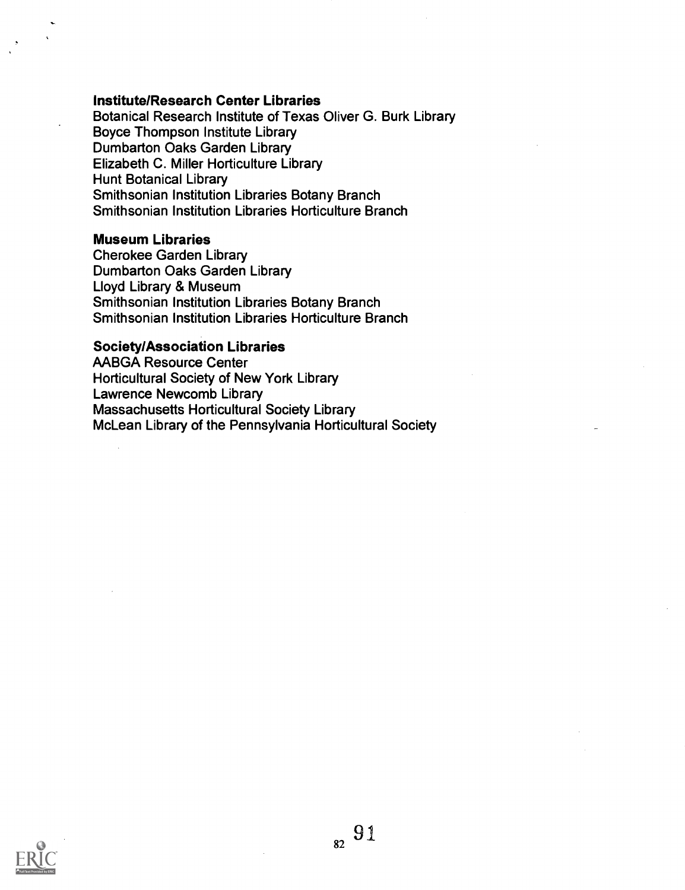**Institute/Research Center Libraries**

Botanical Research Institute of Texas Oliver G. Burk Library
Boyce Thompson Institute Library
Dumbarton Oaks Garden Library
Elizabeth C. Miller Horticulture Library
Hunt Botanical Library
Smithsonian Institution Libraries Botany Branch
Smithsonian Institution Libraries Horticulture Branch

**Museum Libraries**

Cherokee Garden Library
Dumbarton Oaks Garden Library
Lloyd Library & Museum
Smithsonian Institution Libraries Botany Branch
Smithsonian Institution Libraries Horticulture Branch

**Society/Association Libraries**

AABGA Resource Center
Horticultural Society of New York Library
Lawrence Newcomb Library
Massachusetts Horticultural Society Library
McLean Library of the Pennsylvania Horticultural Society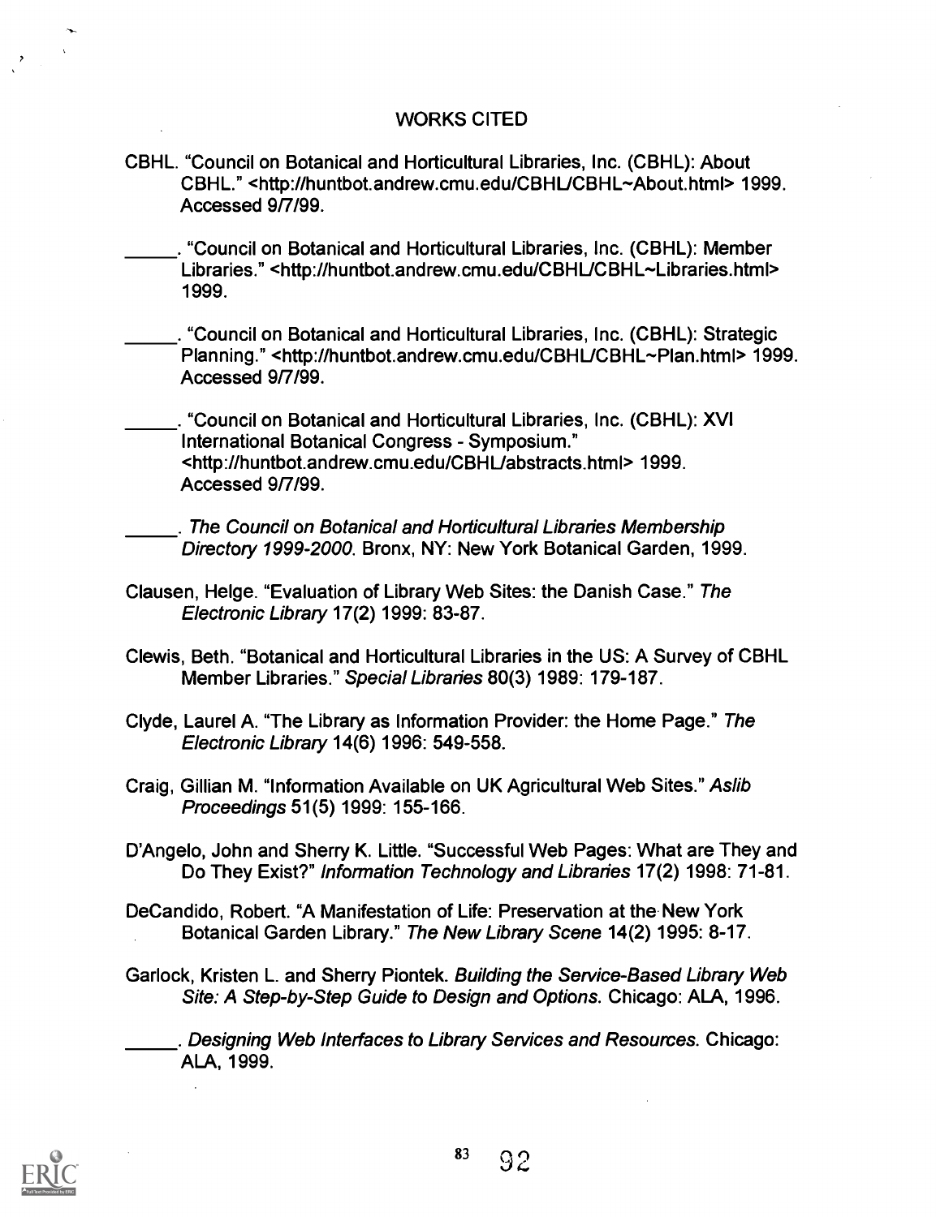## WORKS CITED

CBHL. "Council on Botanical and Horticultural Libraries, Inc. (CBHL): About CBHL." <http://huntbot.andrew.cmu.edu/CBHL/CBHL~About.html> 1999. Accessed 9/7/99.

_____. "Council on Botanical and Horticultural Libraries, Inc. (CBHL): Member Libraries." <http://huntbot.andrew.cmu.edu/CBHL/CBHL~Libraries.html> 1999.

_____. "Council on Botanical and Horticultural Libraries, Inc. (CBHL): Strategic Planning." <http://huntbot.andrew.cmu.edu/CBHL/CBHL~Plan.html> 1999. Accessed 9/7/99.

_____. "Council on Botanical and Horticultural Libraries, Inc. (CBHL): XVI International Botanical Congress - Symposium." <http://huntbot.andrew.cmu.edu/CBHL/abstracts.html> 1999. Accessed 9/7/99.

_____. *The Council on Botanical and Horticultural Libraries Membership Directory 1999-2000.* Bronx, NY: New York Botanical Garden, 1999.

Clausen, Helge. "Evaluation of Library Web Sites: the Danish Case." *The Electronic Library* 17(2) 1999: 83-87.

Clewis, Beth. "Botanical and Horticultural Libraries in the US: A Survey of CBHL Member Libraries." *Special Libraries* 80(3) 1989: 179-187.

Clyde, Laurel A. "The Library as Information Provider: the Home Page." *The Electronic Library* 14(6) 1996: 549-558.

Craig, Gillian M. "Information Available on UK Agricultural Web Sites." *Aslib Proceedings* 51(5) 1999: 155-166.

D'Angelo, John and Sherry K. Little. "Successful Web Pages: What are They and Do They Exist?" *Information Technology and Libraries* 17(2) 1998: 71-81.

DeCandido, Robert. "A Manifestation of Life: Preservation at the New York Botanical Garden Library." *The New Library Scene* 14(2) 1995: 8-17.

Garlock, Kristen L. and Sherry Piontek. *Building the Service-Based Library Web Site: A Step-by-Step Guide to Design and Options.* Chicago: ALA, 1996.

_____. *Designing Web Interfaces to Library Services and Resources.* Chicago: ALA, 1999.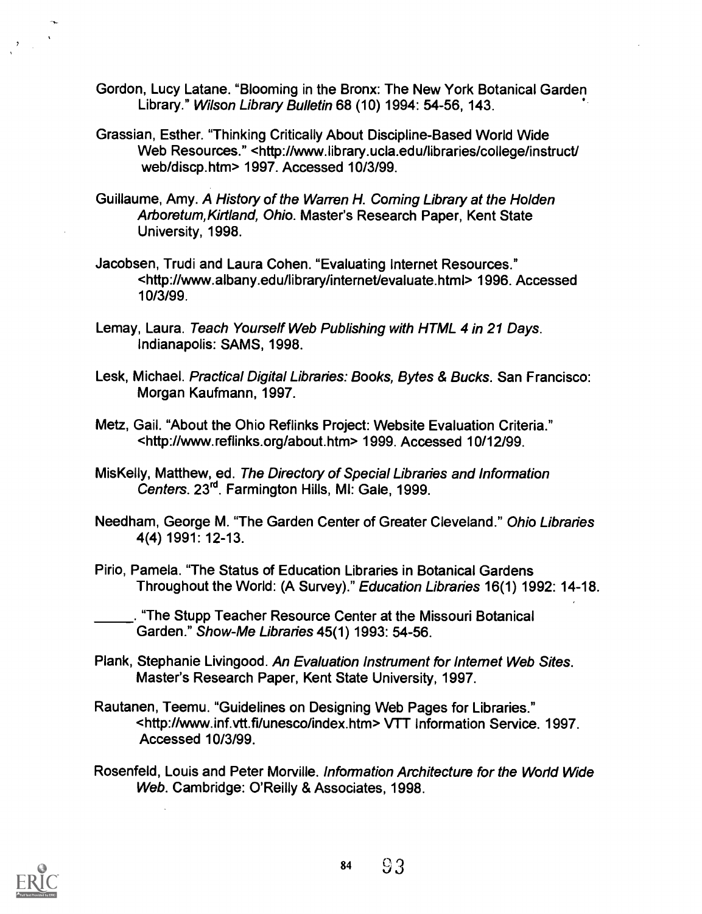Gordon, Lucy Latane. "Blooming in the Bronx: The New York Botanical Garden Library." *Wilson Library Bulletin* 68 (10) 1994: 54-56, 143.

Grassian, Esther. "Thinking Critically About Discipline-Based World Wide Web Resources." <http://www.library.ucla.edu/libraries/college/instruct/web/discp.htm> 1997. Accessed 10/3/99.

Guillaume, Amy. *A History of the Warren H. Corning Library at the Holden Arboretum,Kirtland, Ohio*. Master's Research Paper, Kent State University, 1998.

Jacobsen, Trudi and Laura Cohen. "Evaluating Internet Resources." <http://www.albany.edu/library/internet/evaluate.html> 1996. Accessed 10/3/99.

Lemay, Laura. *Teach Yourself Web Publishing with HTML 4 in 21 Days*. Indianapolis: SAMS, 1998.

Lesk, Michael. *Practical Digital Libraries: Books, Bytes & Bucks*. San Francisco: Morgan Kaufmann, 1997.

Metz, Gail. "About the Ohio Reflinks Project: Website Evaluation Criteria." <http://www.reflinks.org/about.htm> 1999. Accessed 10/12/99.

MisKelly, Matthew, ed. *The Directory of Special Libraries and Information Centers*. 23rd. Farmington Hills, MI: Gale, 1999.

Needham, George M. "The Garden Center of Greater Cleveland." *Ohio Libraries* 4(4) 1991: 12-13.

Pirio, Pamela. "The Status of Education Libraries in Botanical Gardens Throughout the World: (A Survey)." *Education Libraries* 16(1) 1992: 14-18.

_____. "The Stupp Teacher Resource Center at the Missouri Botanical Garden." *Show-Me Libraries* 45(1) 1993: 54-56.

Plank, Stephanie Livingood. *An Evaluation Instrument for Internet Web Sites*. Master's Research Paper, Kent State University, 1997.

Rautanen, Teemu. "Guidelines on Designing Web Pages for Libraries." <http://www.inf.vtt.fi/unesco/index.htm> VTT Information Service. 1997. Accessed 10/3/99.

Rosenfeld, Louis and Peter Morville. *Information Architecture for the World Wide Web*. Cambridge: O'Reilly & Associates, 1998.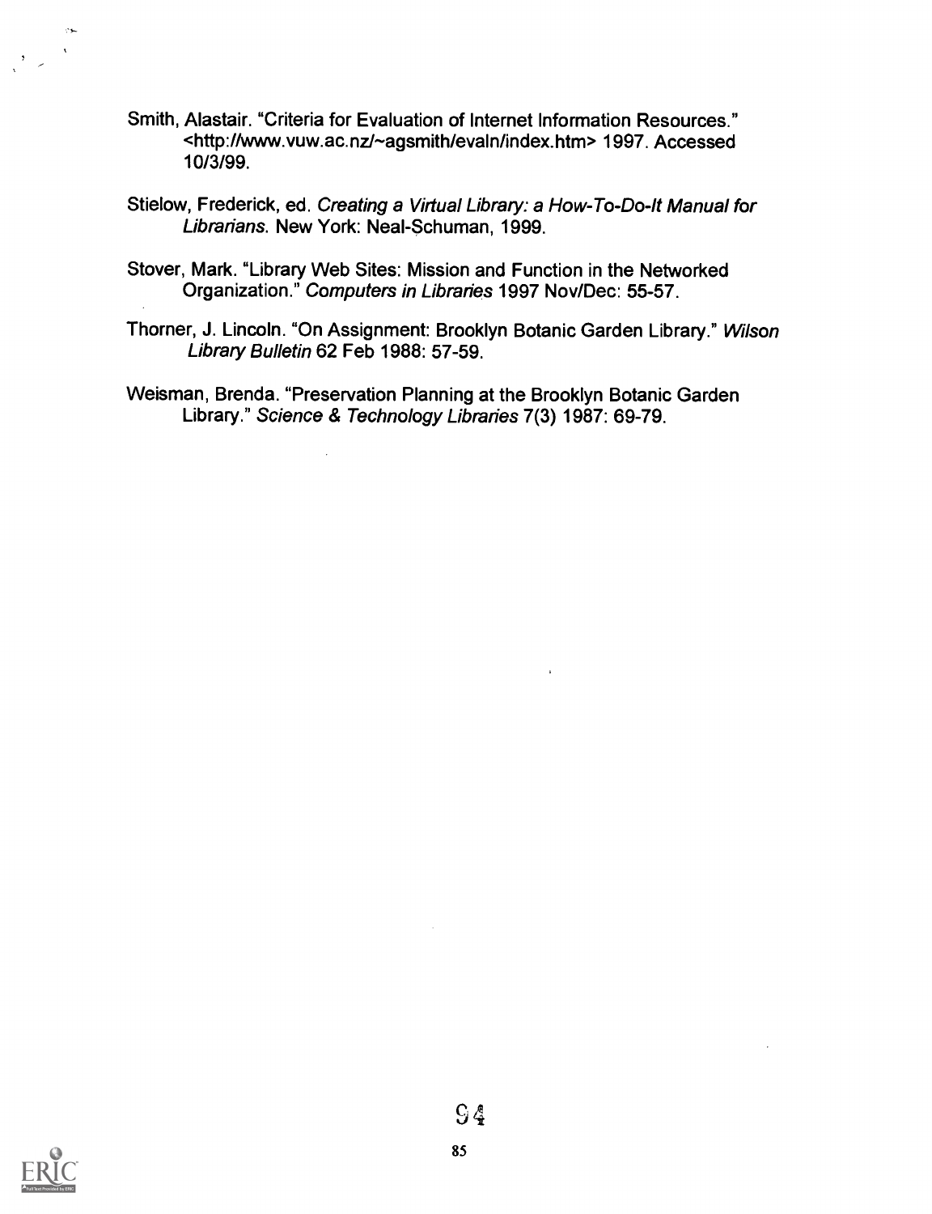Smith, Alastair. "Criteria for Evaluation of Internet Information Resources." <http://www.vuw.ac.nz/~agsmith/evaln/index.htm> 1997. Accessed 10/3/99.

Stielow, Frederick, ed. *Creating a Virtual Library: a How-To-Do-It Manual for Librarians*. New York: Neal-Schuman, 1999.

Stover, Mark. "Library Web Sites: Mission and Function in the Networked Organization." *Computers in Libraries* 1997 Nov/Dec: 55-57.

Thorner, J. Lincoln. "On Assignment: Brooklyn Botanic Garden Library." *Wilson Library Bulletin* 62 Feb 1988: 57-59.

Weisman, Brenda. "Preservation Planning at the Brooklyn Botanic Garden Library." *Science & Technology Libraries* 7(3) 1987: 69-79.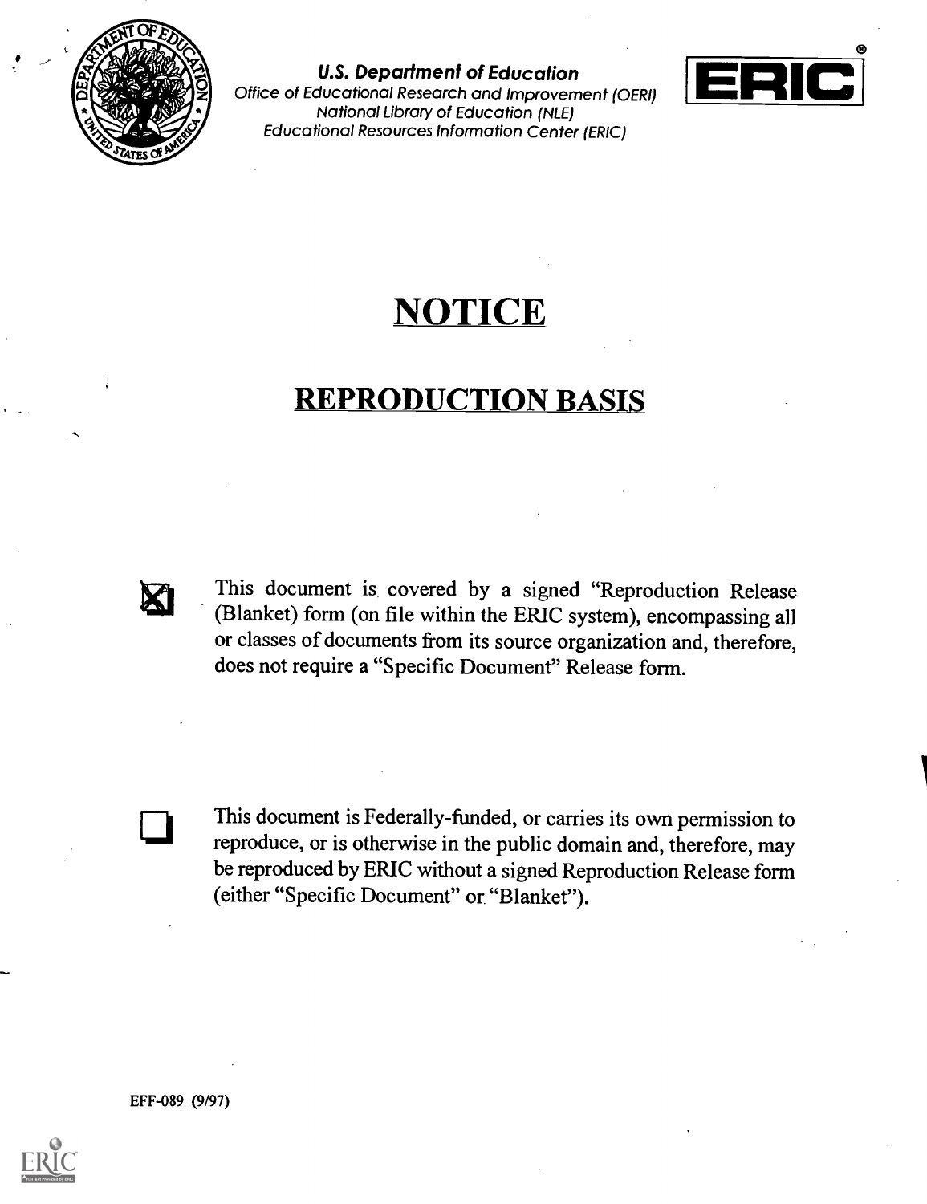U.S. Department of Education
Office of Educational Research and Improvement (OERI)
National Library of Education (NLE)
Educational Resources Information Center (ERIC)

ERIC®

# NOTICE

## REPRODUCTION BASIS

☒ This document is covered by a signed "Reproduction Release (Blanket) form (on file within the ERIC system), encompassing all or classes of documents from its source organization and, therefore, does not require a "Specific Document" Release form.

☐ This document is Federally-funded, or carries its own permission to reproduce, or is otherwise in the public domain and, therefore, may be reproduced by ERIC without a signed Reproduction Release form (either "Specific Document" or "Blanket").

EFF-089 (9/97)